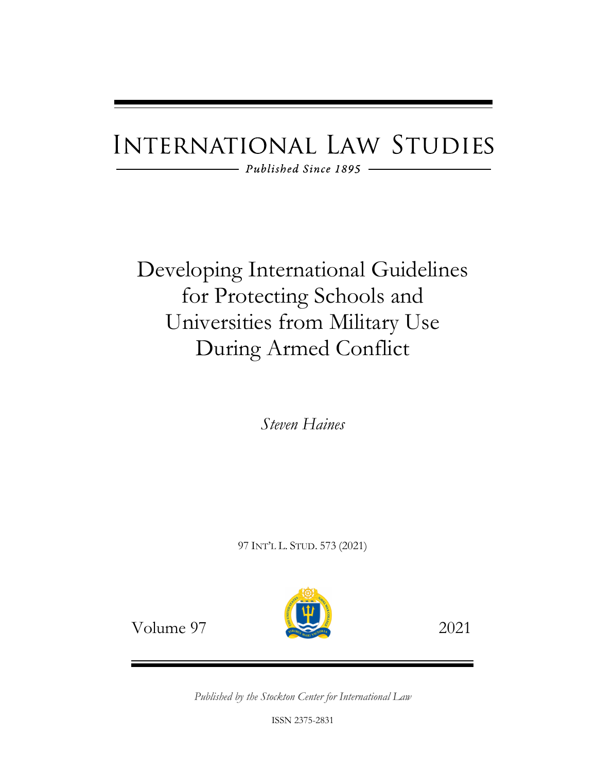# INTERNATIONAL LAW STUDIES

*Published Since 1895*

# Developing International Guidelines for Protecting Schools and Universities from Military Use During Armed Conflict

*Steven Haines*

97 INT'L L. STUD. 573 (2021)

Volume 97 2021

*Published by the Stockton Center for International Law*

ISSN 2375-2831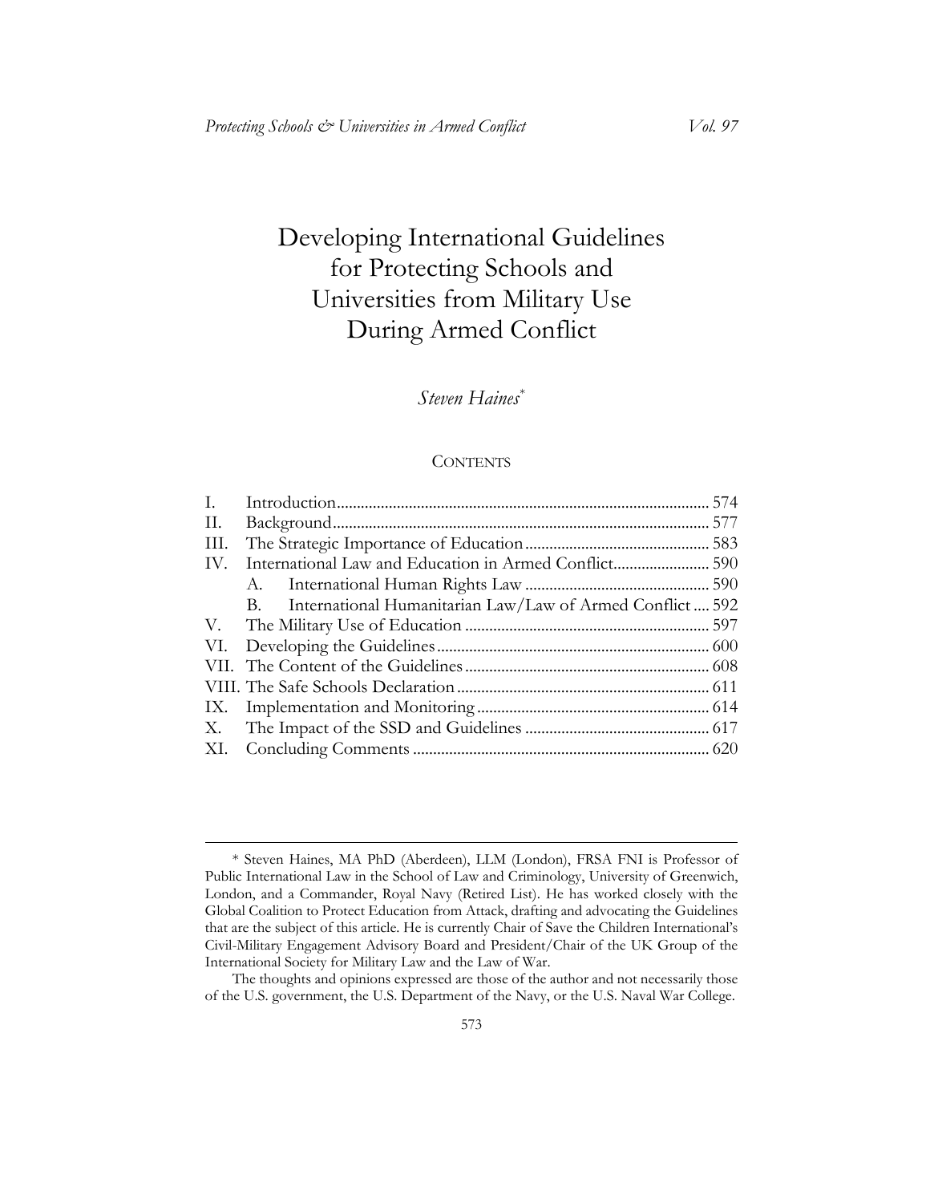# Developing International Guidelines for Protecting Schools and Universities from Military Use During Armed Conflict

*Steven Haines*[*]

## CONTENTS

| | | |
|---|---|---|
| I. | Introduction | 574 |
| II. | Background | 577 |
| III. | The Strategic Importance of Education | 583 |
| IV. | International Law and Education in Armed Conflict | 590 |
| | A. International Human Rights Law | 590 |
| | B. International Humanitarian Law/Law of Armed Conflict | 592 |
| V. | The Military Use of Education | 597 |
| VI. | Developing the Guidelines | 600 |
| VII. | The Content of the Guidelines | 608 |
| VIII. | The Safe Schools Declaration | 611 |
| IX. | Implementation and Monitoring | 614 |
| X. | The Impact of the SSD and Guidelines | 617 |
| XI. | Concluding Comments | 620 |

---

[*] Steven Haines, MA PhD (Aberdeen), LLM (London), FRSA FNI is Professor of Public International Law in the School of Law and Criminology, University of Greenwich, London, and a Commander, Royal Navy (Retired List). He has worked closely with the Global Coalition to Protect Education from Attack, drafting and advocating the Guidelines that are the subject of this article. He is currently Chair of Save the Children International's Civil-Military Engagement Advisory Board and President/Chair of the UK Group of the International Society for Military Law and the Law of War.

The thoughts and opinions expressed are those of the author and not necessarily those of the U.S. government, the U.S. Department of the Navy, or the U.S. Naval War College.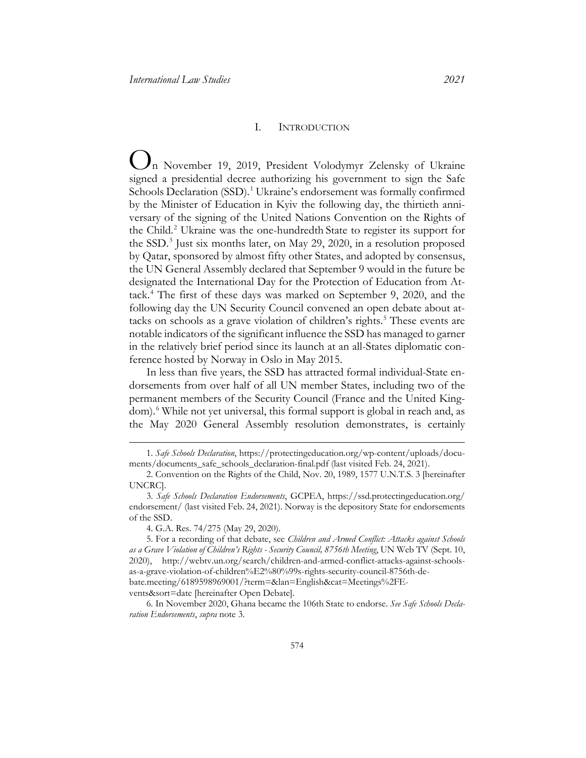## I. INTRODUCTION

On November 19, 2019, President Volodymyr Zelensky of Ukraine signed a presidential decree authorizing his government to sign the Safe Schools Declaration (SSD).[1] Ukraine's endorsement was formally confirmed by the Minister of Education in Kyiv the following day, the thirtieth anniversary of the signing of the United Nations Convention on the Rights of the Child.[2] Ukraine was the one-hundredth State to register its support for the SSD.[3] Just six months later, on May 29, 2020, in a resolution proposed by Qatar, sponsored by almost fifty other States, and adopted by consensus, the UN General Assembly declared that September 9 would in the future be designated the International Day for the Protection of Education from Attack.[4] The first of these days was marked on September 9, 2020, and the following day the UN Security Council convened an open debate about attacks on schools as a grave violation of children's rights.[5] These events are notable indicators of the significant influence the SSD has managed to garner in the relatively brief period since its launch at an all-States diplomatic conference hosted by Norway in Oslo in May 2015.

In less than five years, the SSD has attracted formal individual-State endorsements from over half of all UN member States, including two of the permanent members of the Security Council (France and the United Kingdom).[6] While not yet universal, this formal support is global in reach and, as the May 2020 General Assembly resolution demonstrates, is certainly

---

1. *Safe Schools Declaration*, https://protectingeducation.org/wp-content/uploads/documents/documents_safe_schools_declaration-final.pdf (last visited Feb. 24, 2021).

2. Convention on the Rights of the Child, Nov. 20, 1989, 1577 U.N.T.S. 3 [hereinafter UNCRC].

3. *Safe Schools Declaration Endorsements*, GCPEA, https://ssd.protectingeducation.org/endorsement/ (last visited Feb. 24, 2021). Norway is the depository State for endorsements of the SSD.

4. G.A. Res. 74/275 (May 29, 2020).

5. For a recording of that debate, see *Children and Armed Conflict: Attacks against Schools as a Grave Violation of Children's Rights - Security Council, 8756th Meeting*, UN Web TV (Sept. 10, 2020), http://webtv.un.org/search/children-and-armed-conflict-attacks-against-schools-as-a-grave-violation-of-children%E2%80%99s-rights-security-council-8756th-debate.meeting/6189598969001/?term=&lan=English&cat=Meetings%2FEvents&sort=date [hereinafter Open Debate].

6. In November 2020, Ghana became the 106th State to endorse. *See Safe Schools Declaration Endorsements*, *supra* note 3.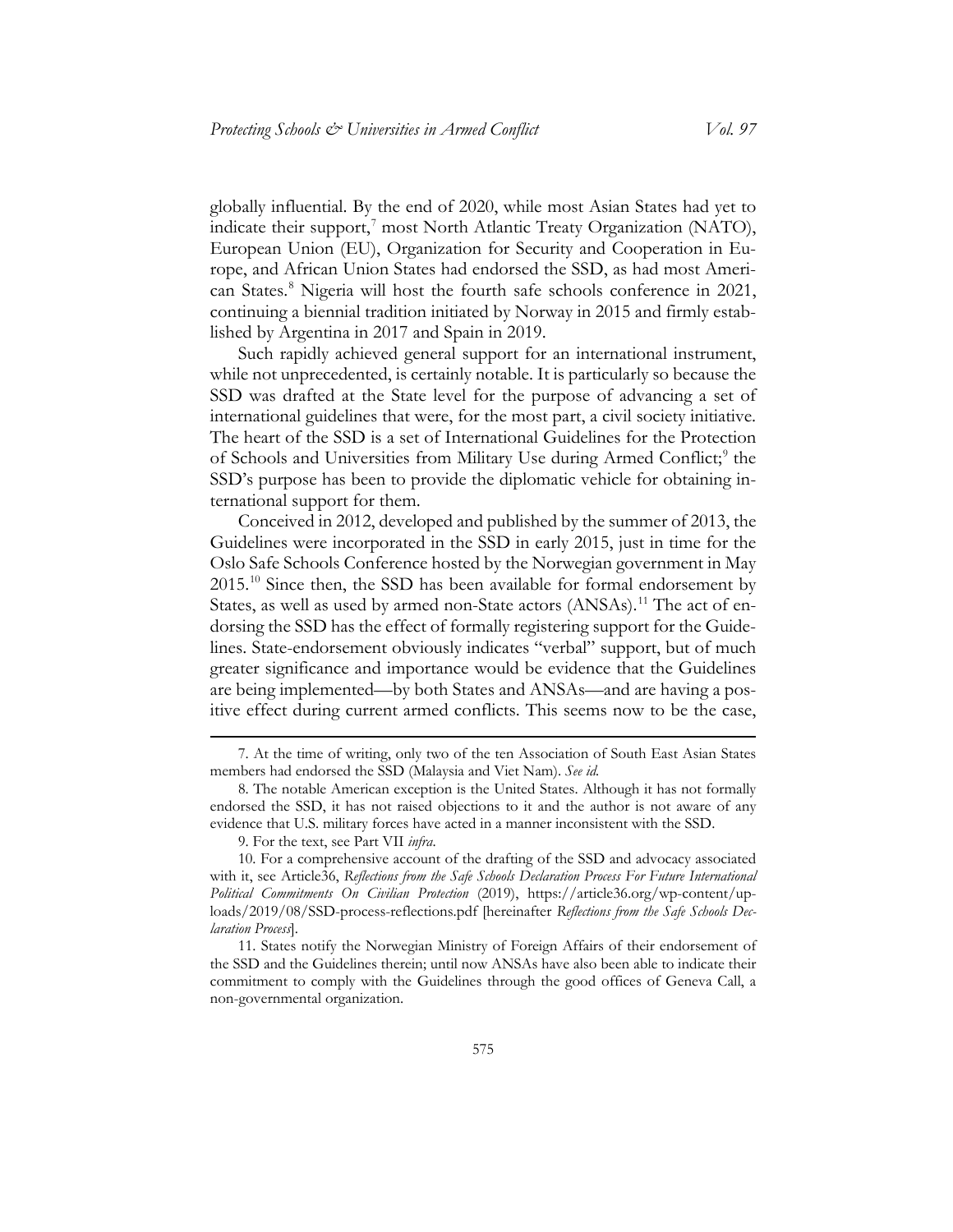globally influential. By the end of 2020, while most Asian States had yet to indicate their support,[7] most North Atlantic Treaty Organization (NATO), European Union (EU), Organization for Security and Cooperation in Europe, and African Union States had endorsed the SSD, as had most American States.[8] Nigeria will host the fourth safe schools conference in 2021, continuing a biennial tradition initiated by Norway in 2015 and firmly established by Argentina in 2017 and Spain in 2019.

Such rapidly achieved general support for an international instrument, while not unprecedented, is certainly notable. It is particularly so because the SSD was drafted at the State level for the purpose of advancing a set of international guidelines that were, for the most part, a civil society initiative. The heart of the SSD is a set of International Guidelines for the Protection of Schools and Universities from Military Use during Armed Conflict;[9] the SSD's purpose has been to provide the diplomatic vehicle for obtaining international support for them.

Conceived in 2012, developed and published by the summer of 2013, the Guidelines were incorporated in the SSD in early 2015, just in time for the Oslo Safe Schools Conference hosted by the Norwegian government in May 2015.[10] Since then, the SSD has been available for formal endorsement by States, as well as used by armed non-State actors (ANSAs).[11] The act of endorsing the SSD has the effect of formally registering support for the Guidelines. State-endorsement obviously indicates "verbal" support, but of much greater significance and importance would be evidence that the Guidelines are being implemented—by both States and ANSAs—and are having a positive effect during current armed conflicts. This seems now to be the case,

---

7. At the time of writing, only two of the ten Association of South East Asian States members had endorsed the SSD (Malaysia and Viet Nam). *See id.*

8. The notable American exception is the United States. Although it has not formally endorsed the SSD, it has not raised objections to it and the author is not aware of any evidence that U.S. military forces have acted in a manner inconsistent with the SSD.

9. For the text, see Part VII *infra*.

10. For a comprehensive account of the drafting of the SSD and advocacy associated with it, see Article36, *Reflections from the Safe Schools Declaration Process For Future International Political Commitments On Civilian Protection* (2019), https://article36.org/wp-content/uploads/2019/08/SSD-process-reflections.pdf [hereinafter *Reflections from the Safe Schools Declaration Process*].

11. States notify the Norwegian Ministry of Foreign Affairs of their endorsement of the SSD and the Guidelines therein; until now ANSAs have also been able to indicate their commitment to comply with the Guidelines through the good offices of Geneva Call, a non-governmental organization.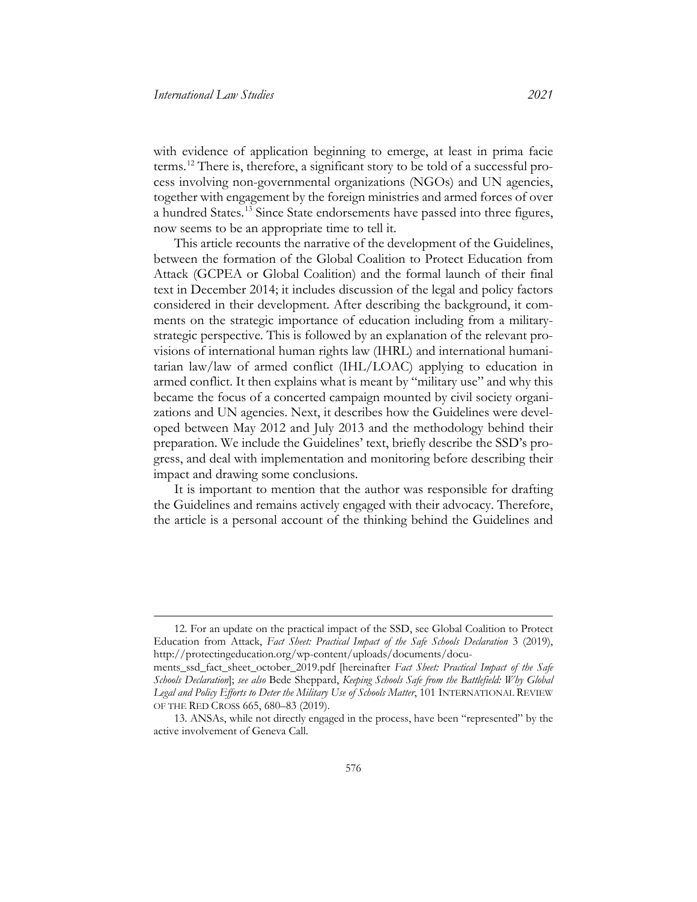with evidence of application beginning to emerge, at least in prima facie terms.[12] There is, therefore, a significant story to be told of a successful process involving non-governmental organizations (NGOs) and UN agencies, together with engagement by the foreign ministries and armed forces of over a hundred States.[13] Since State endorsements have passed into three figures, now seems to be an appropriate time to tell it.

This article recounts the narrative of the development of the Guidelines, between the formation of the Global Coalition to Protect Education from Attack (GCPEA or Global Coalition) and the formal launch of their final text in December 2014; it includes discussion of the legal and policy factors considered in their development. After describing the background, it comments on the strategic importance of education including from a military-strategic perspective. This is followed by an explanation of the relevant provisions of international human rights law (IHRL) and international humanitarian law/law of armed conflict (IHL/LOAC) applying to education in armed conflict. It then explains what is meant by "military use" and why this became the focus of a concerted campaign mounted by civil society organizations and UN agencies. Next, it describes how the Guidelines were developed between May 2012 and July 2013 and the methodology behind their preparation. We include the Guidelines' text, briefly describe the SSD's progress, and deal with implementation and monitoring before describing their impact and drawing some conclusions.

It is important to mention that the author was responsible for drafting the Guidelines and remains actively engaged with their advocacy. Therefore, the article is a personal account of the thinking behind the Guidelines and

---

12. For an update on the practical impact of the SSD, see Global Coalition to Protect Education from Attack, *Fact Sheet: Practical Impact of the Safe Schools Declaration* 3 (2019), http://protectingeducation.org/wp-content/uploads/documents/documents_ssd_fact_sheet_october_2019.pdf [hereinafter *Fact Sheet: Practical Impact of the Safe Schools Declaration*]; *see also* Bede Sheppard, *Keeping Schools Safe from the Battlefield: Why Global Legal and Policy Efforts to Deter the Military Use of Schools Matter*, 101 INTERNATIONAL REVIEW OF THE RED CROSS 665, 680–83 (2019).

13. ANSAs, while not directly engaged in the process, have been "represented" by the active involvement of Geneva Call.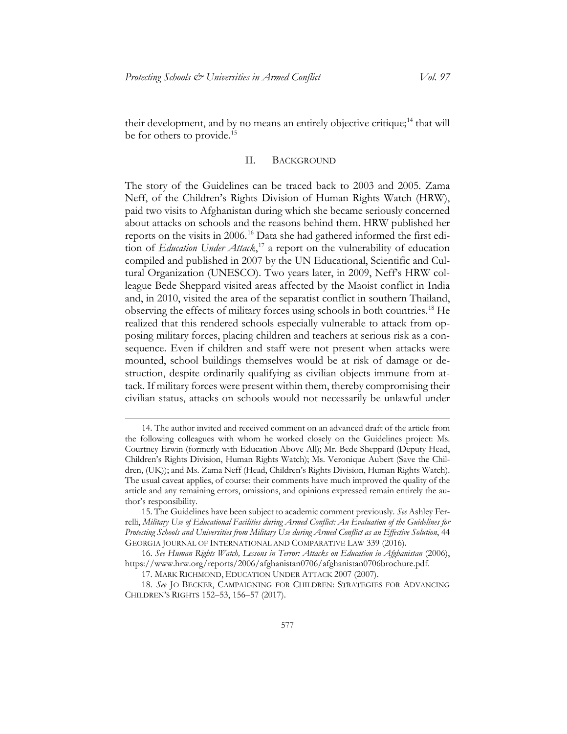their development, and by no means an entirely objective critique;[14] that will be for others to provide.[15]

## II. BACKGROUND

The story of the Guidelines can be traced back to 2003 and 2005. Zama Neff, of the Children's Rights Division of Human Rights Watch (HRW), paid two visits to Afghanistan during which she became seriously concerned about attacks on schools and the reasons behind them. HRW published her reports on the visits in 2006.[16] Data she had gathered informed the first edition of *Education Under Attack*,[17] a report on the vulnerability of education compiled and published in 2007 by the UN Educational, Scientific and Cultural Organization (UNESCO). Two years later, in 2009, Neff's HRW colleague Bede Sheppard visited areas affected by the Maoist conflict in India and, in 2010, visited the area of the separatist conflict in southern Thailand, observing the effects of military forces using schools in both countries.[18] He realized that this rendered schools especially vulnerable to attack from opposing military forces, placing children and teachers at serious risk as a consequence. Even if children and staff were not present when attacks were mounted, school buildings themselves would be at risk of damage or destruction, despite ordinarily qualifying as civilian objects immune from attack. If military forces were present within them, thereby compromising their civilian status, attacks on schools would not necessarily be unlawful under

---

14. The author invited and received comment on an advanced draft of the article from the following colleagues with whom he worked closely on the Guidelines project: Ms. Courtney Erwin (formerly with Education Above All); Mr. Bede Sheppard (Deputy Head, Children's Rights Division, Human Rights Watch); Ms. Veronique Aubert (Save the Children, (UK)); and Ms. Zama Neff (Head, Children's Rights Division, Human Rights Watch). The usual caveat applies, of course: their comments have much improved the quality of the article and any remaining errors, omissions, and opinions expressed remain entirely the author's responsibility.

15. The Guidelines have been subject to academic comment previously. *See* Ashley Ferrelli, *Military Use of Educational Facilities during Armed Conflict: An Evaluation of the Guidelines for Protecting Schools and Universities from Military Use during Armed Conflict as an Effective Solution*, 44 GEORGIA JOURNAL OF INTERNATIONAL AND COMPARATIVE LAW 339 (2016).

16. *See Human Rights Watch, Lessons in Terror: Attacks on Education in Afghanistan* (2006), https://www.hrw.org/reports/2006/afghanistan0706/afghanistan0706brochure.pdf.

17. MARK RICHMOND, EDUCATION UNDER ATTACK 2007 (2007).

18. *See* JO BECKER, CAMPAIGNING FOR CHILDREN: STRATEGIES FOR ADVANCING CHILDREN'S RIGHTS 152–53, 156–57 (2017).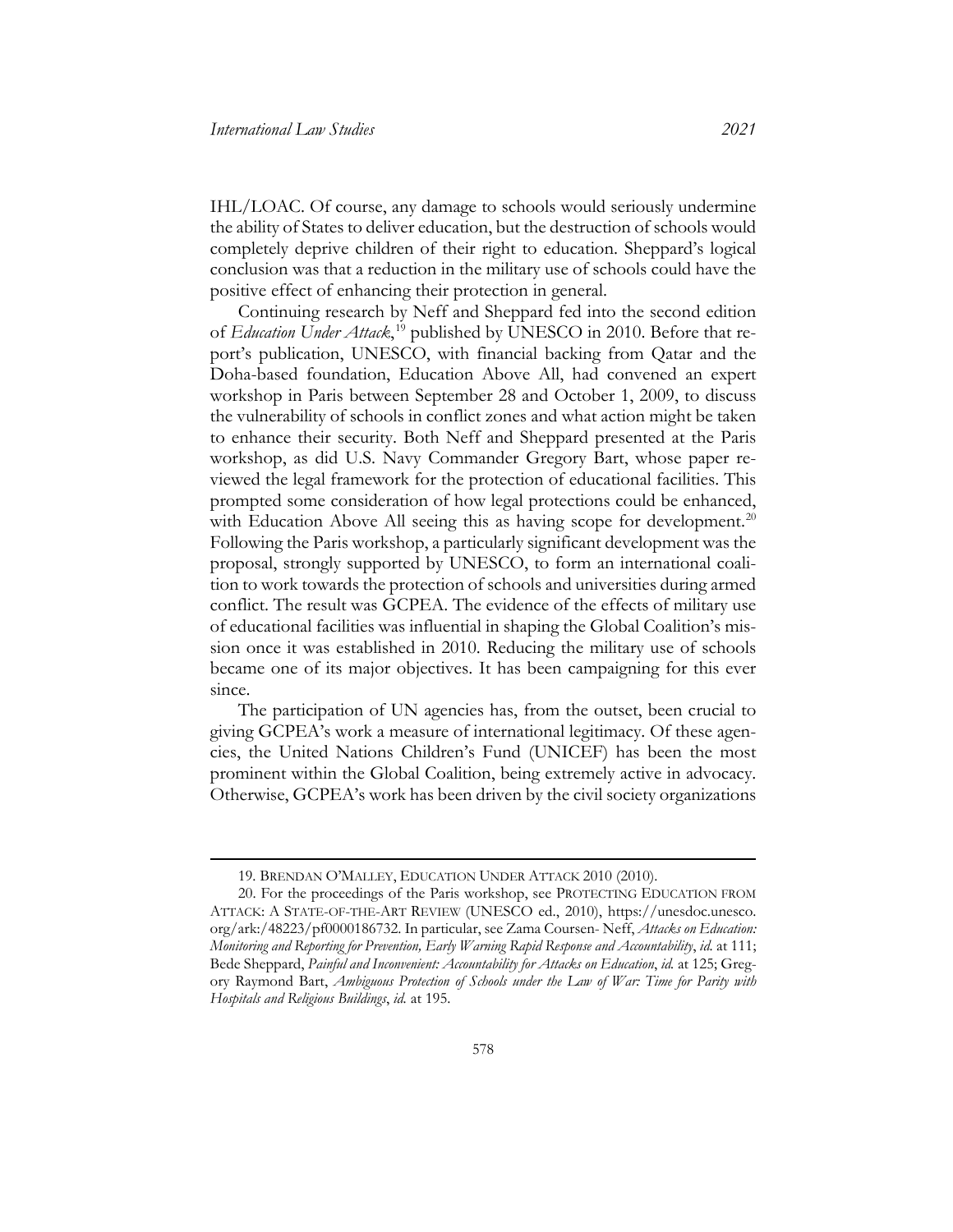IHL/LOAC. Of course, any damage to schools would seriously undermine the ability of States to deliver education, but the destruction of schools would completely deprive children of their right to education. Sheppard's logical conclusion was that a reduction in the military use of schools could have the positive effect of enhancing their protection in general.

Continuing research by Neff and Sheppard fed into the second edition of *Education Under Attack*,[19] published by UNESCO in 2010. Before that report's publication, UNESCO, with financial backing from Qatar and the Doha-based foundation, Education Above All, had convened an expert workshop in Paris between September 28 and October 1, 2009, to discuss the vulnerability of schools in conflict zones and what action might be taken to enhance their security. Both Neff and Sheppard presented at the Paris workshop, as did U.S. Navy Commander Gregory Bart, whose paper reviewed the legal framework for the protection of educational facilities. This prompted some consideration of how legal protections could be enhanced, with Education Above All seeing this as having scope for development.[20] Following the Paris workshop, a particularly significant development was the proposal, strongly supported by UNESCO, to form an international coalition to work towards the protection of schools and universities during armed conflict. The result was GCPEA. The evidence of the effects of military use of educational facilities was influential in shaping the Global Coalition's mission once it was established in 2010. Reducing the military use of schools became one of its major objectives. It has been campaigning for this ever since.

The participation of UN agencies has, from the outset, been crucial to giving GCPEA's work a measure of international legitimacy. Of these agencies, the United Nations Children's Fund (UNICEF) has been the most prominent within the Global Coalition, being extremely active in advocacy. Otherwise, GCPEA's work has been driven by the civil society organizations

---

19. BRENDAN O'MALLEY, EDUCATION UNDER ATTACK 2010 (2010).

20. For the proceedings of the Paris workshop, see PROTECTING EDUCATION FROM ATTACK: A STATE-OF-THE-ART REVIEW (UNESCO ed., 2010), https://unesdoc.unesco.org/ark:/48223/pf0000186732. In particular, see Zama Coursen- Neff, *Attacks on Education: Monitoring and Reporting for Prevention, Early Warning Rapid Response and Accountability*, *id.* at 111; Bede Sheppard, *Painful and Inconvenient: Accountability for Attacks on Education*, *id.* at 125; Gregory Raymond Bart, *Ambiguous Protection of Schools under the Law of War: Time for Parity with Hospitals and Religious Buildings*, *id.* at 195.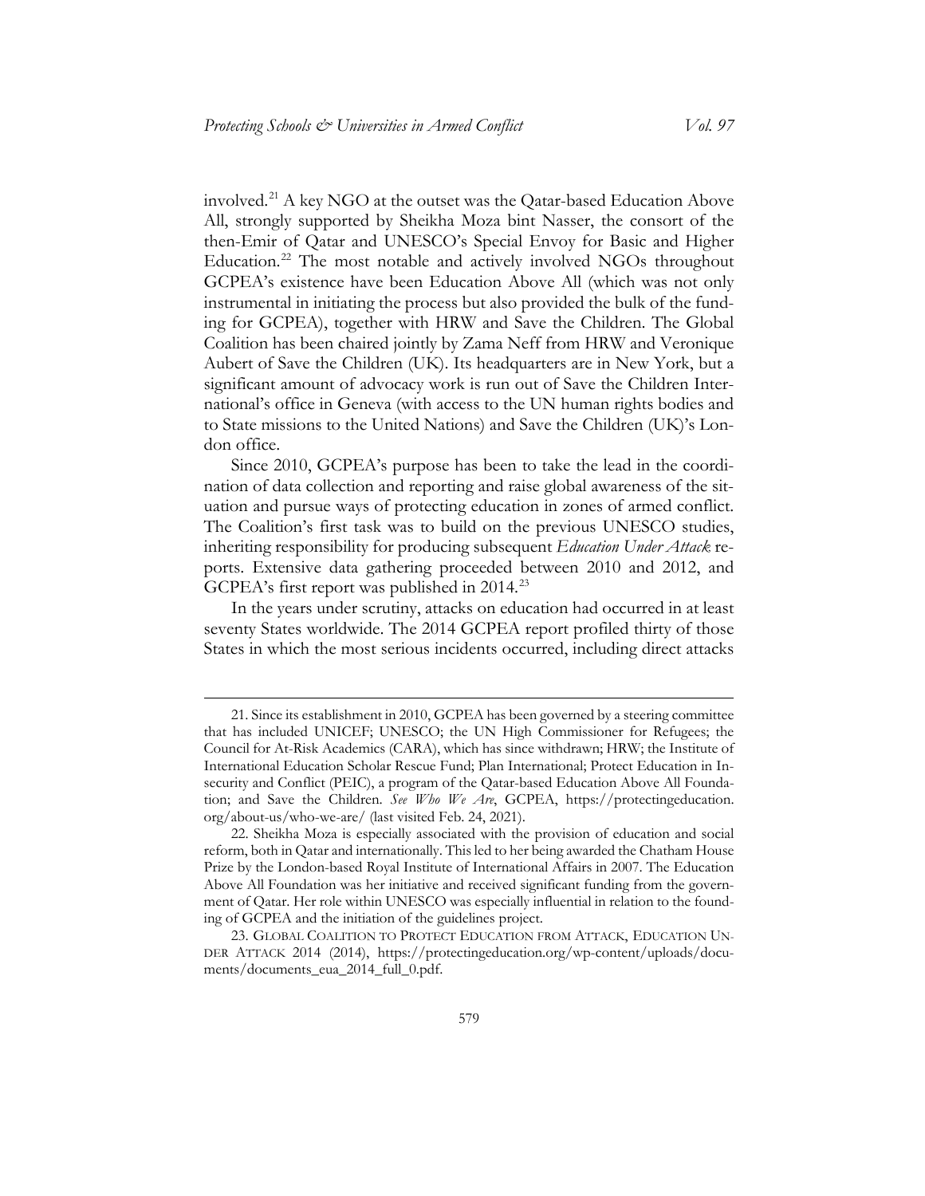involved.[21] A key NGO at the outset was the Qatar-based Education Above All, strongly supported by Sheikha Moza bint Nasser, the consort of the then-Emir of Qatar and UNESCO's Special Envoy for Basic and Higher Education.[22] The most notable and actively involved NGOs throughout GCPEA's existence have been Education Above All (which was not only instrumental in initiating the process but also provided the bulk of the funding for GCPEA), together with HRW and Save the Children. The Global Coalition has been chaired jointly by Zama Neff from HRW and Veronique Aubert of Save the Children (UK). Its headquarters are in New York, but a significant amount of advocacy work is run out of Save the Children International's office in Geneva (with access to the UN human rights bodies and to State missions to the United Nations) and Save the Children (UK)'s London office.

Since 2010, GCPEA's purpose has been to take the lead in the coordination of data collection and reporting and raise global awareness of the situation and pursue ways of protecting education in zones of armed conflict. The Coalition's first task was to build on the previous UNESCO studies, inheriting responsibility for producing subsequent *Education Under Attack* reports. Extensive data gathering proceeded between 2010 and 2012, and GCPEA's first report was published in 2014.[23]

In the years under scrutiny, attacks on education had occurred in at least seventy States worldwide. The 2014 GCPEA report profiled thirty of those States in which the most serious incidents occurred, including direct attacks

---

21. Since its establishment in 2010, GCPEA has been governed by a steering committee that has included UNICEF; UNESCO; the UN High Commissioner for Refugees; the Council for At-Risk Academics (CARA), which has since withdrawn; HRW; the Institute of International Education Scholar Rescue Fund; Plan International; Protect Education in Insecurity and Conflict (PEIC), a program of the Qatar-based Education Above All Foundation; and Save the Children. *See Who We Are*, GCPEA, https://protectingeducation.org/about-us/who-we-are/ (last visited Feb. 24, 2021).

22. Sheikha Moza is especially associated with the provision of education and social reform, both in Qatar and internationally. This led to her being awarded the Chatham House Prize by the London-based Royal Institute of International Affairs in 2007. The Education Above All Foundation was her initiative and received significant funding from the government of Qatar. Her role within UNESCO was especially influential in relation to the founding of GCPEA and the initiation of the guidelines project.

23. GLOBAL COALITION TO PROTECT EDUCATION FROM ATTACK, EDUCATION UNDER ATTACK 2014 (2014), https://protectingeducation.org/wp-content/uploads/documents/documents_eua_2014_full_0.pdf.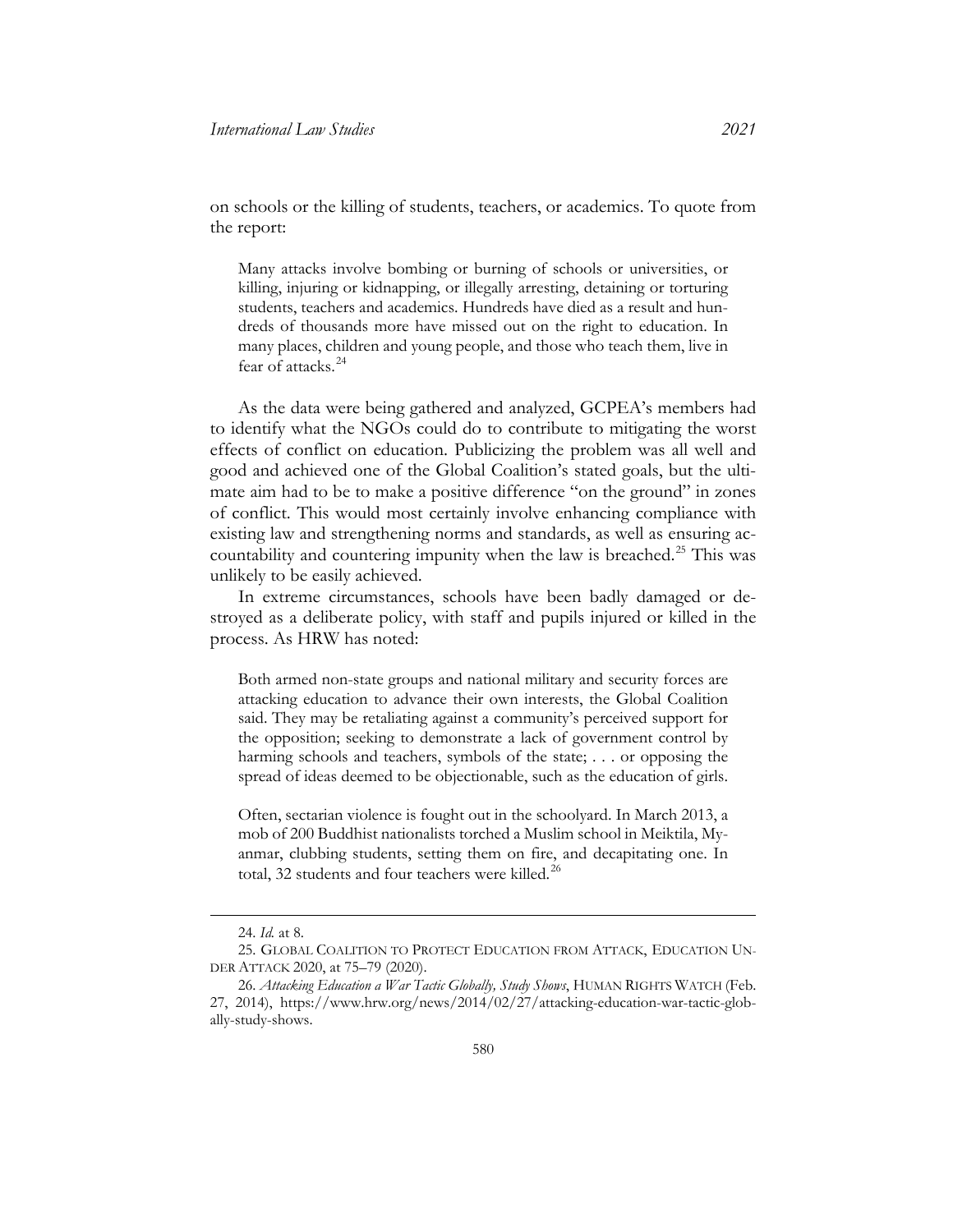on schools or the killing of students, teachers, or academics. To quote from the report:

> Many attacks involve bombing or burning of schools or universities, or killing, injuring or kidnapping, or illegally arresting, detaining or torturing students, teachers and academics. Hundreds have died as a result and hundreds of thousands more have missed out on the right to education. In many places, children and young people, and those who teach them, live in fear of attacks.[24]

As the data were being gathered and analyzed, GCPEA's members had to identify what the NGOs could do to contribute to mitigating the worst effects of conflict on education. Publicizing the problem was all well and good and achieved one of the Global Coalition's stated goals, but the ultimate aim had to be to make a positive difference "on the ground" in zones of conflict. This would most certainly involve enhancing compliance with existing law and strengthening norms and standards, as well as ensuring accountability and countering impunity when the law is breached.[25] This was unlikely to be easily achieved.

In extreme circumstances, schools have been badly damaged or destroyed as a deliberate policy, with staff and pupils injured or killed in the process. As HRW has noted:

> Both armed non-state groups and national military and security forces are attacking education to advance their own interests, the Global Coalition said. They may be retaliating against a community's perceived support for the opposition; seeking to demonstrate a lack of government control by harming schools and teachers, symbols of the state; . . . or opposing the spread of ideas deemed to be objectionable, such as the education of girls.
>
> Often, sectarian violence is fought out in the schoolyard. In March 2013, a mob of 200 Buddhist nationalists torched a Muslim school in Meiktila, Myanmar, clubbing students, setting them on fire, and decapitating one. In total, 32 students and four teachers were killed.[26]

---

24. *Id.* at 8.

25. GLOBAL COALITION TO PROTECT EDUCATION FROM ATTACK, EDUCATION UNDER ATTACK 2020, at 75–79 (2020).

26. *Attacking Education a War Tactic Globally, Study Shows*, HUMAN RIGHTS WATCH (Feb. 27, 2014), https://www.hrw.org/news/2014/02/27/attacking-education-war-tactic-globally-study-shows.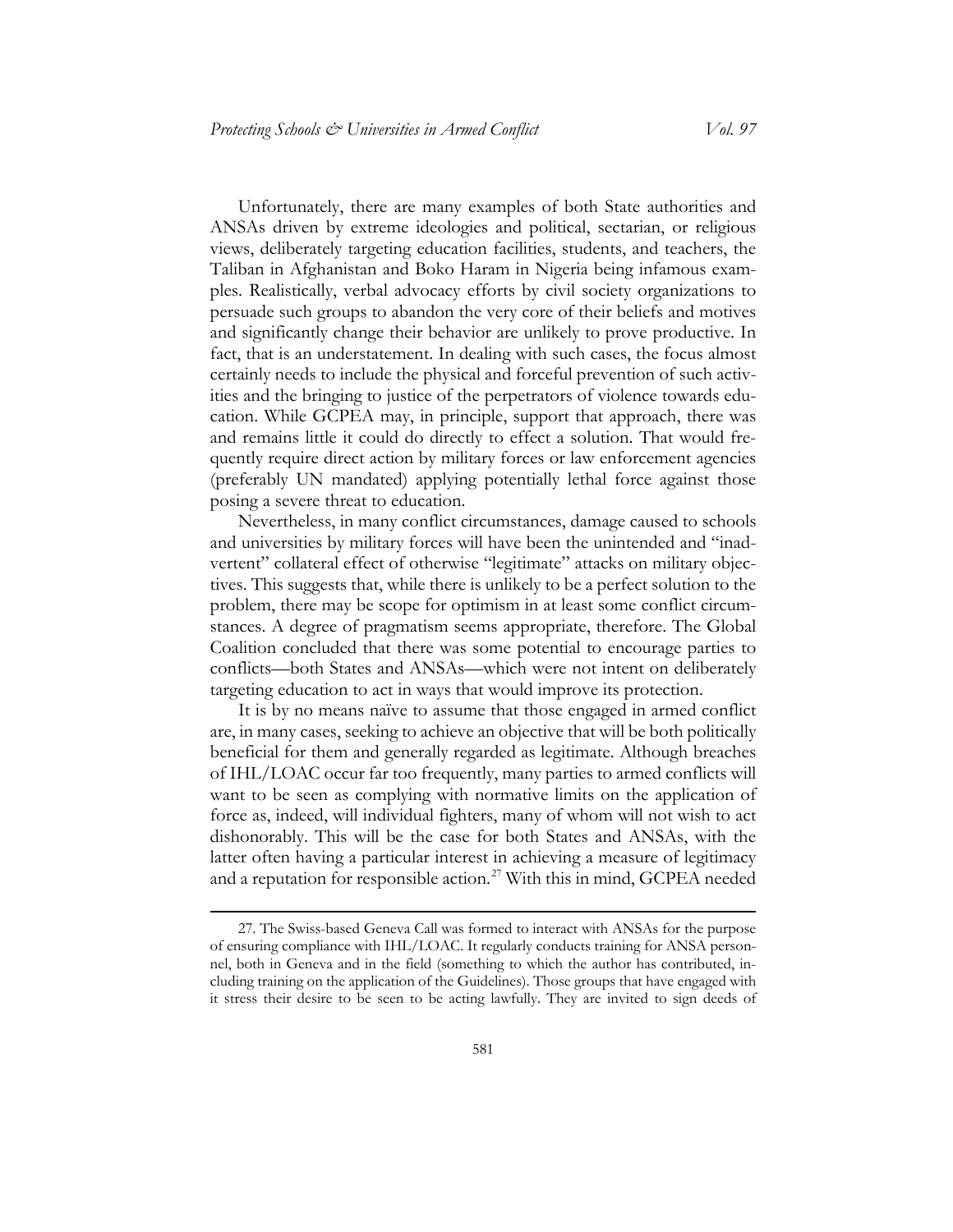Unfortunately, there are many examples of both State authorities and ANSAs driven by extreme ideologies and political, sectarian, or religious views, deliberately targeting education facilities, students, and teachers, the Taliban in Afghanistan and Boko Haram in Nigeria being infamous examples. Realistically, verbal advocacy efforts by civil society organizations to persuade such groups to abandon the very core of their beliefs and motives and significantly change their behavior are unlikely to prove productive. In fact, that is an understatement. In dealing with such cases, the focus almost certainly needs to include the physical and forceful prevention of such activities and the bringing to justice of the perpetrators of violence towards education. While GCPEA may, in principle, support that approach, there was and remains little it could do directly to effect a solution. That would frequently require direct action by military forces or law enforcement agencies (preferably UN mandated) applying potentially lethal force against those posing a severe threat to education.

Nevertheless, in many conflict circumstances, damage caused to schools and universities by military forces will have been the unintended and "inadvertent" collateral effect of otherwise "legitimate" attacks on military objectives. This suggests that, while there is unlikely to be a perfect solution to the problem, there may be scope for optimism in at least some conflict circumstances. A degree of pragmatism seems appropriate, therefore. The Global Coalition concluded that there was some potential to encourage parties to conflicts—both States and ANSAs—which were not intent on deliberately targeting education to act in ways that would improve its protection.

It is by no means naïve to assume that those engaged in armed conflict are, in many cases, seeking to achieve an objective that will be both politically beneficial for them and generally regarded as legitimate. Although breaches of IHL/LOAC occur far too frequently, many parties to armed conflicts will want to be seen as complying with normative limits on the application of force as, indeed, will individual fighters, many of whom will not wish to act dishonorably. This will be the case for both States and ANSAs, with the latter often having a particular interest in achieving a measure of legitimacy and a reputation for responsible action.[27] With this in mind, GCPEA needed

---

27. The Swiss-based Geneva Call was formed to interact with ANSAs for the purpose of ensuring compliance with IHL/LOAC. It regularly conducts training for ANSA personnel, both in Geneva and in the field (something to which the author has contributed, including training on the application of the Guidelines). Those groups that have engaged with it stress their desire to be seen to be acting lawfully. They are invited to sign deeds of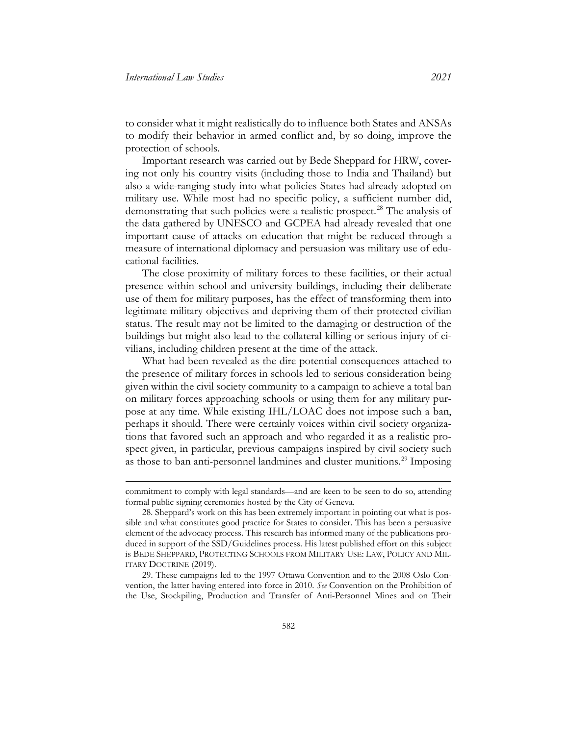to consider what it might realistically do to influence both States and ANSAs to modify their behavior in armed conflict and, by so doing, improve the protection of schools.

Important research was carried out by Bede Sheppard for HRW, covering not only his country visits (including those to India and Thailand) but also a wide-ranging study into what policies States had already adopted on military use. While most had no specific policy, a sufficient number did, demonstrating that such policies were a realistic prospect.[28] The analysis of the data gathered by UNESCO and GCPEA had already revealed that one important cause of attacks on education that might be reduced through a measure of international diplomacy and persuasion was military use of educational facilities.

The close proximity of military forces to these facilities, or their actual presence within school and university buildings, including their deliberate use of them for military purposes, has the effect of transforming them into legitimate military objectives and depriving them of their protected civilian status. The result may not be limited to the damaging or destruction of the buildings but might also lead to the collateral killing or serious injury of civilians, including children present at the time of the attack.

What had been revealed as the dire potential consequences attached to the presence of military forces in schools led to serious consideration being given within the civil society community to a campaign to achieve a total ban on military forces approaching schools or using them for any military purpose at any time. While existing IHL/LOAC does not impose such a ban, perhaps it should. There were certainly voices within civil society organizations that favored such an approach and who regarded it as a realistic prospect given, in particular, previous campaigns inspired by civil society such as those to ban anti-personnel landmines and cluster munitions.[29] Imposing

---

commitment to comply with legal standards—and are keen to be seen to do so, attending formal public signing ceremonies hosted by the City of Geneva.

28. Sheppard's work on this has been extremely important in pointing out what is possible and what constitutes good practice for States to consider. This has been a persuasive element of the advocacy process. This research has informed many of the publications produced in support of the SSD/Guidelines process. His latest published effort on this subject is BEDE SHEPPARD, PROTECTING SCHOOLS FROM MILITARY USE: LAW, POLICY AND MILITARY DOCTRINE (2019).

29. These campaigns led to the 1997 Ottawa Convention and to the 2008 Oslo Convention, the latter having entered into force in 2010. *See* Convention on the Prohibition of the Use, Stockpiling, Production and Transfer of Anti-Personnel Mines and on Their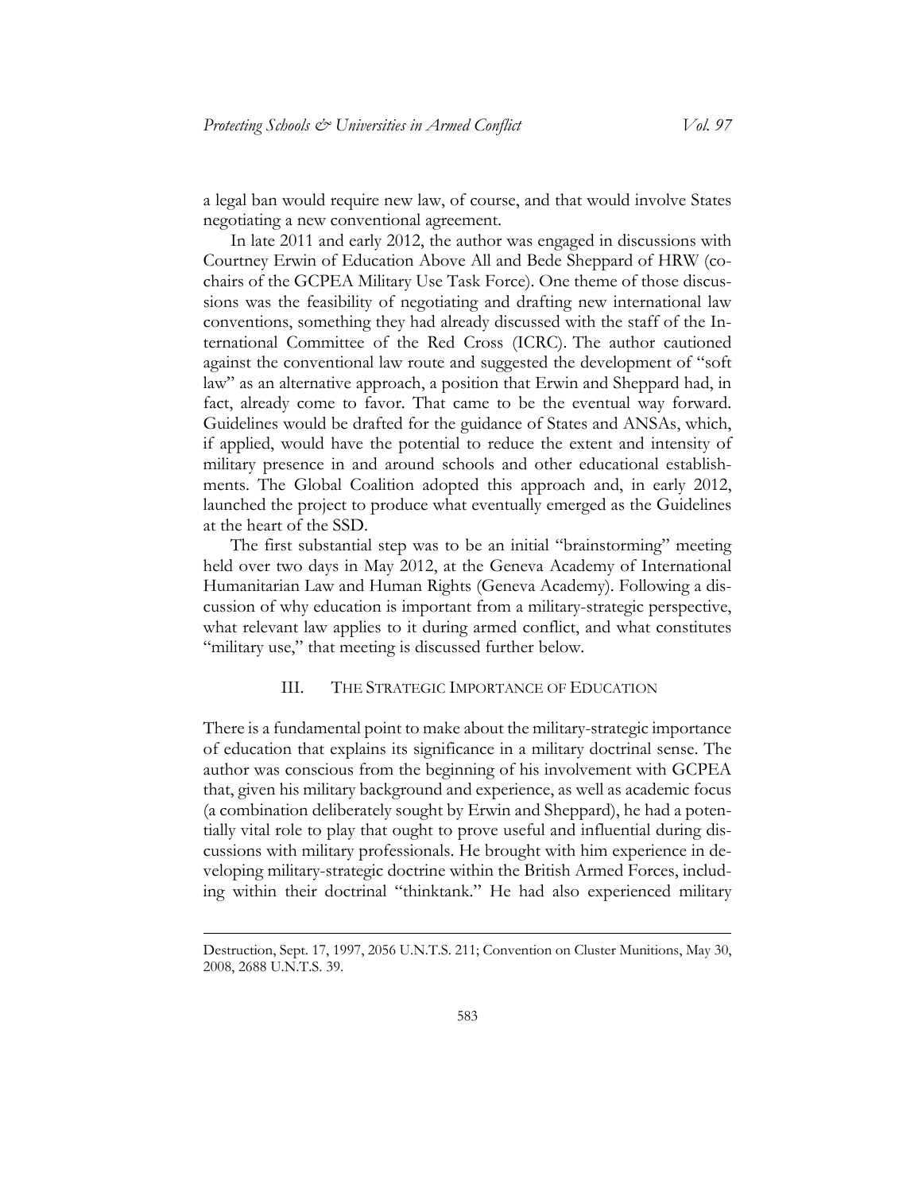a legal ban would require new law, of course, and that would involve States negotiating a new conventional agreement.

In late 2011 and early 2012, the author was engaged in discussions with Courtney Erwin of Education Above All and Bede Sheppard of HRW (co-chairs of the GCPEA Military Use Task Force). One theme of those discussions was the feasibility of negotiating and drafting new international law conventions, something they had already discussed with the staff of the International Committee of the Red Cross (ICRC). The author cautioned against the conventional law route and suggested the development of "soft law" as an alternative approach, a position that Erwin and Sheppard had, in fact, already come to favor. That came to be the eventual way forward. Guidelines would be drafted for the guidance of States and ANSAs, which, if applied, would have the potential to reduce the extent and intensity of military presence in and around schools and other educational establishments. The Global Coalition adopted this approach and, in early 2012, launched the project to produce what eventually emerged as the Guidelines at the heart of the SSD.

The first substantial step was to be an initial "brainstorming" meeting held over two days in May 2012, at the Geneva Academy of International Humanitarian Law and Human Rights (Geneva Academy). Following a discussion of why education is important from a military-strategic perspective, what relevant law applies to it during armed conflict, and what constitutes "military use," that meeting is discussed further below.

## III. THE STRATEGIC IMPORTANCE OF EDUCATION

There is a fundamental point to make about the military-strategic importance of education that explains its significance in a military doctrinal sense. The author was conscious from the beginning of his involvement with GCPEA that, given his military background and experience, as well as academic focus (a combination deliberately sought by Erwin and Sheppard), he had a potentially vital role to play that ought to prove useful and influential during discussions with military professionals. He brought with him experience in developing military-strategic doctrine within the British Armed Forces, including within their doctrinal "thinktank." He had also experienced military

---

Destruction, Sept. 17, 1997, 2056 U.N.T.S. 211; Convention on Cluster Munitions, May 30, 2008, 2688 U.N.T.S. 39.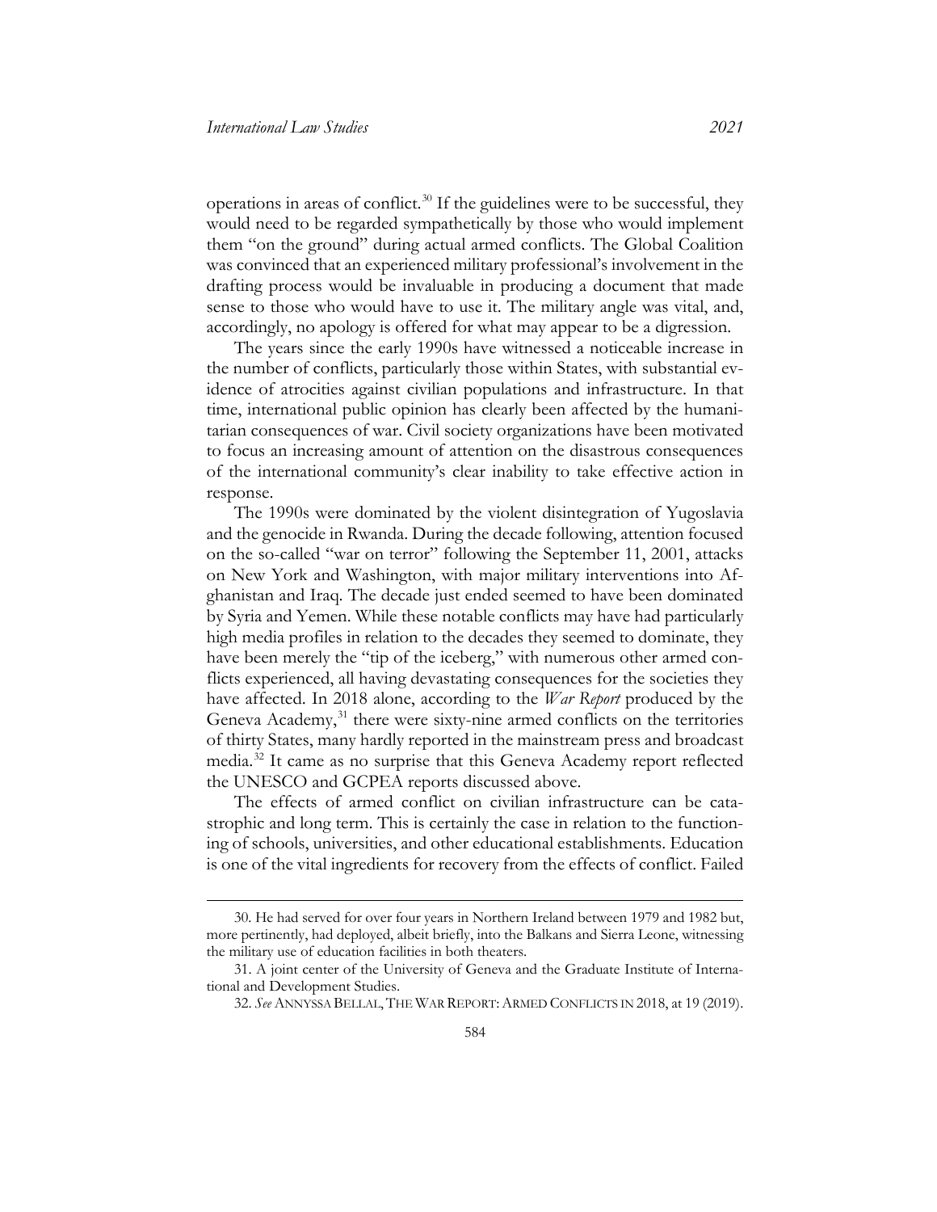operations in areas of conflict.[30] If the guidelines were to be successful, they would need to be regarded sympathetically by those who would implement them "on the ground" during actual armed conflicts. The Global Coalition was convinced that an experienced military professional's involvement in the drafting process would be invaluable in producing a document that made sense to those who would have to use it. The military angle was vital, and, accordingly, no apology is offered for what may appear to be a digression.

The years since the early 1990s have witnessed a noticeable increase in the number of conflicts, particularly those within States, with substantial evidence of atrocities against civilian populations and infrastructure. In that time, international public opinion has clearly been affected by the humanitarian consequences of war. Civil society organizations have been motivated to focus an increasing amount of attention on the disastrous consequences of the international community's clear inability to take effective action in response.

The 1990s were dominated by the violent disintegration of Yugoslavia and the genocide in Rwanda. During the decade following, attention focused on the so-called "war on terror" following the September 11, 2001, attacks on New York and Washington, with major military interventions into Afghanistan and Iraq. The decade just ended seemed to have been dominated by Syria and Yemen. While these notable conflicts may have had particularly high media profiles in relation to the decades they seemed to dominate, they have been merely the "tip of the iceberg," with numerous other armed conflicts experienced, all having devastating consequences for the societies they have affected. In 2018 alone, according to the *War Report* produced by the Geneva Academy,[31] there were sixty-nine armed conflicts on the territories of thirty States, many hardly reported in the mainstream press and broadcast media.[32] It came as no surprise that this Geneva Academy report reflected the UNESCO and GCPEA reports discussed above.

The effects of armed conflict on civilian infrastructure can be catastrophic and long term. This is certainly the case in relation to the functioning of schools, universities, and other educational establishments. Education is one of the vital ingredients for recovery from the effects of conflict. Failed

---

30. He had served for over four years in Northern Ireland between 1979 and 1982 but, more pertinently, had deployed, albeit briefly, into the Balkans and Sierra Leone, witnessing the military use of education facilities in both theaters.

31. A joint center of the University of Geneva and the Graduate Institute of International and Development Studies.

32. *See* ANNYSSA BELLAL, THE WAR REPORT: ARMED CONFLICTS IN 2018, at 19 (2019).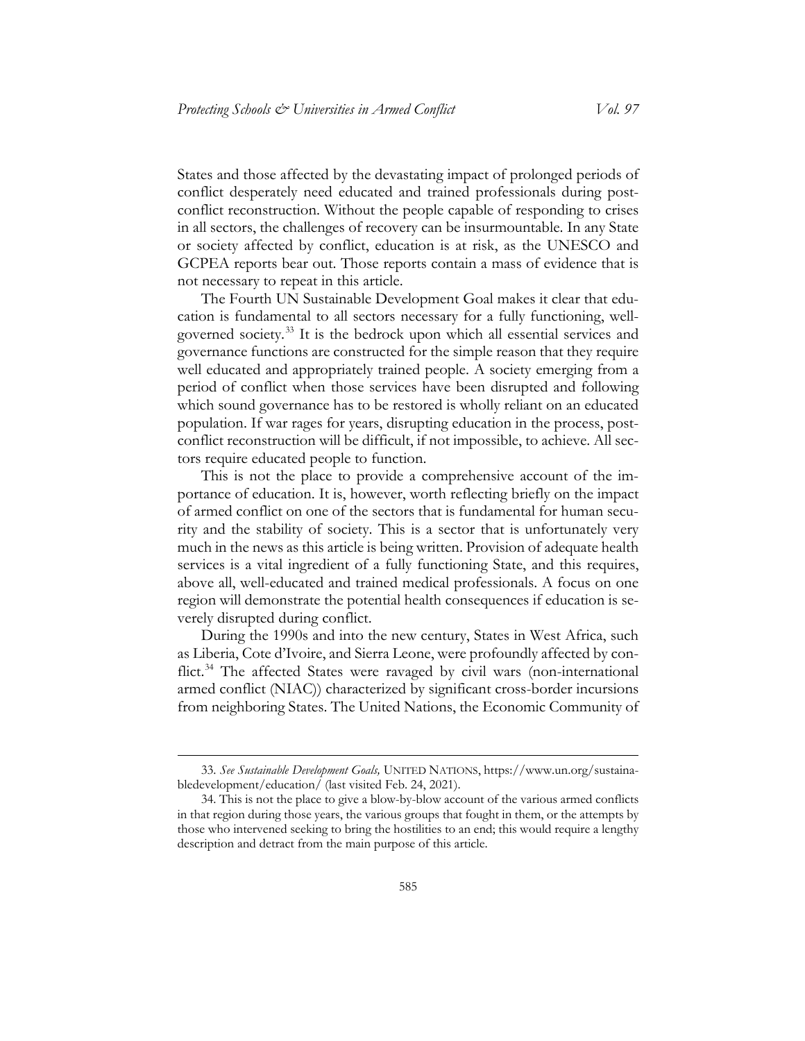States and those affected by the devastating impact of prolonged periods of conflict desperately need educated and trained professionals during post-conflict reconstruction. Without the people capable of responding to crises in all sectors, the challenges of recovery can be insurmountable. In any State or society affected by conflict, education is at risk, as the UNESCO and GCPEA reports bear out. Those reports contain a mass of evidence that is not necessary to repeat in this article.

The Fourth UN Sustainable Development Goal makes it clear that education is fundamental to all sectors necessary for a fully functioning, well-governed society.[33] It is the bedrock upon which all essential services and governance functions are constructed for the simple reason that they require well educated and appropriately trained people. A society emerging from a period of conflict when those services have been disrupted and following which sound governance has to be restored is wholly reliant on an educated population. If war rages for years, disrupting education in the process, post-conflict reconstruction will be difficult, if not impossible, to achieve. All sectors require educated people to function.

This is not the place to provide a comprehensive account of the importance of education. It is, however, worth reflecting briefly on the impact of armed conflict on one of the sectors that is fundamental for human security and the stability of society. This is a sector that is unfortunately very much in the news as this article is being written. Provision of adequate health services is a vital ingredient of a fully functioning State, and this requires, above all, well-educated and trained medical professionals. A focus on one region will demonstrate the potential health consequences if education is severely disrupted during conflict.

During the 1990s and into the new century, States in West Africa, such as Liberia, Cote d'Ivoire, and Sierra Leone, were profoundly affected by conflict.[34] The affected States were ravaged by civil wars (non-international armed conflict (NIAC)) characterized by significant cross-border incursions from neighboring States. The United Nations, the Economic Community of

---

33. *See Sustainable Development Goals,* UNITED NATIONS, https://www.un.org/sustainabledevelopment/education/ (last visited Feb. 24, 2021).

34. This is not the place to give a blow-by-blow account of the various armed conflicts in that region during those years, the various groups that fought in them, or the attempts by those who intervened seeking to bring the hostilities to an end; this would require a lengthy description and detract from the main purpose of this article.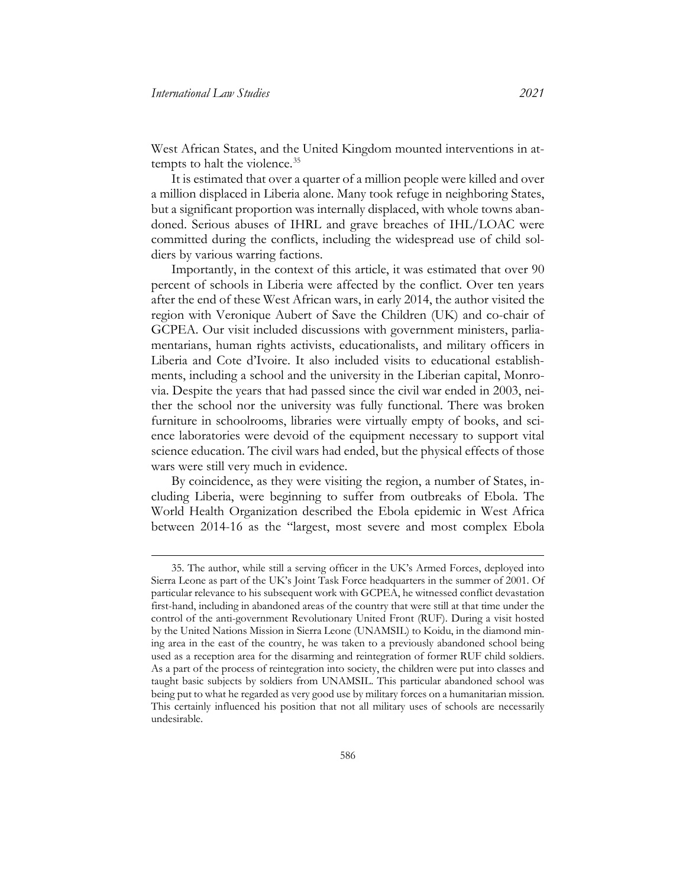West African States, and the United Kingdom mounted interventions in attempts to halt the violence.[35]

It is estimated that over a quarter of a million people were killed and over a million displaced in Liberia alone. Many took refuge in neighboring States, but a significant proportion was internally displaced, with whole towns abandoned. Serious abuses of IHRL and grave breaches of IHL/LOAC were committed during the conflicts, including the widespread use of child soldiers by various warring factions.

Importantly, in the context of this article, it was estimated that over 90 percent of schools in Liberia were affected by the conflict. Over ten years after the end of these West African wars, in early 2014, the author visited the region with Veronique Aubert of Save the Children (UK) and co-chair of GCPEA. Our visit included discussions with government ministers, parliamentarians, human rights activists, educationalists, and military officers in Liberia and Cote d'Ivoire. It also included visits to educational establishments, including a school and the university in the Liberian capital, Monrovia. Despite the years that had passed since the civil war ended in 2003, neither the school nor the university was fully functional. There was broken furniture in schoolrooms, libraries were virtually empty of books, and science laboratories were devoid of the equipment necessary to support vital science education. The civil wars had ended, but the physical effects of those wars were still very much in evidence.

By coincidence, as they were visiting the region, a number of States, including Liberia, were beginning to suffer from outbreaks of Ebola. The World Health Organization described the Ebola epidemic in West Africa between 2014-16 as the "largest, most severe and most complex Ebola

---

35. The author, while still a serving officer in the UK's Armed Forces, deployed into Sierra Leone as part of the UK's Joint Task Force headquarters in the summer of 2001. Of particular relevance to his subsequent work with GCPEA, he witnessed conflict devastation first-hand, including in abandoned areas of the country that were still at that time under the control of the anti-government Revolutionary United Front (RUF). During a visit hosted by the United Nations Mission in Sierra Leone (UNAMSIL) to Koidu, in the diamond mining area in the east of the country, he was taken to a previously abandoned school being used as a reception area for the disarming and reintegration of former RUF child soldiers. As a part of the process of reintegration into society, the children were put into classes and taught basic subjects by soldiers from UNAMSIL. This particular abandoned school was being put to what he regarded as very good use by military forces on a humanitarian mission. This certainly influenced his position that not all military uses of schools are necessarily undesirable.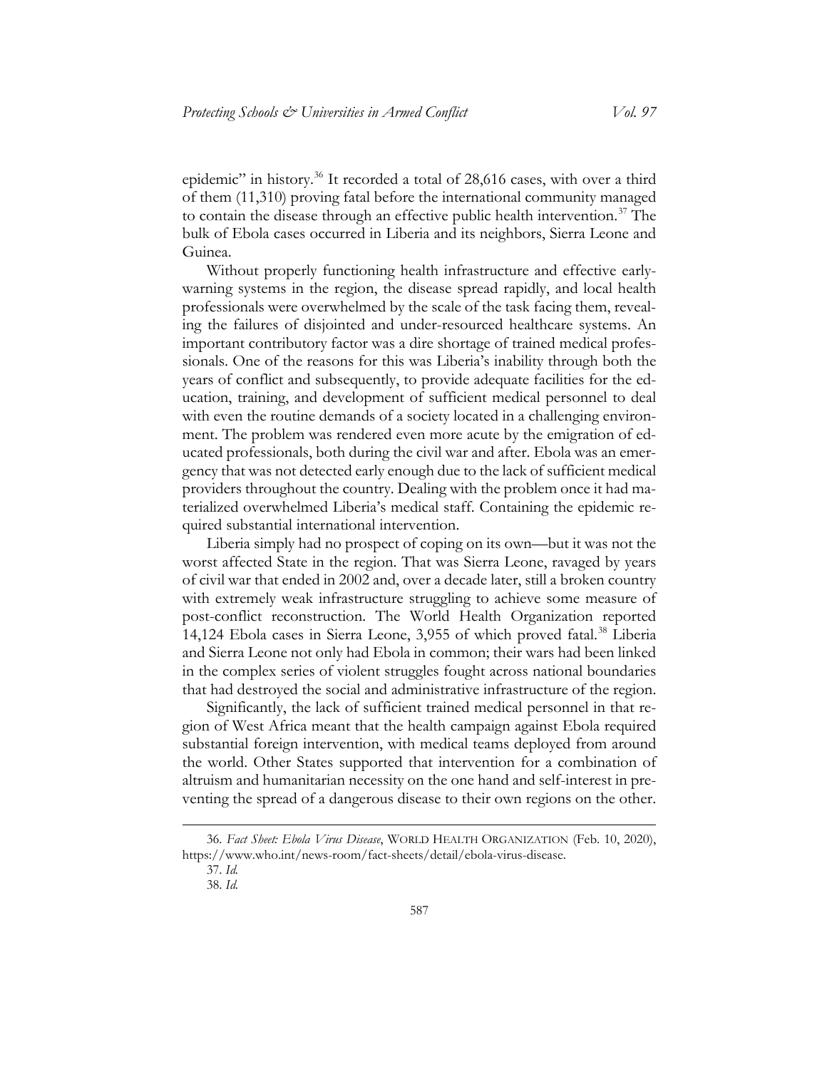epidemic" in history.[36] It recorded a total of 28,616 cases, with over a third of them (11,310) proving fatal before the international community managed to contain the disease through an effective public health intervention.[37] The bulk of Ebola cases occurred in Liberia and its neighbors, Sierra Leone and Guinea.

Without properly functioning health infrastructure and effective early-warning systems in the region, the disease spread rapidly, and local health professionals were overwhelmed by the scale of the task facing them, revealing the failures of disjointed and under-resourced healthcare systems. An important contributory factor was a dire shortage of trained medical professionals. One of the reasons for this was Liberia's inability through both the years of conflict and subsequently, to provide adequate facilities for the education, training, and development of sufficient medical personnel to deal with even the routine demands of a society located in a challenging environment. The problem was rendered even more acute by the emigration of educated professionals, both during the civil war and after. Ebola was an emergency that was not detected early enough due to the lack of sufficient medical providers throughout the country. Dealing with the problem once it had materialized overwhelmed Liberia's medical staff. Containing the epidemic required substantial international intervention.

Liberia simply had no prospect of coping on its own—but it was not the worst affected State in the region. That was Sierra Leone, ravaged by years of civil war that ended in 2002 and, over a decade later, still a broken country with extremely weak infrastructure struggling to achieve some measure of post-conflict reconstruction. The World Health Organization reported 14,124 Ebola cases in Sierra Leone, 3,955 of which proved fatal.[38] Liberia and Sierra Leone not only had Ebola in common; their wars had been linked in the complex series of violent struggles fought across national boundaries that had destroyed the social and administrative infrastructure of the region.

Significantly, the lack of sufficient trained medical personnel in that region of West Africa meant that the health campaign against Ebola required substantial foreign intervention, with medical teams deployed from around the world. Other States supported that intervention for a combination of altruism and humanitarian necessity on the one hand and self-interest in preventing the spread of a dangerous disease to their own regions on the other.

---

36. *Fact Sheet: Ebola Virus Disease*, WORLD HEALTH ORGANIZATION (Feb. 10, 2020), https://www.who.int/news-room/fact-sheets/detail/ebola-virus-disease.

37. *Id.*

38. *Id.*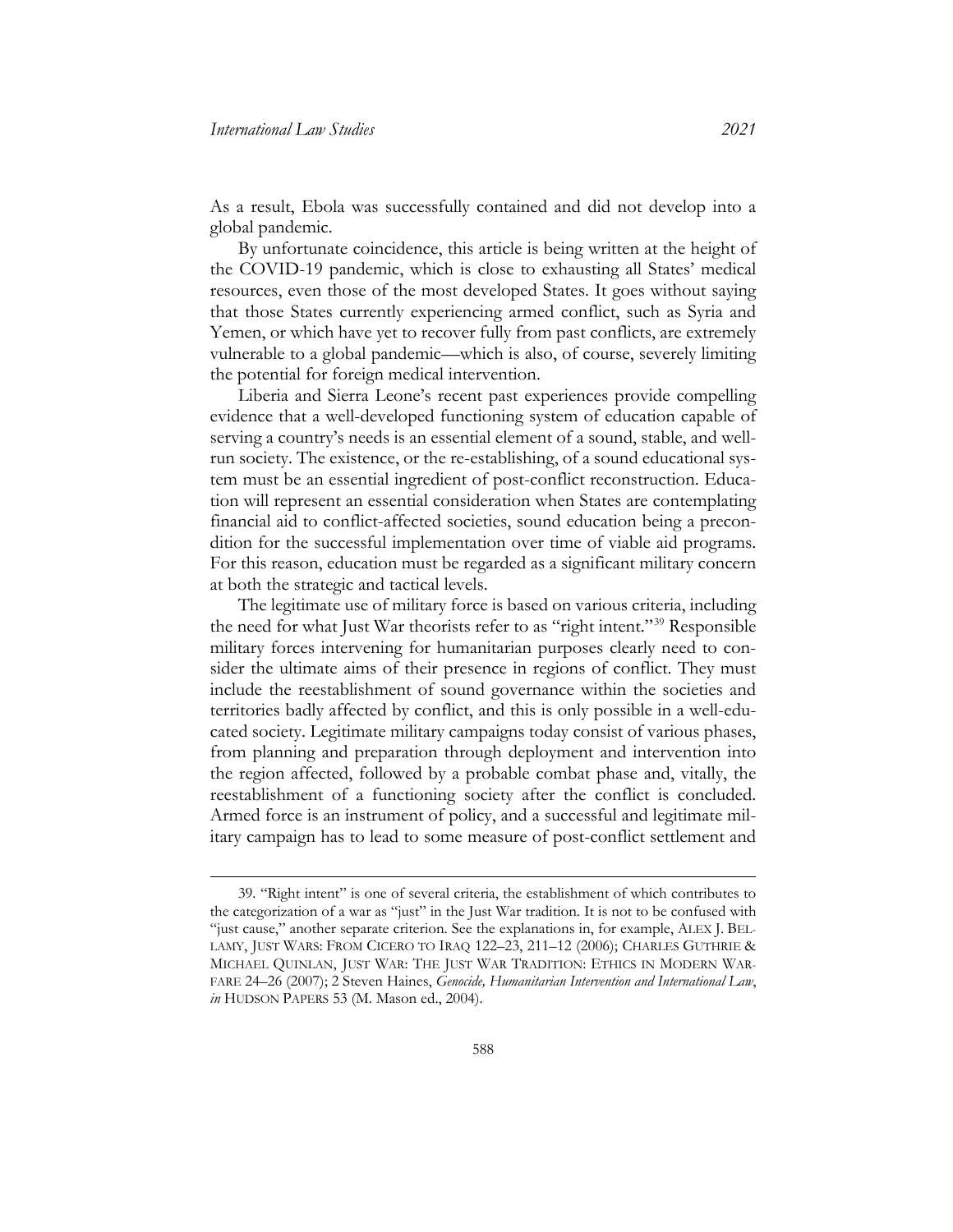As a result, Ebola was successfully contained and did not develop into a global pandemic.

By unfortunate coincidence, this article is being written at the height of the COVID-19 pandemic, which is close to exhausting all States' medical resources, even those of the most developed States. It goes without saying that those States currently experiencing armed conflict, such as Syria and Yemen, or which have yet to recover fully from past conflicts, are extremely vulnerable to a global pandemic—which is also, of course, severely limiting the potential for foreign medical intervention.

Liberia and Sierra Leone's recent past experiences provide compelling evidence that a well-developed functioning system of education capable of serving a country's needs is an essential element of a sound, stable, and well-run society. The existence, or the re-establishing, of a sound educational system must be an essential ingredient of post-conflict reconstruction. Education will represent an essential consideration when States are contemplating financial aid to conflict-affected societies, sound education being a precondition for the successful implementation over time of viable aid programs. For this reason, education must be regarded as a significant military concern at both the strategic and tactical levels.

The legitimate use of military force is based on various criteria, including the need for what Just War theorists refer to as "right intent."[39] Responsible military forces intervening for humanitarian purposes clearly need to consider the ultimate aims of their presence in regions of conflict. They must include the reestablishment of sound governance within the societies and territories badly affected by conflict, and this is only possible in a well-educated society. Legitimate military campaigns today consist of various phases, from planning and preparation through deployment and intervention into the region affected, followed by a probable combat phase and, vitally, the reestablishment of a functioning society after the conflict is concluded. Armed force is an instrument of policy, and a successful and legitimate military campaign has to lead to some measure of post-conflict settlement and

---

39. "Right intent" is one of several criteria, the establishment of which contributes to the categorization of a war as "just" in the Just War tradition. It is not to be confused with "just cause," another separate criterion. See the explanations in, for example, ALEX J. BELLAMY, JUST WARS: FROM CICERO TO IRAQ 122–23, 211–12 (2006); CHARLES GUTHRIE & MICHAEL QUINLAN, JUST WAR: THE JUST WAR TRADITION: ETHICS IN MODERN WARFARE 24–26 (2007); 2 Steven Haines, *Genocide, Humanitarian Intervention and International Law*, *in* HUDSON PAPERS 53 (M. Mason ed., 2004).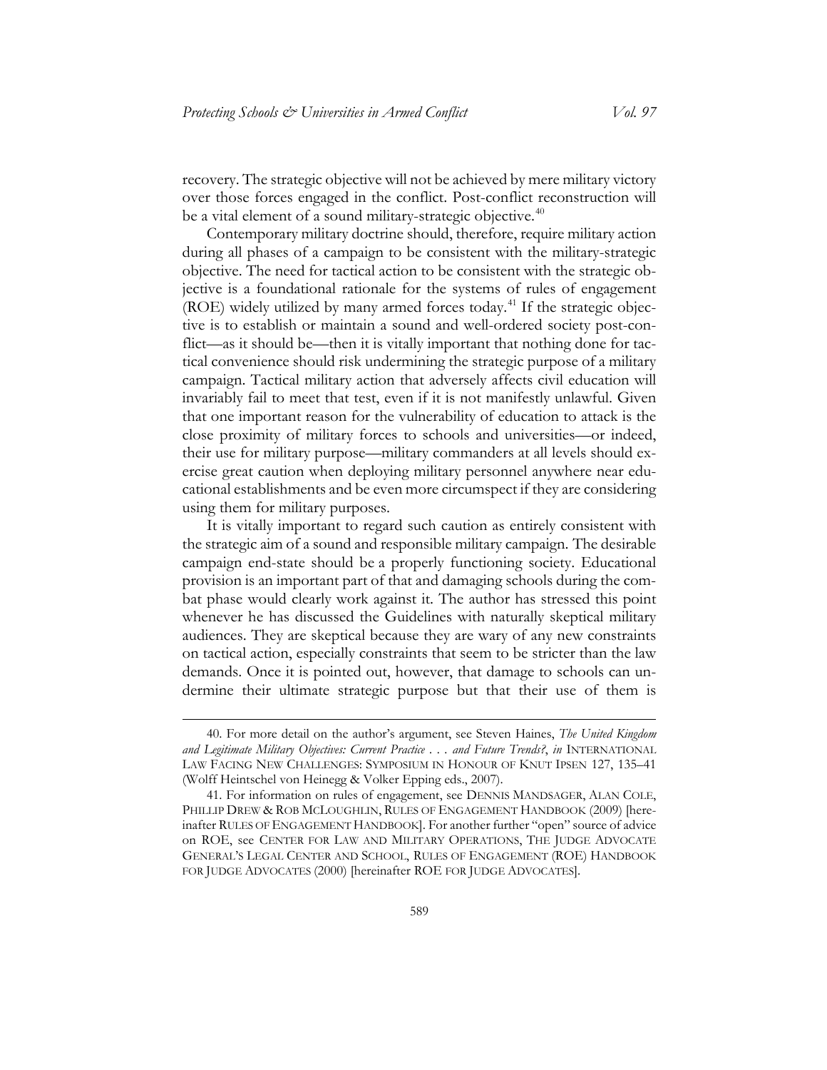recovery. The strategic objective will not be achieved by mere military victory over those forces engaged in the conflict. Post-conflict reconstruction will be a vital element of a sound military-strategic objective.[40]

Contemporary military doctrine should, therefore, require military action during all phases of a campaign to be consistent with the military-strategic objective. The need for tactical action to be consistent with the strategic objective is a foundational rationale for the systems of rules of engagement (ROE) widely utilized by many armed forces today.[41] If the strategic objective is to establish or maintain a sound and well-ordered society post-conflict—as it should be—then it is vitally important that nothing done for tactical convenience should risk undermining the strategic purpose of a military campaign. Tactical military action that adversely affects civil education will invariably fail to meet that test, even if it is not manifestly unlawful. Given that one important reason for the vulnerability of education to attack is the close proximity of military forces to schools and universities—or indeed, their use for military purpose—military commanders at all levels should exercise great caution when deploying military personnel anywhere near educational establishments and be even more circumspect if they are considering using them for military purposes.

It is vitally important to regard such caution as entirely consistent with the strategic aim of a sound and responsible military campaign. The desirable campaign end-state should be a properly functioning society. Educational provision is an important part of that and damaging schools during the combat phase would clearly work against it. The author has stressed this point whenever he has discussed the Guidelines with naturally skeptical military audiences. They are skeptical because they are wary of any new constraints on tactical action, especially constraints that seem to be stricter than the law demands. Once it is pointed out, however, that damage to schools can undermine their ultimate strategic purpose but that their use of them is

---

40. For more detail on the author's argument, see Steven Haines, *The United Kingdom and Legitimate Military Objectives: Current Practice . . . and Future Trends?*, *in* INTERNATIONAL LAW FACING NEW CHALLENGES: SYMPOSIUM IN HONOUR OF KNUT IPSEN 127, 135–41 (Wolff Heintschel von Heinegg & Volker Epping eds., 2007).

41. For information on rules of engagement, see DENNIS MANDSAGER, ALAN COLE, PHILLIP DREW & ROB MCLOUGHLIN, RULES OF ENGAGEMENT HANDBOOK (2009) [hereinafter RULES OF ENGAGEMENT HANDBOOK]. For another further "open" source of advice on ROE, see CENTER FOR LAW AND MILITARY OPERATIONS, THE JUDGE ADVOCATE GENERAL'S LEGAL CENTER AND SCHOOL, RULES OF ENGAGEMENT (ROE) HANDBOOK FOR JUDGE ADVOCATES (2000) [hereinafter ROE FOR JUDGE ADVOCATES].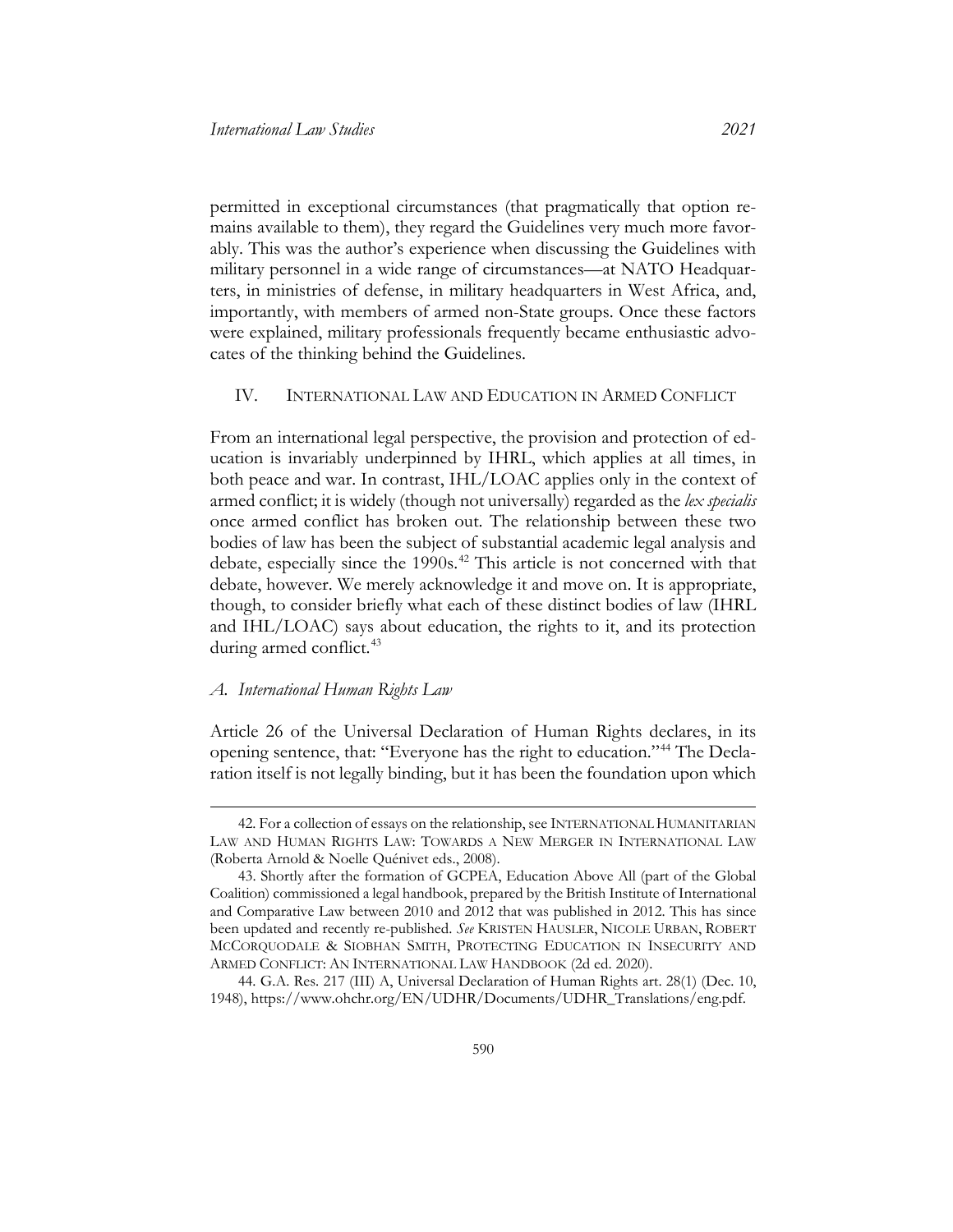permitted in exceptional circumstances (that pragmatically that option remains available to them), they regard the Guidelines very much more favorably. This was the author's experience when discussing the Guidelines with military personnel in a wide range of circumstances—at NATO Headquarters, in ministries of defense, in military headquarters in West Africa, and, importantly, with members of armed non-State groups. Once these factors were explained, military professionals frequently became enthusiastic advocates of the thinking behind the Guidelines.

## IV. International Law and Education in Armed Conflict

From an international legal perspective, the provision and protection of education is invariably underpinned by IHRL, which applies at all times, in both peace and war. In contrast, IHL/LOAC applies only in the context of armed conflict; it is widely (though not universally) regarded as the *lex specialis* once armed conflict has broken out. The relationship between these two bodies of law has been the subject of substantial academic legal analysis and debate, especially since the 1990s.[42] This article is not concerned with that debate, however. We merely acknowledge it and move on. It is appropriate, though, to consider briefly what each of these distinct bodies of law (IHRL and IHL/LOAC) says about education, the rights to it, and its protection during armed conflict.[43]

### *A. International Human Rights Law*

Article 26 of the Universal Declaration of Human Rights declares, in its opening sentence, that: "Everyone has the right to education."[44] The Declaration itself is not legally binding, but it has been the foundation upon which

---

42. For a collection of essays on the relationship, see INTERNATIONAL HUMANITARIAN LAW AND HUMAN RIGHTS LAW: TOWARDS A NEW MERGER IN INTERNATIONAL LAW (Roberta Arnold & Noelle Quénivet eds., 2008).

43. Shortly after the formation of GCPEA, Education Above All (part of the Global Coalition) commissioned a legal handbook, prepared by the British Institute of International and Comparative Law between 2010 and 2012 that was published in 2012. This has since been updated and recently re-published. *See* KRISTEN HAUSLER, NICOLE URBAN, ROBERT MCCORQUODALE & SIOBHAN SMITH, PROTECTING EDUCATION IN INSECURITY AND ARMED CONFLICT: AN INTERNATIONAL LAW HANDBOOK (2d ed. 2020).

44. G.A. Res. 217 (III) A, Universal Declaration of Human Rights art. 28(1) (Dec. 10, 1948), https://www.ohchr.org/EN/UDHR/Documents/UDHR_Translations/eng.pdf.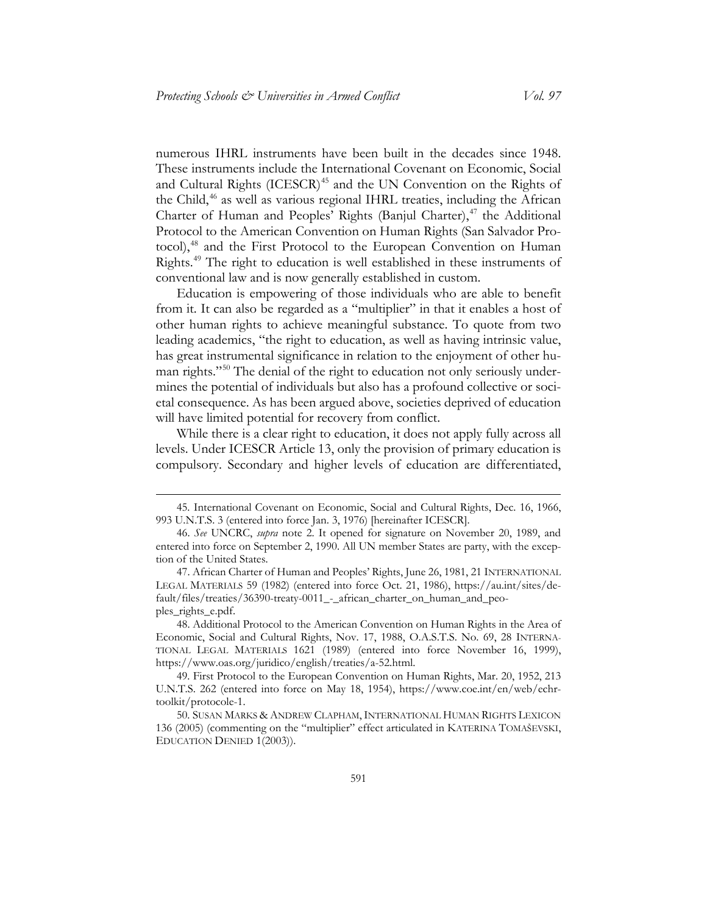numerous IHRL instruments have been built in the decades since 1948. These instruments include the International Covenant on Economic, Social and Cultural Rights (ICESCR)[45] and the UN Convention on the Rights of the Child,[46] as well as various regional IHRL treaties, including the African Charter of Human and Peoples' Rights (Banjul Charter),[47] the Additional Protocol to the American Convention on Human Rights (San Salvador Protocol),[48] and the First Protocol to the European Convention on Human Rights.[49] The right to education is well established in these instruments of conventional law and is now generally established in custom.

Education is empowering of those individuals who are able to benefit from it. It can also be regarded as a "multiplier" in that it enables a host of other human rights to achieve meaningful substance. To quote from two leading academics, "the right to education, as well as having intrinsic value, has great instrumental significance in relation to the enjoyment of other human rights."[50] The denial of the right to education not only seriously undermines the potential of individuals but also has a profound collective or societal consequence. As has been argued above, societies deprived of education will have limited potential for recovery from conflict.

While there is a clear right to education, it does not apply fully across all levels. Under ICESCR Article 13, only the provision of primary education is compulsory. Secondary and higher levels of education are differentiated,

---

45. International Covenant on Economic, Social and Cultural Rights, Dec. 16, 1966, 993 U.N.T.S. 3 (entered into force Jan. 3, 1976) [hereinafter ICESCR].

46. *See* UNCRC, *supra* note 2. It opened for signature on November 20, 1989, and entered into force on September 2, 1990. All UN member States are party, with the exception of the United States.

47. African Charter of Human and Peoples' Rights, June 26, 1981, 21 INTERNATIONAL LEGAL MATERIALS 59 (1982) (entered into force Oct. 21, 1986), https://au.int/sites/default/files/treaties/36390-treaty-0011_-_african_charter_on_human_and_peoples_rights_e.pdf.

48. Additional Protocol to the American Convention on Human Rights in the Area of Economic, Social and Cultural Rights, Nov. 17, 1988, O.A.S.T.S. No. 69, 28 INTERNATIONAL LEGAL MATERIALS 1621 (1989) (entered into force November 16, 1999), https://www.oas.org/juridico/english/treaties/a-52.html.

49. First Protocol to the European Convention on Human Rights, Mar. 20, 1952, 213 U.N.T.S. 262 (entered into force on May 18, 1954), https://www.coe.int/en/web/echr-toolkit/protocole-1.

50. SUSAN MARKS & ANDREW CLAPHAM, INTERNATIONAL HUMAN RIGHTS LEXICON 136 (2005) (commenting on the "multiplier" effect articulated in KATERINA TOMAŠEVSKI, EDUCATION DENIED 1(2003)).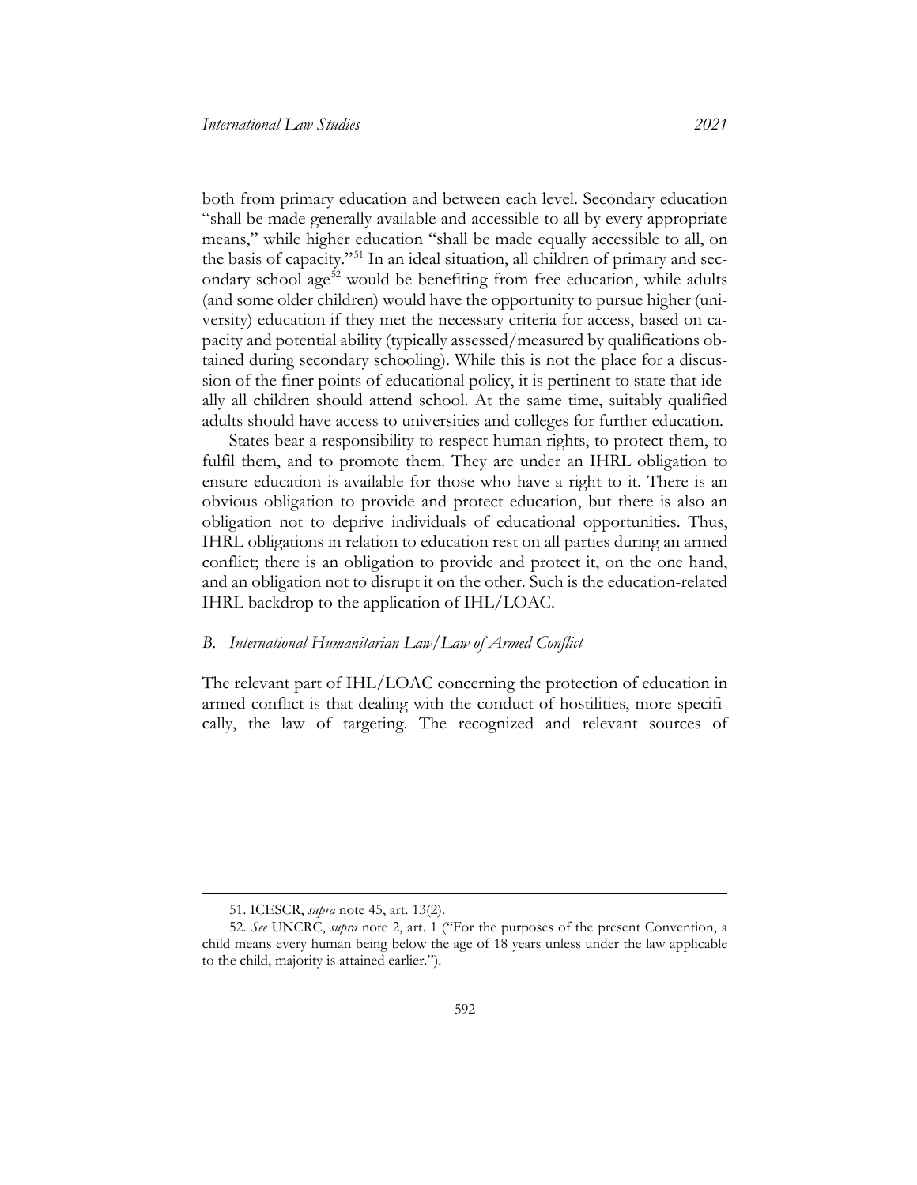both from primary education and between each level. Secondary education "shall be made generally available and accessible to all by every appropriate means," while higher education "shall be made equally accessible to all, on the basis of capacity."[51] In an ideal situation, all children of primary and secondary school age[52] would be benefiting from free education, while adults (and some older children) would have the opportunity to pursue higher (university) education if they met the necessary criteria for access, based on capacity and potential ability (typically assessed/measured by qualifications obtained during secondary schooling). While this is not the place for a discussion of the finer points of educational policy, it is pertinent to state that ideally all children should attend school. At the same time, suitably qualified adults should have access to universities and colleges for further education.

States bear a responsibility to respect human rights, to protect them, to fulfil them, and to promote them. They are under an IHRL obligation to ensure education is available for those who have a right to it. There is an obvious obligation to provide and protect education, but there is also an obligation not to deprive individuals of educational opportunities. Thus, IHRL obligations in relation to education rest on all parties during an armed conflict; there is an obligation to provide and protect it, on the one hand, and an obligation not to disrupt it on the other. Such is the education-related IHRL backdrop to the application of IHL/LOAC.

### *B. International Humanitarian Law/Law of Armed Conflict*

The relevant part of IHL/LOAC concerning the protection of education in armed conflict is that dealing with the conduct of hostilities, more specifically, the law of targeting. The recognized and relevant sources of

---

51. ICESCR, *supra* note 45, art. 13(2).

52. *See* UNCRC, *supra* note 2, art. 1 ("For the purposes of the present Convention, a child means every human being below the age of 18 years unless under the law applicable to the child, majority is attained earlier.").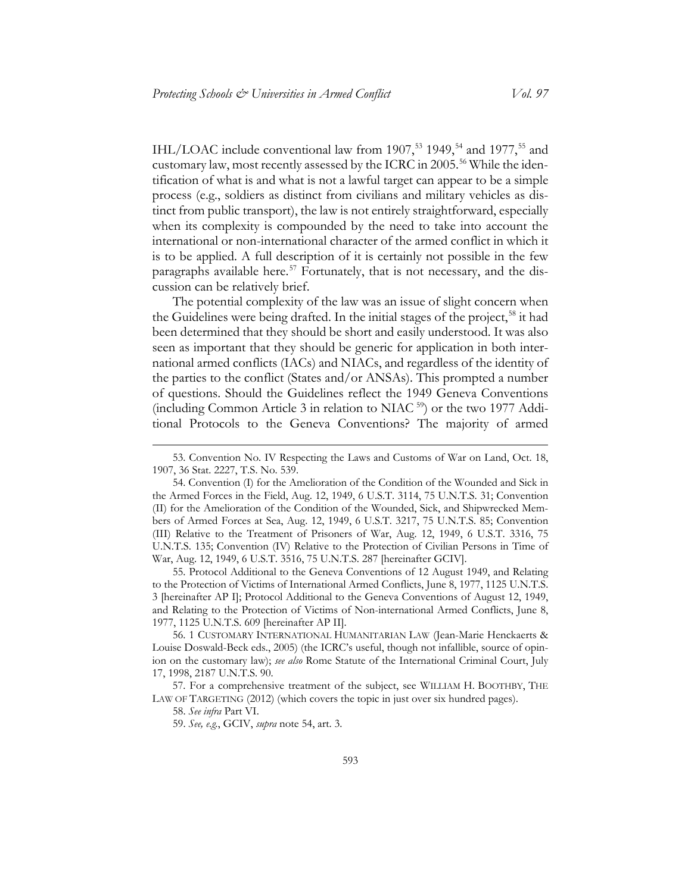IHL/LOAC include conventional law from 1907,[53] 1949,[54] and 1977,[55] and customary law, most recently assessed by the ICRC in 2005.[56] While the identification of what is and what is not a lawful target can appear to be a simple process (e.g., soldiers as distinct from civilians and military vehicles as distinct from public transport), the law is not entirely straightforward, especially when its complexity is compounded by the need to take into account the international or non-international character of the armed conflict in which it is to be applied. A full description of it is certainly not possible in the few paragraphs available here.[57] Fortunately, that is not necessary, and the discussion can be relatively brief.

The potential complexity of the law was an issue of slight concern when the Guidelines were being drafted. In the initial stages of the project,[58] it had been determined that they should be short and easily understood. It was also seen as important that they should be generic for application in both international armed conflicts (IACs) and NIACs, and regardless of the identity of the parties to the conflict (States and/or ANSAs). This prompted a number of questions. Should the Guidelines reflect the 1949 Geneva Conventions (including Common Article 3 in relation to NIAC[59]) or the two 1977 Additional Protocols to the Geneva Conventions? The majority of armed

---

53. Convention No. IV Respecting the Laws and Customs of War on Land, Oct. 18, 1907, 36 Stat. 2227, T.S. No. 539.

54. Convention (I) for the Amelioration of the Condition of the Wounded and Sick in the Armed Forces in the Field, Aug. 12, 1949, 6 U.S.T. 3114, 75 U.N.T.S. 31; Convention (II) for the Amelioration of the Condition of the Wounded, Sick, and Shipwrecked Members of Armed Forces at Sea, Aug. 12, 1949, 6 U.S.T. 3217, 75 U.N.T.S. 85; Convention (III) Relative to the Treatment of Prisoners of War, Aug. 12, 1949, 6 U.S.T. 3316, 75 U.N.T.S. 135; Convention (IV) Relative to the Protection of Civilian Persons in Time of War, Aug. 12, 1949, 6 U.S.T. 3516, 75 U.N.T.S. 287 [hereinafter GCIV].

55. Protocol Additional to the Geneva Conventions of 12 August 1949, and Relating to the Protection of Victims of International Armed Conflicts, June 8, 1977, 1125 U.N.T.S. 3 [hereinafter AP I]; Protocol Additional to the Geneva Conventions of August 12, 1949, and Relating to the Protection of Victims of Non-international Armed Conflicts, June 8, 1977, 1125 U.N.T.S. 609 [hereinafter AP II].

56. 1 CUSTOMARY INTERNATIONAL HUMANITARIAN LAW (Jean-Marie Henckaerts & Louise Doswald-Beck eds., 2005) (the ICRC's useful, though not infallible, source of opinion on the customary law); *see also* Rome Statute of the International Criminal Court, July 17, 1998, 2187 U.N.T.S. 90.

57. For a comprehensive treatment of the subject, see WILLIAM H. BOOTHBY, THE LAW OF TARGETING (2012) (which covers the topic in just over six hundred pages).

58. *See infra* Part VI.

59. *See, e.g.*, GCIV, *supra* note 54, art. 3.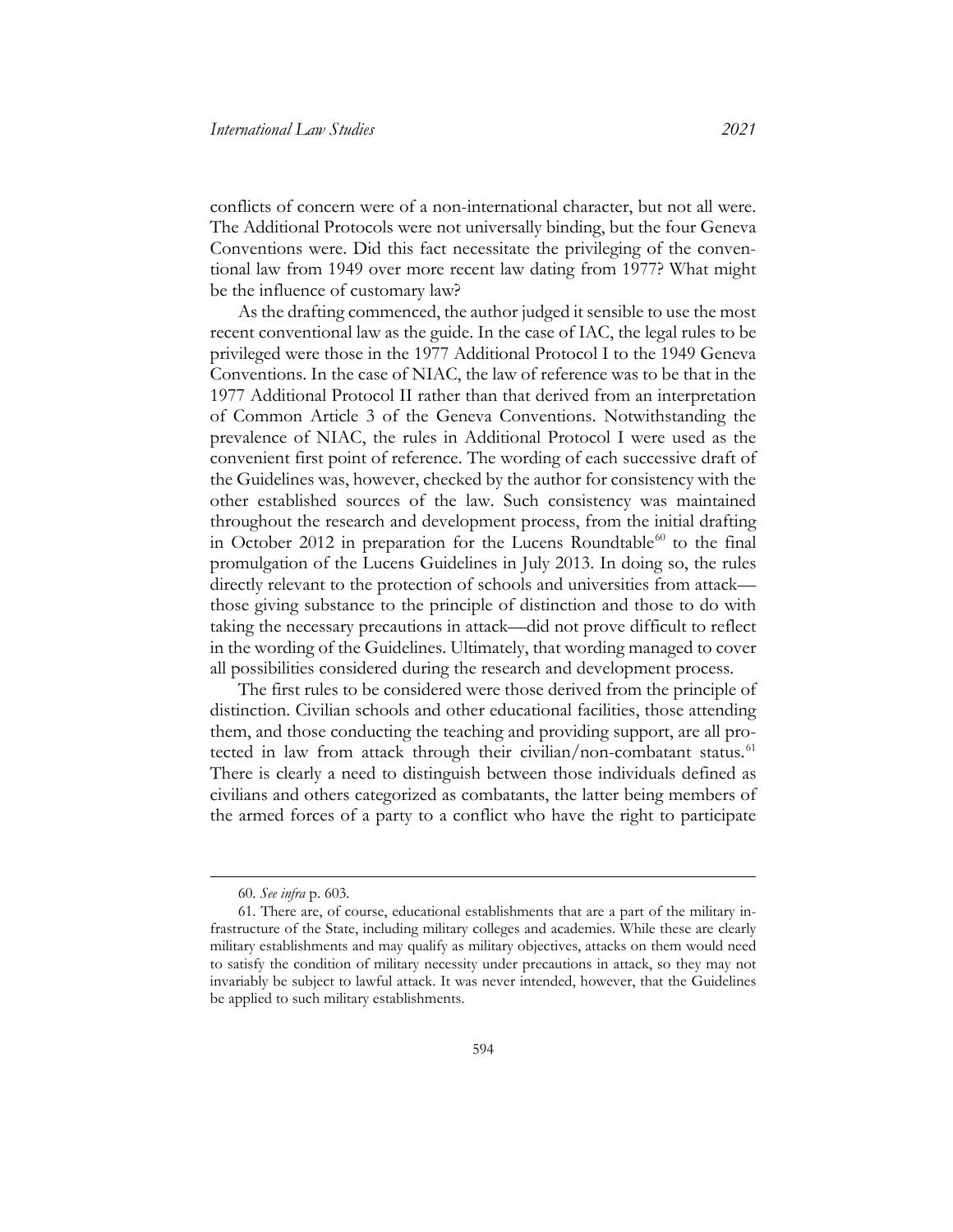conflicts of concern were of a non-international character, but not all were. The Additional Protocols were not universally binding, but the four Geneva Conventions were. Did this fact necessitate the privileging of the conventional law from 1949 over more recent law dating from 1977? What might be the influence of customary law?

As the drafting commenced, the author judged it sensible to use the most recent conventional law as the guide. In the case of IAC, the legal rules to be privileged were those in the 1977 Additional Protocol I to the 1949 Geneva Conventions. In the case of NIAC, the law of reference was to be that in the 1977 Additional Protocol II rather than that derived from an interpretation of Common Article 3 of the Geneva Conventions. Notwithstanding the prevalence of NIAC, the rules in Additional Protocol I were used as the convenient first point of reference. The wording of each successive draft of the Guidelines was, however, checked by the author for consistency with the other established sources of the law. Such consistency was maintained throughout the research and development process, from the initial drafting in October 2012 in preparation for the Lucens Roundtable[60] to the final promulgation of the Lucens Guidelines in July 2013. In doing so, the rules directly relevant to the protection of schools and universities from attack—those giving substance to the principle of distinction and those to do with taking the necessary precautions in attack—did not prove difficult to reflect in the wording of the Guidelines. Ultimately, that wording managed to cover all possibilities considered during the research and development process.

The first rules to be considered were those derived from the principle of distinction. Civilian schools and other educational facilities, those attending them, and those conducting the teaching and providing support, are all protected in law from attack through their civilian/non-combatant status.[61] There is clearly a need to distinguish between those individuals defined as civilians and others categorized as combatants, the latter being members of the armed forces of a party to a conflict who have the right to participate

60. *See infra* p. 603.

61. There are, of course, educational establishments that are a part of the military infrastructure of the State, including military colleges and academies. While these are clearly military establishments and may qualify as military objectives, attacks on them would need to satisfy the condition of military necessity under precautions in attack, so they may not invariably be subject to lawful attack. It was never intended, however, that the Guidelines be applied to such military establishments.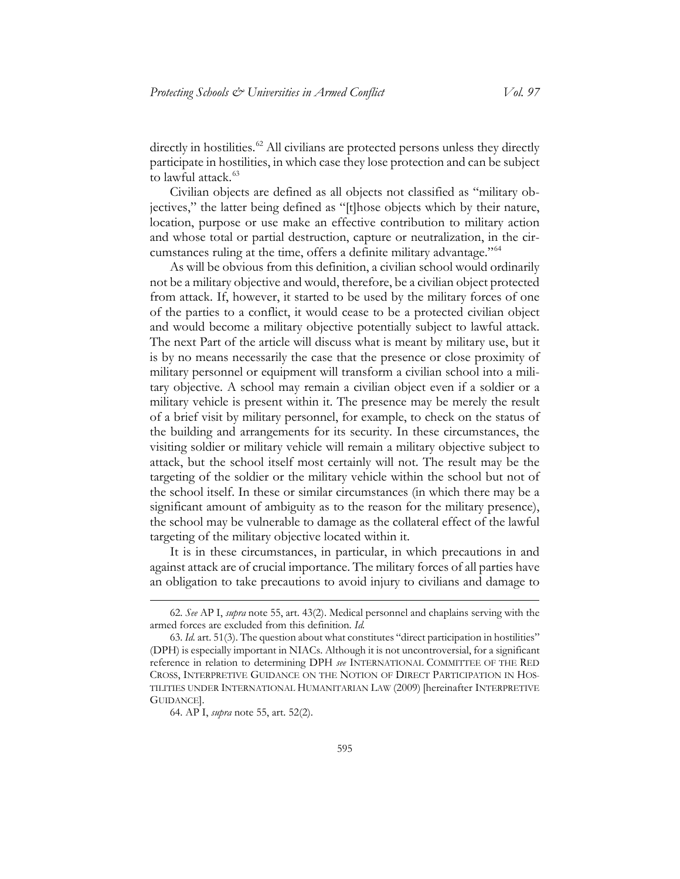directly in hostilities.[62] All civilians are protected persons unless they directly participate in hostilities, in which case they lose protection and can be subject to lawful attack.[63]

Civilian objects are defined as all objects not classified as "military objectives," the latter being defined as "[t]hose objects which by their nature, location, purpose or use make an effective contribution to military action and whose total or partial destruction, capture or neutralization, in the circumstances ruling at the time, offers a definite military advantage."[64]

As will be obvious from this definition, a civilian school would ordinarily not be a military objective and would, therefore, be a civilian object protected from attack. If, however, it started to be used by the military forces of one of the parties to a conflict, it would cease to be a protected civilian object and would become a military objective potentially subject to lawful attack. The next Part of the article will discuss what is meant by military use, but it is by no means necessarily the case that the presence or close proximity of military personnel or equipment will transform a civilian school into a military objective. A school may remain a civilian object even if a soldier or a military vehicle is present within it. The presence may be merely the result of a brief visit by military personnel, for example, to check on the status of the building and arrangements for its security. In these circumstances, the visiting soldier or military vehicle will remain a military objective subject to attack, but the school itself most certainly will not. The result may be the targeting of the soldier or the military vehicle within the school but not of the school itself. In these or similar circumstances (in which there may be a significant amount of ambiguity as to the reason for the military presence), the school may be vulnerable to damage as the collateral effect of the lawful targeting of the military objective located within it.

It is in these circumstances, in particular, in which precautions in and against attack are of crucial importance. The military forces of all parties have an obligation to take precautions to avoid injury to civilians and damage to

62. *See* AP I, *supra* note 55, art. 43(2). Medical personnel and chaplains serving with the armed forces are excluded from this definition. *Id.*

63. *Id.* art. 51(3). The question about what constitutes "direct participation in hostilities" (DPH) is especially important in NIACs. Although it is not uncontroversial, for a significant reference in relation to determining DPH *see* INTERNATIONAL COMMITTEE OF THE RED CROSS, INTERPRETIVE GUIDANCE ON THE NOTION OF DIRECT PARTICIPATION IN HOSTILITIES UNDER INTERNATIONAL HUMANITARIAN LAW (2009) [hereinafter INTERPRETIVE GUIDANCE].

64. AP I, *supra* note 55, art. 52(2).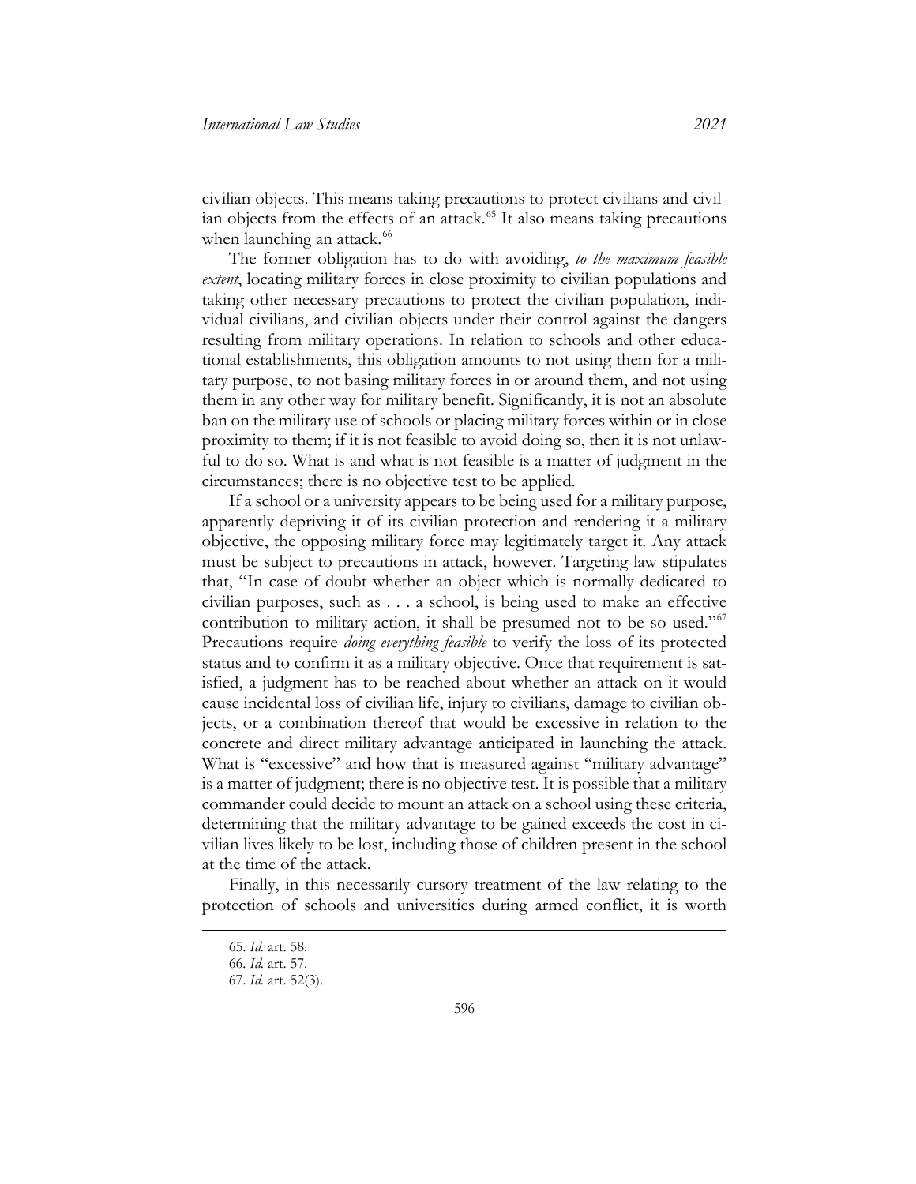civilian objects. This means taking precautions to protect civilians and civilian objects from the effects of an attack.[65] It also means taking precautions when launching an attack.[66]

The former obligation has to do with avoiding, *to the maximum feasible extent*, locating military forces in close proximity to civilian populations and taking other necessary precautions to protect the civilian population, individual civilians, and civilian objects under their control against the dangers resulting from military operations. In relation to schools and other educational establishments, this obligation amounts to not using them for a military purpose, to not basing military forces in or around them, and not using them in any other way for military benefit. Significantly, it is not an absolute ban on the military use of schools or placing military forces within or in close proximity to them; if it is not feasible to avoid doing so, then it is not unlawful to do so. What is and what is not feasible is a matter of judgment in the circumstances; there is no objective test to be applied.

If a school or a university appears to be being used for a military purpose, apparently depriving it of its civilian protection and rendering it a military objective, the opposing military force may legitimately target it. Any attack must be subject to precautions in attack, however. Targeting law stipulates that, "In case of doubt whether an object which is normally dedicated to civilian purposes, such as . . . a school, is being used to make an effective contribution to military action, it shall be presumed not to be so used."[67] Precautions require *doing everything feasible* to verify the loss of its protected status and to confirm it as a military objective. Once that requirement is satisfied, a judgment has to be reached about whether an attack on it would cause incidental loss of civilian life, injury to civilians, damage to civilian objects, or a combination thereof that would be excessive in relation to the concrete and direct military advantage anticipated in launching the attack. What is "excessive" and how that is measured against "military advantage" is a matter of judgment; there is no objective test. It is possible that a military commander could decide to mount an attack on a school using these criteria, determining that the military advantage to be gained exceeds the cost in civilian lives likely to be lost, including those of children present in the school at the time of the attack.

Finally, in this necessarily cursory treatment of the law relating to the protection of schools and universities during armed conflict, it is worth

---

65. *Id.* art. 58.

66. *Id.* art. 57.

67. *Id.* art. 52(3).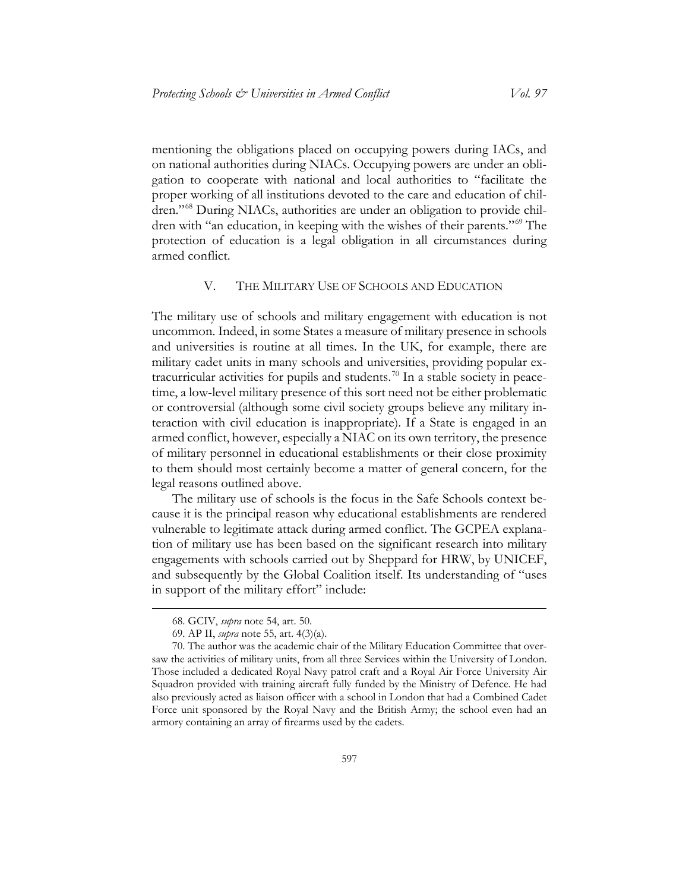mentioning the obligations placed on occupying powers during IACs, and on national authorities during NIACs. Occupying powers are under an obligation to cooperate with national and local authorities to "facilitate the proper working of all institutions devoted to the care and education of children."[68] During NIACs, authorities are under an obligation to provide children with "an education, in keeping with the wishes of their parents."[69] The protection of education is a legal obligation in all circumstances during armed conflict.

## V. THE MILITARY USE OF SCHOOLS AND EDUCATION

The military use of schools and military engagement with education is not uncommon. Indeed, in some States a measure of military presence in schools and universities is routine at all times. In the UK, for example, there are military cadet units in many schools and universities, providing popular extracurricular activities for pupils and students.[70] In a stable society in peacetime, a low-level military presence of this sort need not be either problematic or controversial (although some civil society groups believe any military interaction with civil education is inappropriate). If a State is engaged in an armed conflict, however, especially a NIAC on its own territory, the presence of military personnel in educational establishments or their close proximity to them should most certainly become a matter of general concern, for the legal reasons outlined above.

The military use of schools is the focus in the Safe Schools context because it is the principal reason why educational establishments are rendered vulnerable to legitimate attack during armed conflict. The GCPEA explanation of military use has been based on the significant research into military engagements with schools carried out by Sheppard for HRW, by UNICEF, and subsequently by the Global Coalition itself. Its understanding of "uses in support of the military effort" include:

---

68. GCIV, *supra* note 54, art. 50.

69. AP II, *supra* note 55, art. 4(3)(a).

70. The author was the academic chair of the Military Education Committee that oversaw the activities of military units, from all three Services within the University of London. Those included a dedicated Royal Navy patrol craft and a Royal Air Force University Air Squadron provided with training aircraft fully funded by the Ministry of Defence. He had also previously acted as liaison officer with a school in London that had a Combined Cadet Force unit sponsored by the Royal Navy and the British Army; the school even had an armory containing an array of firearms used by the cadets.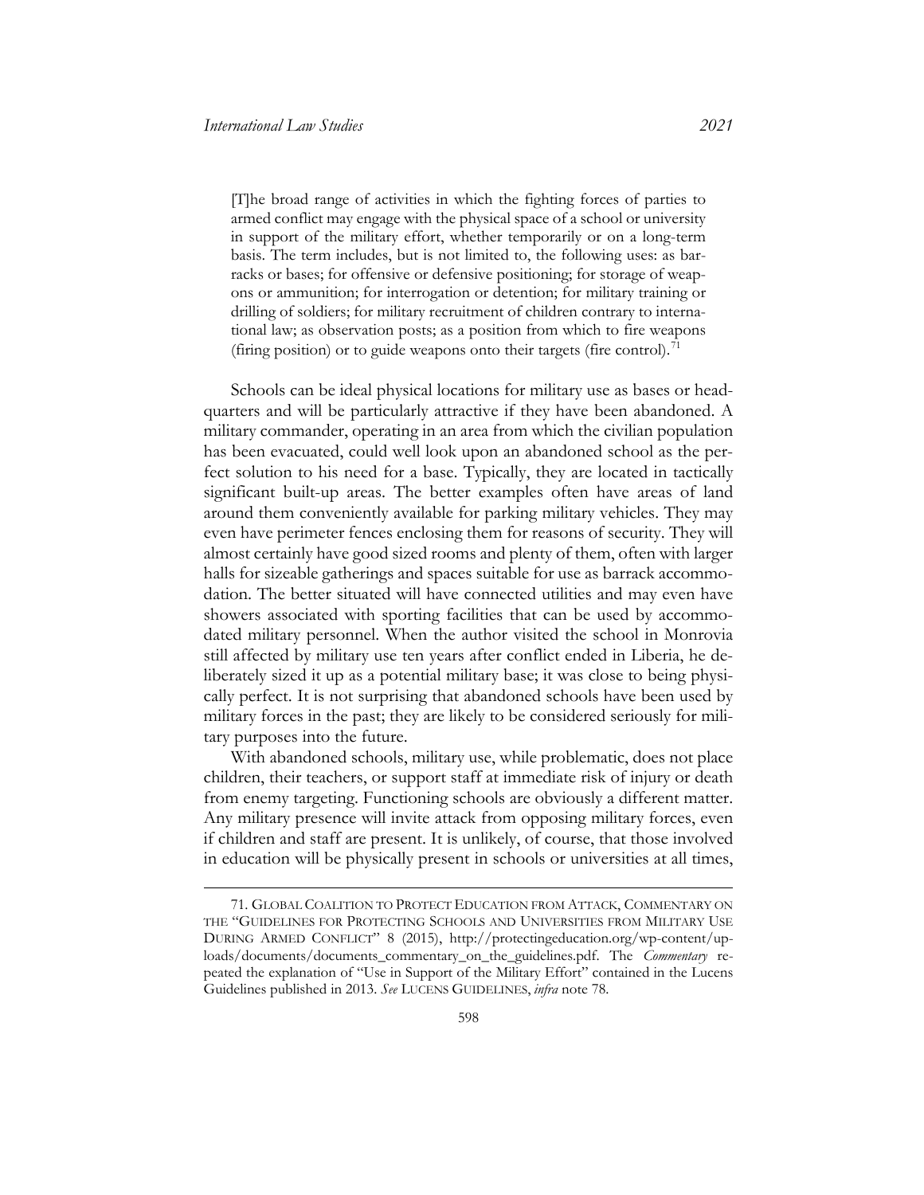> [T]he broad range of activities in which the fighting forces of parties to armed conflict may engage with the physical space of a school or university in support of the military effort, whether temporarily or on a long-term basis. The term includes, but is not limited to, the following uses: as barracks or bases; for offensive or defensive positioning; for storage of weapons or ammunition; for interrogation or detention; for military training or drilling of soldiers; for military recruitment of children contrary to international law; as observation posts; as a position from which to fire weapons (firing position) or to guide weapons onto their targets (fire control).[71]

Schools can be ideal physical locations for military use as bases or headquarters and will be particularly attractive if they have been abandoned. A military commander, operating in an area from which the civilian population has been evacuated, could well look upon an abandoned school as the perfect solution to his need for a base. Typically, they are located in tactically significant built-up areas. The better examples often have areas of land around them conveniently available for parking military vehicles. They may even have perimeter fences enclosing them for reasons of security. They will almost certainly have good sized rooms and plenty of them, often with larger halls for sizeable gatherings and spaces suitable for use as barrack accommodation. The better situated will have connected utilities and may even have showers associated with sporting facilities that can be used by accommodated military personnel. When the author visited the school in Monrovia still affected by military use ten years after conflict ended in Liberia, he deliberately sized it up as a potential military base; it was close to being physically perfect. It is not surprising that abandoned schools have been used by military forces in the past; they are likely to be considered seriously for military purposes into the future.

With abandoned schools, military use, while problematic, does not place children, their teachers, or support staff at immediate risk of injury or death from enemy targeting. Functioning schools are obviously a different matter. Any military presence will invite attack from opposing military forces, even if children and staff are present. It is unlikely, of course, that those involved in education will be physically present in schools or universities at all times,

---

71. GLOBAL COALITION TO PROTECT EDUCATION FROM ATTACK, COMMENTARY ON THE "GUIDELINES FOR PROTECTING SCHOOLS AND UNIVERSITIES FROM MILITARY USE DURING ARMED CONFLICT" 8 (2015), http://protectingeducation.org/wp-content/uploads/documents/documents_commentary_on_the_guidelines.pdf. The *Commentary* repeated the explanation of "Use in Support of the Military Effort" contained in the Lucens Guidelines published in 2013. *See* LUCENS GUIDELINES, *infra* note 78.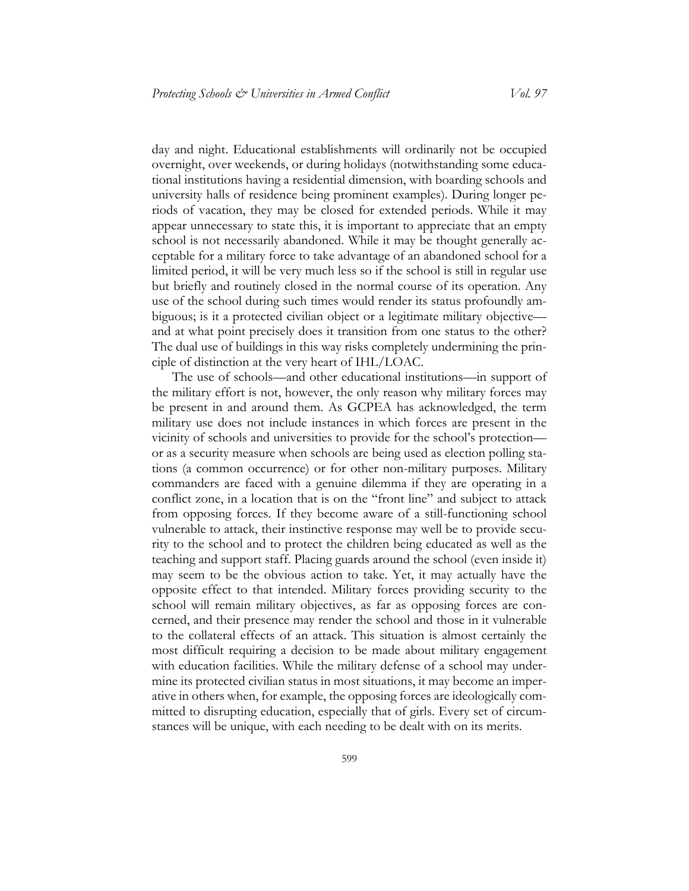day and night. Educational establishments will ordinarily not be occupied overnight, over weekends, or during holidays (notwithstanding some educational institutions having a residential dimension, with boarding schools and university halls of residence being prominent examples). During longer periods of vacation, they may be closed for extended periods. While it may appear unnecessary to state this, it is important to appreciate that an empty school is not necessarily abandoned. While it may be thought generally acceptable for a military force to take advantage of an abandoned school for a limited period, it will be very much less so if the school is still in regular use but briefly and routinely closed in the normal course of its operation. Any use of the school during such times would render its status profoundly ambiguous; is it a protected civilian object or a legitimate military objective—and at what point precisely does it transition from one status to the other? The dual use of buildings in this way risks completely undermining the principle of distinction at the very heart of IHL/LOAC.

The use of schools—and other educational institutions—in support of the military effort is not, however, the only reason why military forces may be present in and around them. As GCPEA has acknowledged, the term military use does not include instances in which forces are present in the vicinity of schools and universities to provide for the school's protection—or as a security measure when schools are being used as election polling stations (a common occurrence) or for other non-military purposes. Military commanders are faced with a genuine dilemma if they are operating in a conflict zone, in a location that is on the "front line" and subject to attack from opposing forces. If they become aware of a still-functioning school vulnerable to attack, their instinctive response may well be to provide security to the school and to protect the children being educated as well as the teaching and support staff. Placing guards around the school (even inside it) may seem to be the obvious action to take. Yet, it may actually have the opposite effect to that intended. Military forces providing security to the school will remain military objectives, as far as opposing forces are concerned, and their presence may render the school and those in it vulnerable to the collateral effects of an attack. This situation is almost certainly the most difficult requiring a decision to be made about military engagement with education facilities. While the military defense of a school may undermine its protected civilian status in most situations, it may become an imperative in others when, for example, the opposing forces are ideologically committed to disrupting education, especially that of girls. Every set of circumstances will be unique, with each needing to be dealt with on its merits.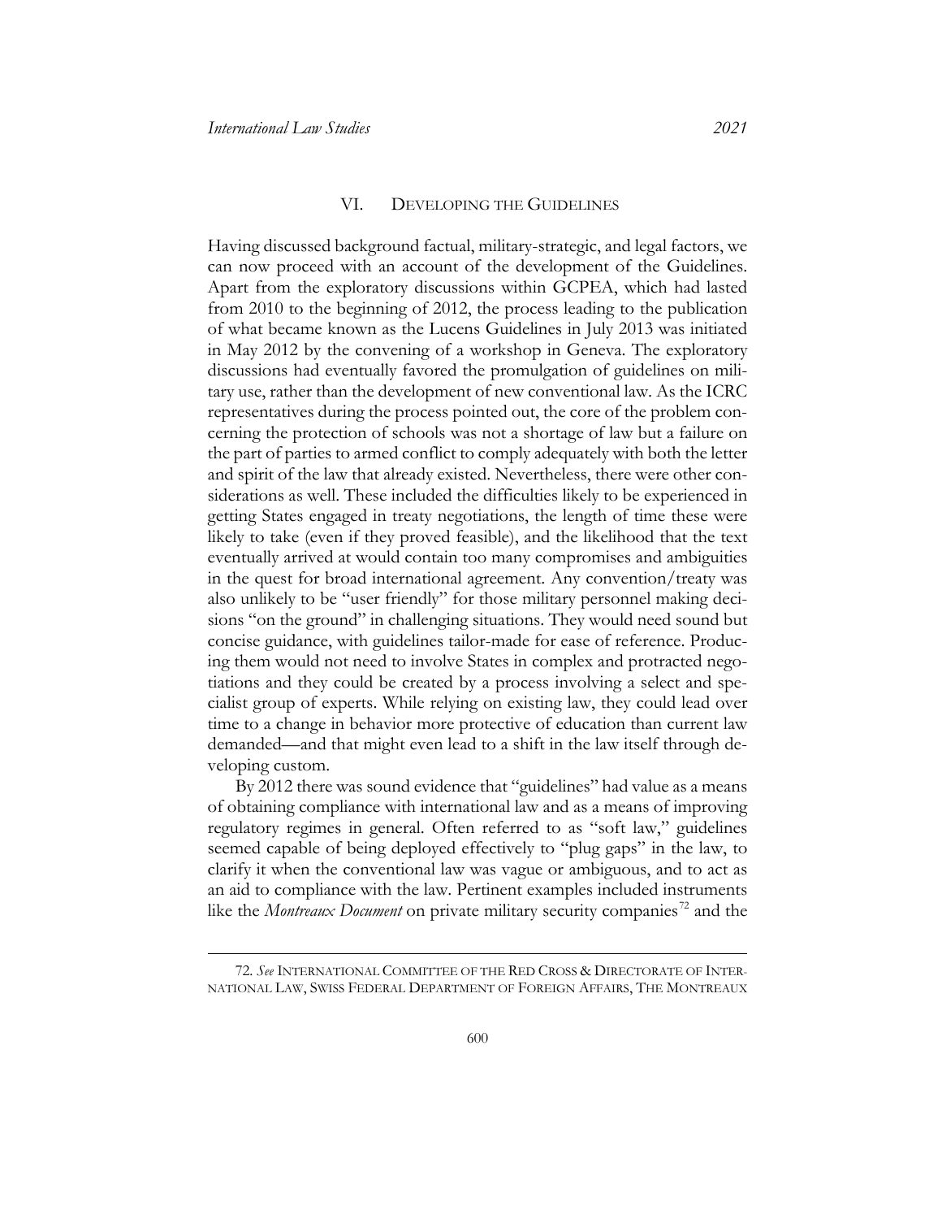## VI. Developing the Guidelines

Having discussed background factual, military-strategic, and legal factors, we can now proceed with an account of the development of the Guidelines. Apart from the exploratory discussions within GCPEA, which had lasted from 2010 to the beginning of 2012, the process leading to the publication of what became known as the Lucens Guidelines in July 2013 was initiated in May 2012 by the convening of a workshop in Geneva. The exploratory discussions had eventually favored the promulgation of guidelines on military use, rather than the development of new conventional law. As the ICRC representatives during the process pointed out, the core of the problem concerning the protection of schools was not a shortage of law but a failure on the part of parties to armed conflict to comply adequately with both the letter and spirit of the law that already existed. Nevertheless, there were other considerations as well. These included the difficulties likely to be experienced in getting States engaged in treaty negotiations, the length of time these were likely to take (even if they proved feasible), and the likelihood that the text eventually arrived at would contain too many compromises and ambiguities in the quest for broad international agreement. Any convention/treaty was also unlikely to be "user friendly" for those military personnel making decisions "on the ground" in challenging situations. They would need sound but concise guidance, with guidelines tailor-made for ease of reference. Producing them would not need to involve States in complex and protracted negotiations and they could be created by a process involving a select and specialist group of experts. While relying on existing law, they could lead over time to a change in behavior more protective of education than current law demanded—and that might even lead to a shift in the law itself through developing custom.

By 2012 there was sound evidence that "guidelines" had value as a means of obtaining compliance with international law and as a means of improving regulatory regimes in general. Often referred to as "soft law," guidelines seemed capable of being deployed effectively to "plug gaps" in the law, to clarify it when the conventional law was vague or ambiguous, and to act as an aid to compliance with the law. Pertinent examples included instruments like the *Montreaux Document* on private military security companies[72] and the

72. *See* INTERNATIONAL COMMITTEE OF THE RED CROSS & DIRECTORATE OF INTERNATIONAL LAW, SWISS FEDERAL DEPARTMENT OF FOREIGN AFFAIRS, THE MONTREAUX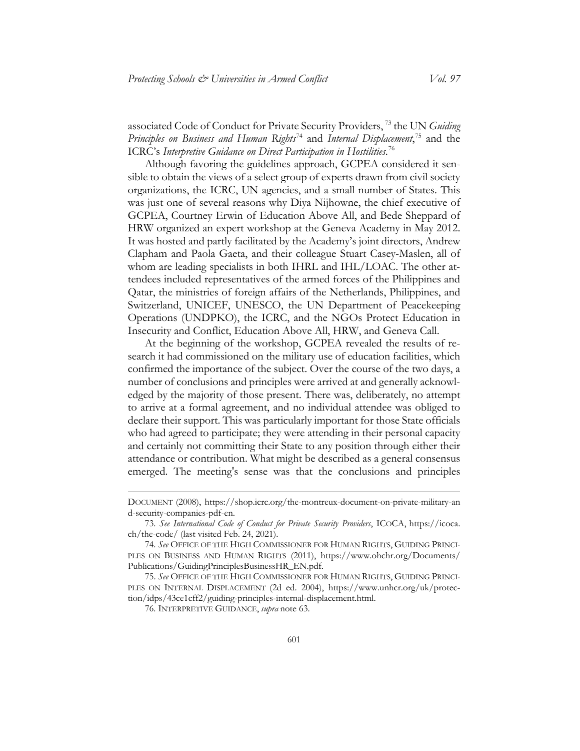associated Code of Conduct for Private Security Providers,[73] the UN *Guiding Principles on Business and Human Rights*[74] and *Internal Displacement*,[75] and the ICRC's *Interpretive Guidance on Direct Participation in Hostilities*.[76]

Although favoring the guidelines approach, GCPEA considered it sensible to obtain the views of a select group of experts drawn from civil society organizations, the ICRC, UN agencies, and a small number of States. This was just one of several reasons why Diya Nijhowne, the chief executive of GCPEA, Courtney Erwin of Education Above All, and Bede Sheppard of HRW organized an expert workshop at the Geneva Academy in May 2012. It was hosted and partly facilitated by the Academy's joint directors, Andrew Clapham and Paola Gaeta, and their colleague Stuart Casey-Maslen, all of whom are leading specialists in both IHRL and IHL/LOAC. The other attendees included representatives of the armed forces of the Philippines and Qatar, the ministries of foreign affairs of the Netherlands, Philippines, and Switzerland, UNICEF, UNESCO, the UN Department of Peacekeeping Operations (UNDPKO), the ICRC, and the NGOs Protect Education in Insecurity and Conflict, Education Above All, HRW, and Geneva Call.

At the beginning of the workshop, GCPEA revealed the results of research it had commissioned on the military use of education facilities, which confirmed the importance of the subject. Over the course of the two days, a number of conclusions and principles were arrived at and generally acknowledged by the majority of those present. There was, deliberately, no attempt to arrive at a formal agreement, and no individual attendee was obliged to declare their support. This was particularly important for those State officials who had agreed to participate; they were attending in their personal capacity and certainly not committing their State to any position through either their attendance or contribution. What might be described as a general consensus emerged. The meeting's sense was that the conclusions and principles

---

DOCUMENT (2008), https://shop.icrc.org/the-montreux-document-on-private-military-and-security-companies-pdf-en.

73. *See International Code of Conduct for Private Security Providers*, ICOCA, https://icoca.ch/the-code/ (last visited Feb. 24, 2021).

74. *See* OFFICE OF THE HIGH COMMISSIONER FOR HUMAN RIGHTS, GUIDING PRINCIPLES ON BUSINESS AND HUMAN RIGHTS (2011), https://www.ohchr.org/Documents/Publications/GuidingPrinciplesBusinessHR_EN.pdf.

75. *See* OFFICE OF THE HIGH COMMISSIONER FOR HUMAN RIGHTS, GUIDING PRINCIPLES ON INTERNAL DISPLACEMENT (2d ed. 2004), https://www.unhcr.org/uk/protection/idps/43ce1cff2/guiding-principles-internal-displacement.html.

76. INTERPRETIVE GUIDANCE, *supra* note 63.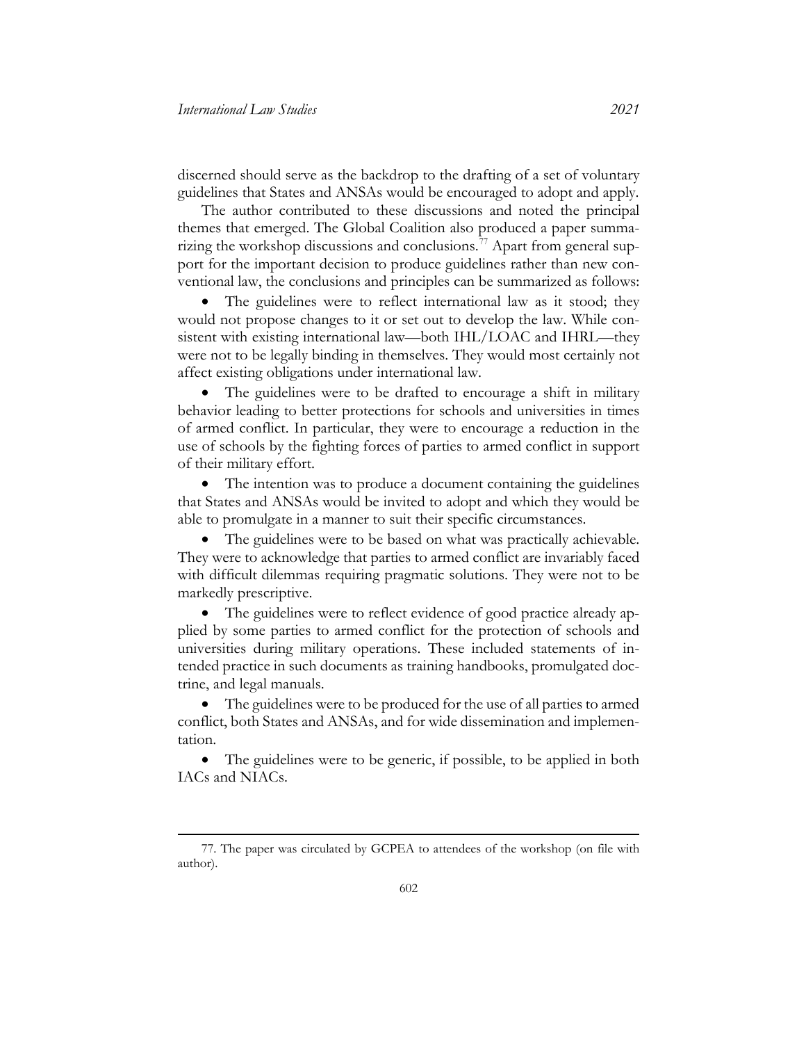discerned should serve as the backdrop to the drafting of a set of voluntary guidelines that States and ANSAs would be encouraged to adopt and apply.

The author contributed to these discussions and noted the principal themes that emerged. The Global Coalition also produced a paper summarizing the workshop discussions and conclusions.[77] Apart from general support for the important decision to produce guidelines rather than new conventional law, the conclusions and principles can be summarized as follows:

- The guidelines were to reflect international law as it stood; they would not propose changes to it or set out to develop the law. While consistent with existing international law—both IHL/LOAC and IHRL—they were not to be legally binding in themselves. They would most certainly not affect existing obligations under international law.
- The guidelines were to be drafted to encourage a shift in military behavior leading to better protections for schools and universities in times of armed conflict. In particular, they were to encourage a reduction in the use of schools by the fighting forces of parties to armed conflict in support of their military effort.
- The intention was to produce a document containing the guidelines that States and ANSAs would be invited to adopt and which they would be able to promulgate in a manner to suit their specific circumstances.
- The guidelines were to be based on what was practically achievable. They were to acknowledge that parties to armed conflict are invariably faced with difficult dilemmas requiring pragmatic solutions. They were not to be markedly prescriptive.
- The guidelines were to reflect evidence of good practice already applied by some parties to armed conflict for the protection of schools and universities during military operations. These included statements of intended practice in such documents as training handbooks, promulgated doctrine, and legal manuals.
- The guidelines were to be produced for the use of all parties to armed conflict, both States and ANSAs, and for wide dissemination and implementation.
- The guidelines were to be generic, if possible, to be applied in both IACs and NIACs.

77. The paper was circulated by GCPEA to attendees of the workshop (on file with author).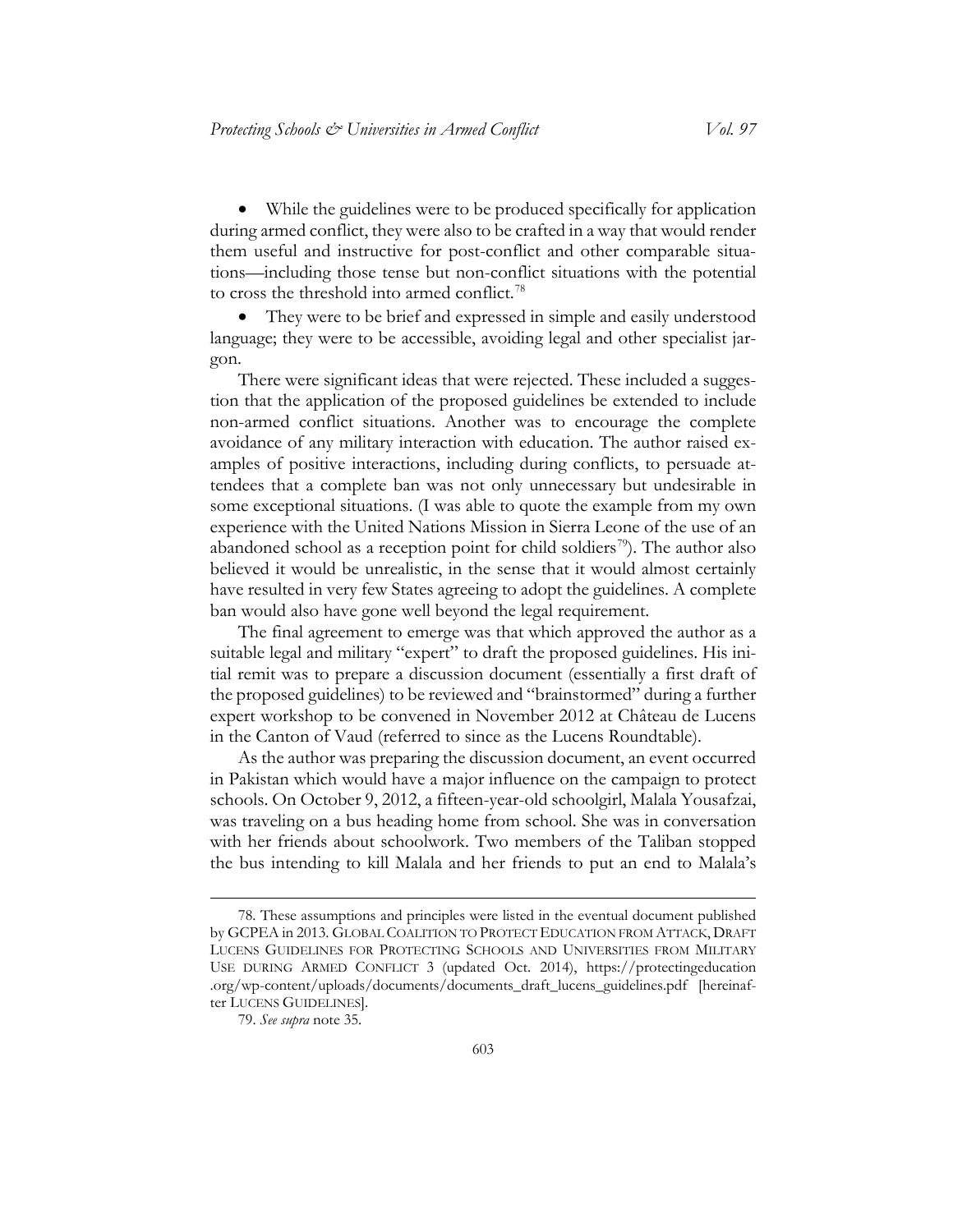- While the guidelines were to be produced specifically for application during armed conflict, they were also to be crafted in a way that would render them useful and instructive for post-conflict and other comparable situations—including those tense but non-conflict situations with the potential to cross the threshold into armed conflict.[78]

- They were to be brief and expressed in simple and easily understood language; they were to be accessible, avoiding legal and other specialist jargon.

There were significant ideas that were rejected. These included a suggestion that the application of the proposed guidelines be extended to include non-armed conflict situations. Another was to encourage the complete avoidance of any military interaction with education. The author raised examples of positive interactions, including during conflicts, to persuade attendees that a complete ban was not only unnecessary but undesirable in some exceptional situations. (I was able to quote the example from my own experience with the United Nations Mission in Sierra Leone of the use of an abandoned school as a reception point for child soldiers[79]). The author also believed it would be unrealistic, in the sense that it would almost certainly have resulted in very few States agreeing to adopt the guidelines. A complete ban would also have gone well beyond the legal requirement.

The final agreement to emerge was that which approved the author as a suitable legal and military "expert" to draft the proposed guidelines. His initial remit was to prepare a discussion document (essentially a first draft of the proposed guidelines) to be reviewed and "brainstormed" during a further expert workshop to be convened in November 2012 at Château de Lucens in the Canton of Vaud (referred to since as the Lucens Roundtable).

As the author was preparing the discussion document, an event occurred in Pakistan which would have a major influence on the campaign to protect schools. On October 9, 2012, a fifteen-year-old schoolgirl, Malala Yousafzai, was traveling on a bus heading home from school. She was in conversation with her friends about schoolwork. Two members of the Taliban stopped the bus intending to kill Malala and her friends to put an end to Malala's

---

78. These assumptions and principles were listed in the eventual document published by GCPEA in 2013. GLOBAL COALITION TO PROTECT EDUCATION FROM ATTACK, DRAFT LUCENS GUIDELINES FOR PROTECTING SCHOOLS AND UNIVERSITIES FROM MILITARY USE DURING ARMED CONFLICT 3 (updated Oct. 2014), https://protectingeducation.org/wp-content/uploads/documents/documents_draft_lucens_guidelines.pdf [hereinafter LUCENS GUIDELINES].

79. *See supra* note 35.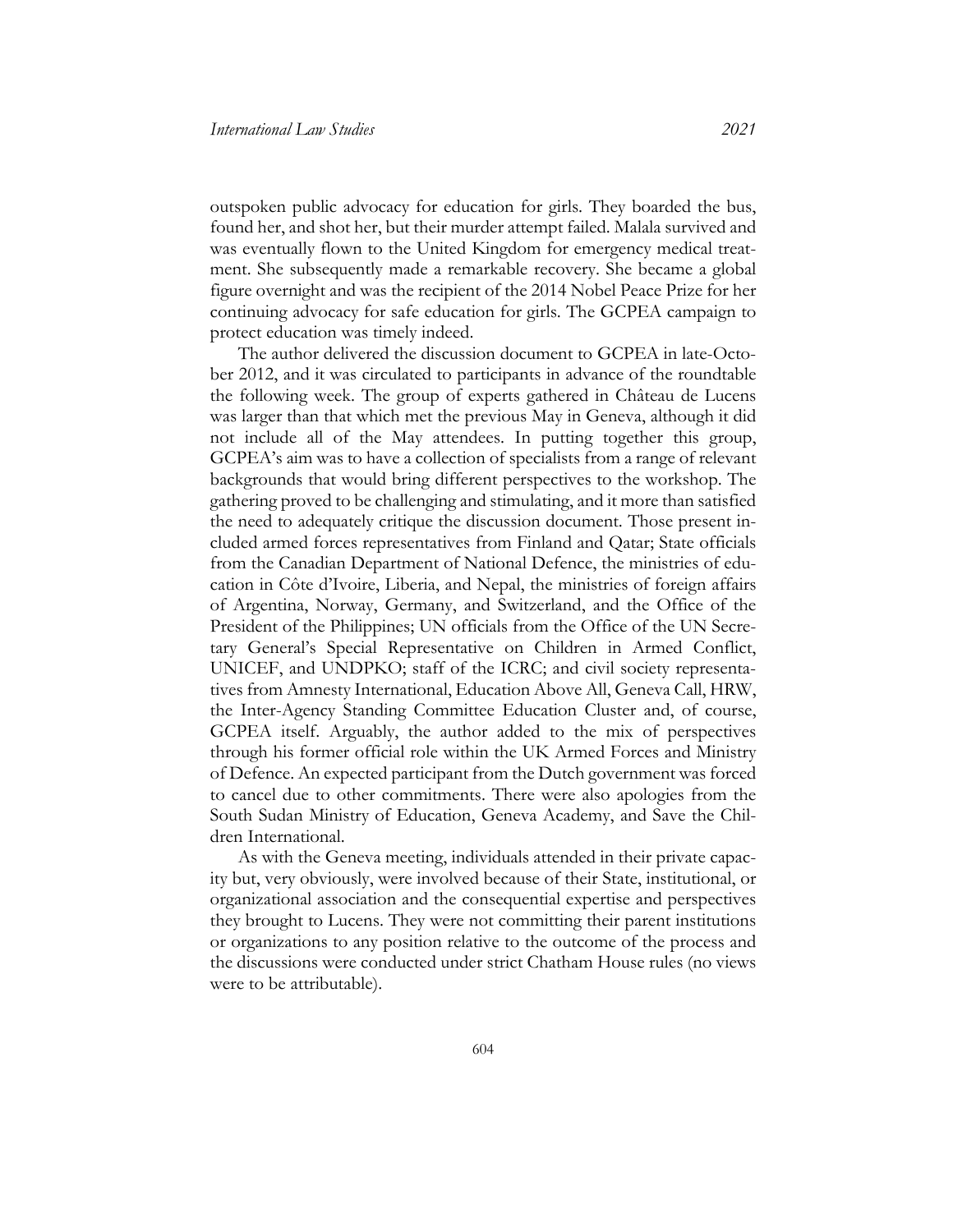outspoken public advocacy for education for girls. They boarded the bus, found her, and shot her, but their murder attempt failed. Malala survived and was eventually flown to the United Kingdom for emergency medical treatment. She subsequently made a remarkable recovery. She became a global figure overnight and was the recipient of the 2014 Nobel Peace Prize for her continuing advocacy for safe education for girls. The GCPEA campaign to protect education was timely indeed.

The author delivered the discussion document to GCPEA in late-October 2012, and it was circulated to participants in advance of the roundtable the following week. The group of experts gathered in Château de Lucens was larger than that which met the previous May in Geneva, although it did not include all of the May attendees. In putting together this group, GCPEA's aim was to have a collection of specialists from a range of relevant backgrounds that would bring different perspectives to the workshop. The gathering proved to be challenging and stimulating, and it more than satisfied the need to adequately critique the discussion document. Those present included armed forces representatives from Finland and Qatar; State officials from the Canadian Department of National Defence, the ministries of education in Côte d'Ivoire, Liberia, and Nepal, the ministries of foreign affairs of Argentina, Norway, Germany, and Switzerland, and the Office of the President of the Philippines; UN officials from the Office of the UN Secretary General's Special Representative on Children in Armed Conflict, UNICEF, and UNDPKO; staff of the ICRC; and civil society representatives from Amnesty International, Education Above All, Geneva Call, HRW, the Inter-Agency Standing Committee Education Cluster and, of course, GCPEA itself. Arguably, the author added to the mix of perspectives through his former official role within the UK Armed Forces and Ministry of Defence. An expected participant from the Dutch government was forced to cancel due to other commitments. There were also apologies from the South Sudan Ministry of Education, Geneva Academy, and Save the Children International.

As with the Geneva meeting, individuals attended in their private capacity but, very obviously, were involved because of their State, institutional, or organizational association and the consequential expertise and perspectives they brought to Lucens. They were not committing their parent institutions or organizations to any position relative to the outcome of the process and the discussions were conducted under strict Chatham House rules (no views were to be attributable).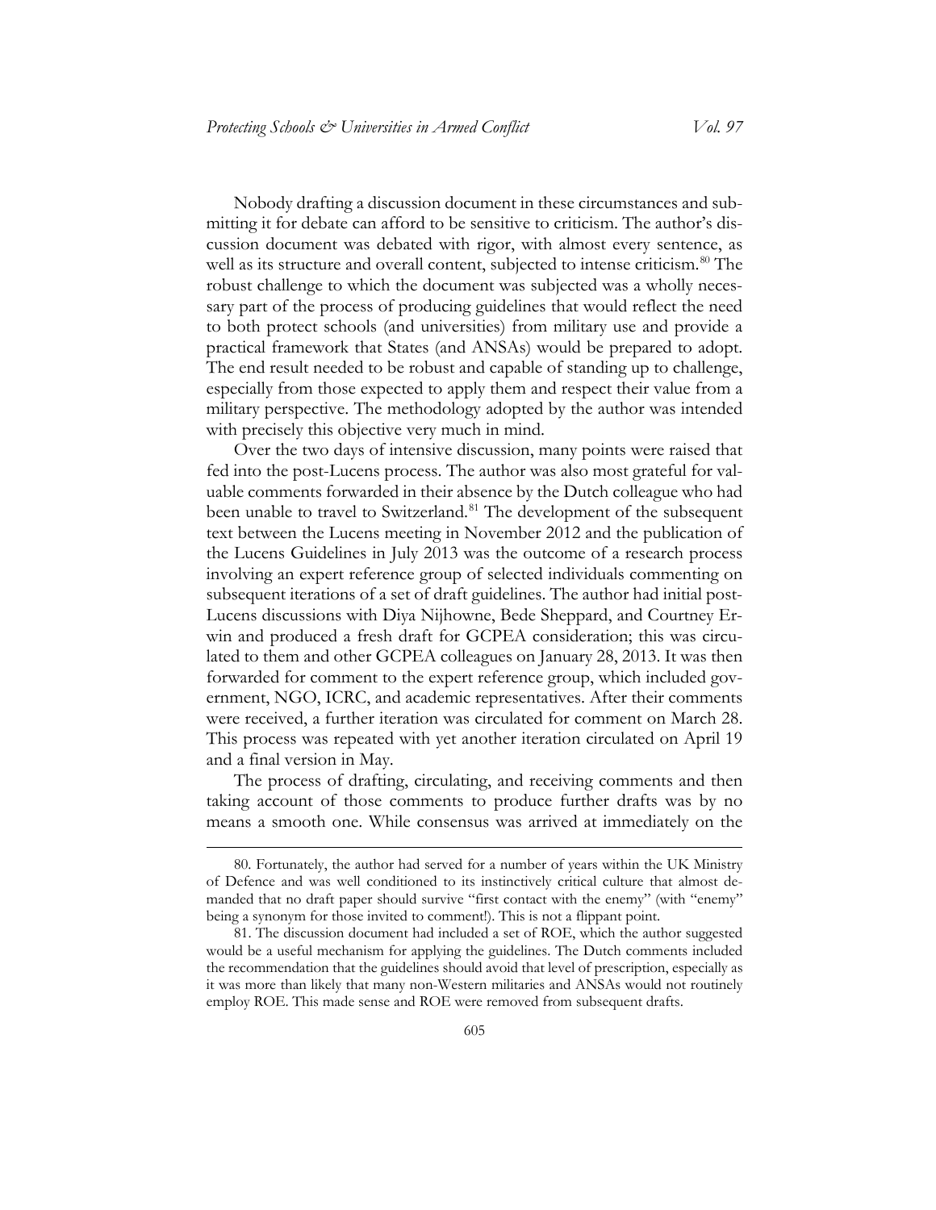Nobody drafting a discussion document in these circumstances and submitting it for debate can afford to be sensitive to criticism. The author's discussion document was debated with rigor, with almost every sentence, as well as its structure and overall content, subjected to intense criticism.[80] The robust challenge to which the document was subjected was a wholly necessary part of the process of producing guidelines that would reflect the need to both protect schools (and universities) from military use and provide a practical framework that States (and ANSAs) would be prepared to adopt. The end result needed to be robust and capable of standing up to challenge, especially from those expected to apply them and respect their value from a military perspective. The methodology adopted by the author was intended with precisely this objective very much in mind.

Over the two days of intensive discussion, many points were raised that fed into the post-Lucens process. The author was also most grateful for valuable comments forwarded in their absence by the Dutch colleague who had been unable to travel to Switzerland.[81] The development of the subsequent text between the Lucens meeting in November 2012 and the publication of the Lucens Guidelines in July 2013 was the outcome of a research process involving an expert reference group of selected individuals commenting on subsequent iterations of a set of draft guidelines. The author had initial post-Lucens discussions with Diya Nijhowne, Bede Sheppard, and Courtney Erwin and produced a fresh draft for GCPEA consideration; this was circulated to them and other GCPEA colleagues on January 28, 2013. It was then forwarded for comment to the expert reference group, which included government, NGO, ICRC, and academic representatives. After their comments were received, a further iteration was circulated for comment on March 28. This process was repeated with yet another iteration circulated on April 19 and a final version in May.

The process of drafting, circulating, and receiving comments and then taking account of those comments to produce further drafts was by no means a smooth one. While consensus was arrived at immediately on the

80. Fortunately, the author had served for a number of years within the UK Ministry of Defence and was well conditioned to its instinctively critical culture that almost demanded that no draft paper should survive "first contact with the enemy" (with "enemy" being a synonym for those invited to comment!). This is not a flippant point.

81. The discussion document had included a set of ROE, which the author suggested would be a useful mechanism for applying the guidelines. The Dutch comments included the recommendation that the guidelines should avoid that level of prescription, especially as it was more than likely that many non-Western militaries and ANSAs would not routinely employ ROE. This made sense and ROE were removed from subsequent drafts.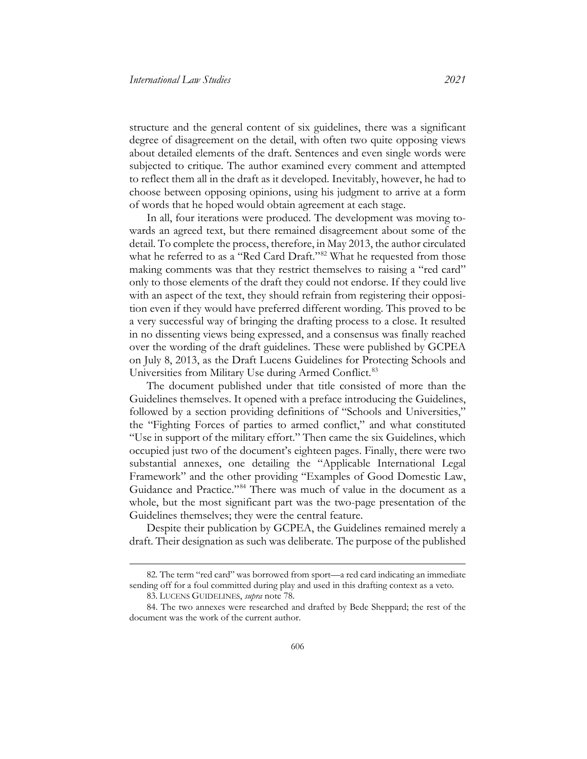structure and the general content of six guidelines, there was a significant degree of disagreement on the detail, with often two quite opposing views about detailed elements of the draft. Sentences and even single words were subjected to critique. The author examined every comment and attempted to reflect them all in the draft as it developed. Inevitably, however, he had to choose between opposing opinions, using his judgment to arrive at a form of words that he hoped would obtain agreement at each stage.

In all, four iterations were produced. The development was moving towards an agreed text, but there remained disagreement about some of the detail. To complete the process, therefore, in May 2013, the author circulated what he referred to as a "Red Card Draft."[82] What he requested from those making comments was that they restrict themselves to raising a "red card" only to those elements of the draft they could not endorse. If they could live with an aspect of the text, they should refrain from registering their opposition even if they would have preferred different wording. This proved to be a very successful way of bringing the drafting process to a close. It resulted in no dissenting views being expressed, and a consensus was finally reached over the wording of the draft guidelines. These were published by GCPEA on July 8, 2013, as the Draft Lucens Guidelines for Protecting Schools and Universities from Military Use during Armed Conflict.[83]

The document published under that title consisted of more than the Guidelines themselves. It opened with a preface introducing the Guidelines, followed by a section providing definitions of "Schools and Universities," the "Fighting Forces of parties to armed conflict," and what constituted "Use in support of the military effort." Then came the six Guidelines, which occupied just two of the document's eighteen pages. Finally, there were two substantial annexes, one detailing the "Applicable International Legal Framework" and the other providing "Examples of Good Domestic Law, Guidance and Practice."[84] There was much of value in the document as a whole, but the most significant part was the two-page presentation of the Guidelines themselves; they were the central feature.

Despite their publication by GCPEA, the Guidelines remained merely a draft. Their designation as such was deliberate. The purpose of the published

---

82. The term "red card" was borrowed from sport—a red card indicating an immediate sending off for a foul committed during play and used in this drafting context as a veto.

83. LUCENS GUIDELINES, *supra* note 78.

84. The two annexes were researched and drafted by Bede Sheppard; the rest of the document was the work of the current author.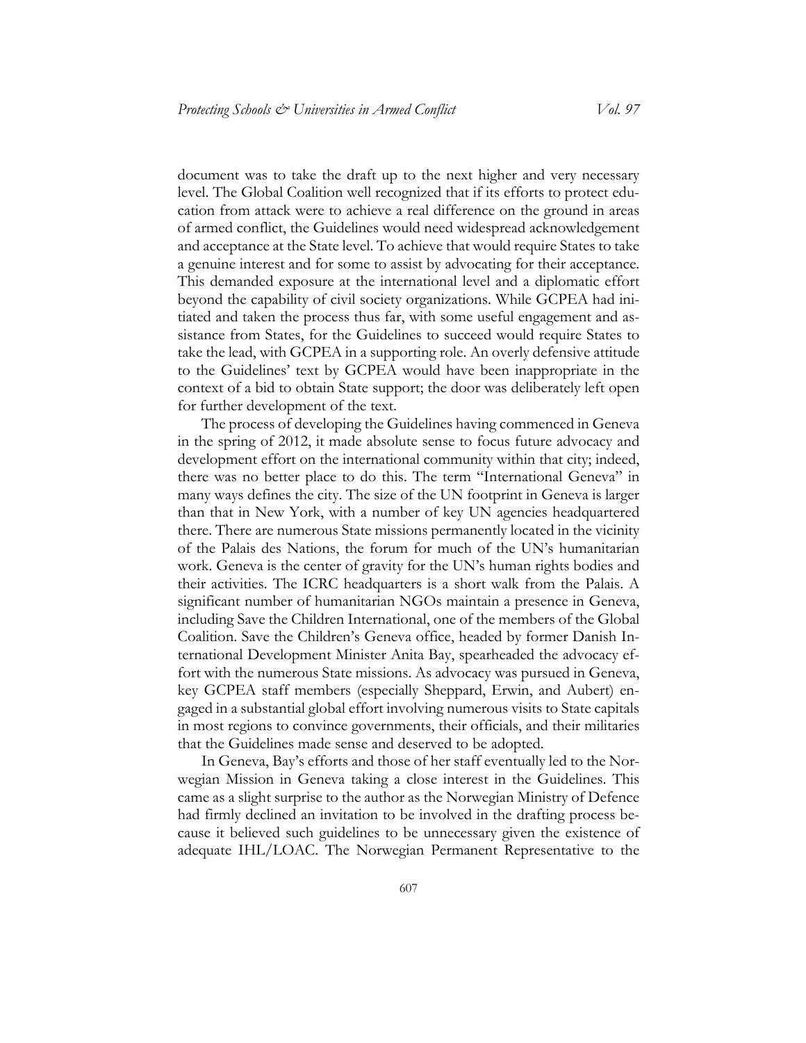document was to take the draft up to the next higher and very necessary level. The Global Coalition well recognized that if its efforts to protect education from attack were to achieve a real difference on the ground in areas of armed conflict, the Guidelines would need widespread acknowledgement and acceptance at the State level. To achieve that would require States to take a genuine interest and for some to assist by advocating for their acceptance. This demanded exposure at the international level and a diplomatic effort beyond the capability of civil society organizations. While GCPEA had initiated and taken the process thus far, with some useful engagement and assistance from States, for the Guidelines to succeed would require States to take the lead, with GCPEA in a supporting role. An overly defensive attitude to the Guidelines' text by GCPEA would have been inappropriate in the context of a bid to obtain State support; the door was deliberately left open for further development of the text.

The process of developing the Guidelines having commenced in Geneva in the spring of 2012, it made absolute sense to focus future advocacy and development effort on the international community within that city; indeed, there was no better place to do this. The term "International Geneva" in many ways defines the city. The size of the UN footprint in Geneva is larger than that in New York, with a number of key UN agencies headquartered there. There are numerous State missions permanently located in the vicinity of the Palais des Nations, the forum for much of the UN's humanitarian work. Geneva is the center of gravity for the UN's human rights bodies and their activities. The ICRC headquarters is a short walk from the Palais. A significant number of humanitarian NGOs maintain a presence in Geneva, including Save the Children International, one of the members of the Global Coalition. Save the Children's Geneva office, headed by former Danish International Development Minister Anita Bay, spearheaded the advocacy effort with the numerous State missions. As advocacy was pursued in Geneva, key GCPEA staff members (especially Sheppard, Erwin, and Aubert) engaged in a substantial global effort involving numerous visits to State capitals in most regions to convince governments, their officials, and their militaries that the Guidelines made sense and deserved to be adopted.

In Geneva, Bay's efforts and those of her staff eventually led to the Norwegian Mission in Geneva taking a close interest in the Guidelines. This came as a slight surprise to the author as the Norwegian Ministry of Defence had firmly declined an invitation to be involved in the drafting process because it believed such guidelines to be unnecessary given the existence of adequate IHL/LOAC. The Norwegian Permanent Representative to the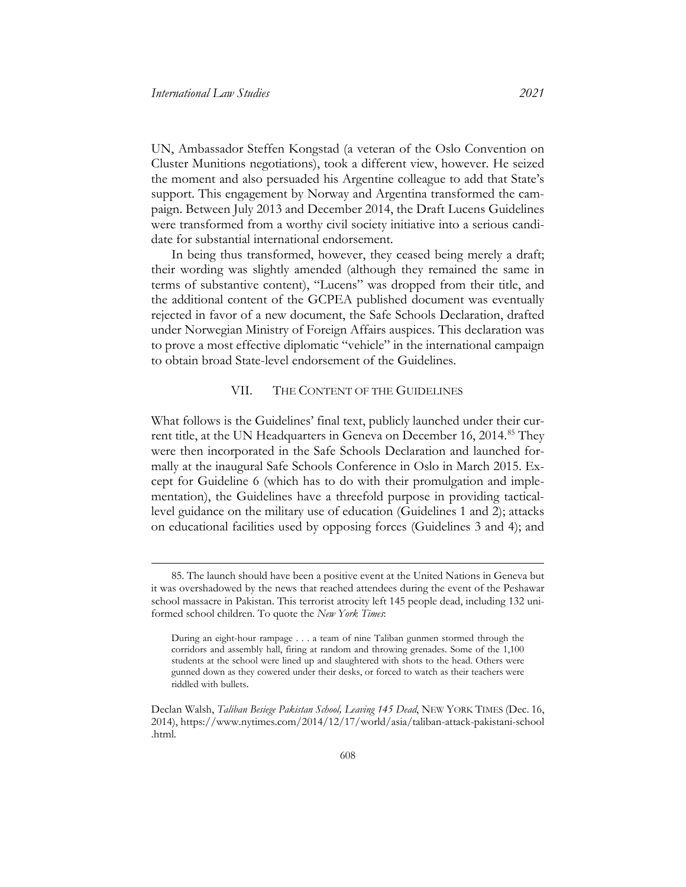UN, Ambassador Steffen Kongstad (a veteran of the Oslo Convention on Cluster Munitions negotiations), took a different view, however. He seized the moment and also persuaded his Argentine colleague to add that State's support. This engagement by Norway and Argentina transformed the campaign. Between July 2013 and December 2014, the Draft Lucens Guidelines were transformed from a worthy civil society initiative into a serious candidate for substantial international endorsement.

In being thus transformed, however, they ceased being merely a draft; their wording was slightly amended (although they remained the same in terms of substantive content), "Lucens" was dropped from their title, and the additional content of the GCPEA published document was eventually rejected in favor of a new document, the Safe Schools Declaration, drafted under Norwegian Ministry of Foreign Affairs auspices. This declaration was to prove a most effective diplomatic "vehicle" in the international campaign to obtain broad State-level endorsement of the Guidelines.

## VII. THE CONTENT OF THE GUIDELINES

What follows is the Guidelines' final text, publicly launched under their current title, at the UN Headquarters in Geneva on December 16, 2014.[85] They were then incorporated in the Safe Schools Declaration and launched formally at the inaugural Safe Schools Conference in Oslo in March 2015. Except for Guideline 6 (which has to do with their promulgation and implementation), the Guidelines have a threefold purpose in providing tactical-level guidance on the military use of education (Guidelines 1 and 2); attacks on educational facilities used by opposing forces (Guidelines 3 and 4); and

---

85. The launch should have been a positive event at the United Nations in Geneva but it was overshadowed by the news that reached attendees during the event of the Peshawar school massacre in Pakistan. This terrorist atrocity left 145 people dead, including 132 uniformed school children. To quote the *New York Times*:

> During an eight-hour rampage . . . a team of nine Taliban gunmen stormed through the corridors and assembly hall, firing at random and throwing grenades. Some of the 1,100 students at the school were lined up and slaughtered with shots to the head. Others were gunned down as they cowered under their desks, or forced to watch as their teachers were riddled with bullets.

Declan Walsh, *Taliban Besiege Pakistan School, Leaving 145 Dead*, NEW YORK TIMES (Dec. 16, 2014), https://www.nytimes.com/2014/12/17/world/asia/taliban-attack-pakistani-school.html.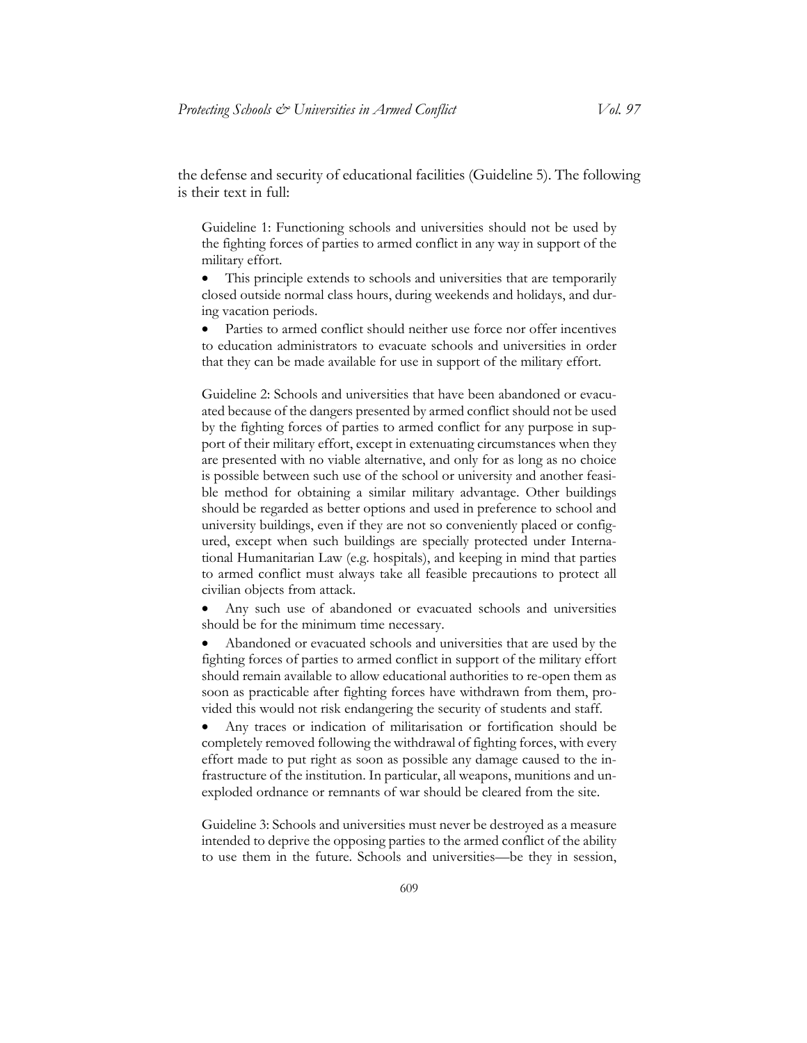the defense and security of educational facilities (Guideline 5). The following is their text in full:

> Guideline 1: Functioning schools and universities should not be used by the fighting forces of parties to armed conflict in any way in support of the military effort.
>
> - This principle extends to schools and universities that are temporarily closed outside normal class hours, during weekends and holidays, and during vacation periods.
> - Parties to armed conflict should neither use force nor offer incentives to education administrators to evacuate schools and universities in order that they can be made available for use in support of the military effort.
>
> Guideline 2: Schools and universities that have been abandoned or evacuated because of the dangers presented by armed conflict should not be used by the fighting forces of parties to armed conflict for any purpose in support of their military effort, except in extenuating circumstances when they are presented with no viable alternative, and only for as long as no choice is possible between such use of the school or university and another feasible method for obtaining a similar military advantage. Other buildings should be regarded as better options and used in preference to school and university buildings, even if they are not so conveniently placed or configured, except when such buildings are specially protected under International Humanitarian Law (e.g. hospitals), and keeping in mind that parties to armed conflict must always take all feasible precautions to protect all civilian objects from attack.
>
> - Any such use of abandoned or evacuated schools and universities should be for the minimum time necessary.
> - Abandoned or evacuated schools and universities that are used by the fighting forces of parties to armed conflict in support of the military effort should remain available to allow educational authorities to re-open them as soon as practicable after fighting forces have withdrawn from them, provided this would not risk endangering the security of students and staff.
> - Any traces or indication of militarisation or fortification should be completely removed following the withdrawal of fighting forces, with every effort made to put right as soon as possible any damage caused to the infrastructure of the institution. In particular, all weapons, munitions and unexploded ordnance or remnants of war should be cleared from the site.
>
> Guideline 3: Schools and universities must never be destroyed as a measure intended to deprive the opposing parties to the armed conflict of the ability to use them in the future. Schools and universities—be they in session,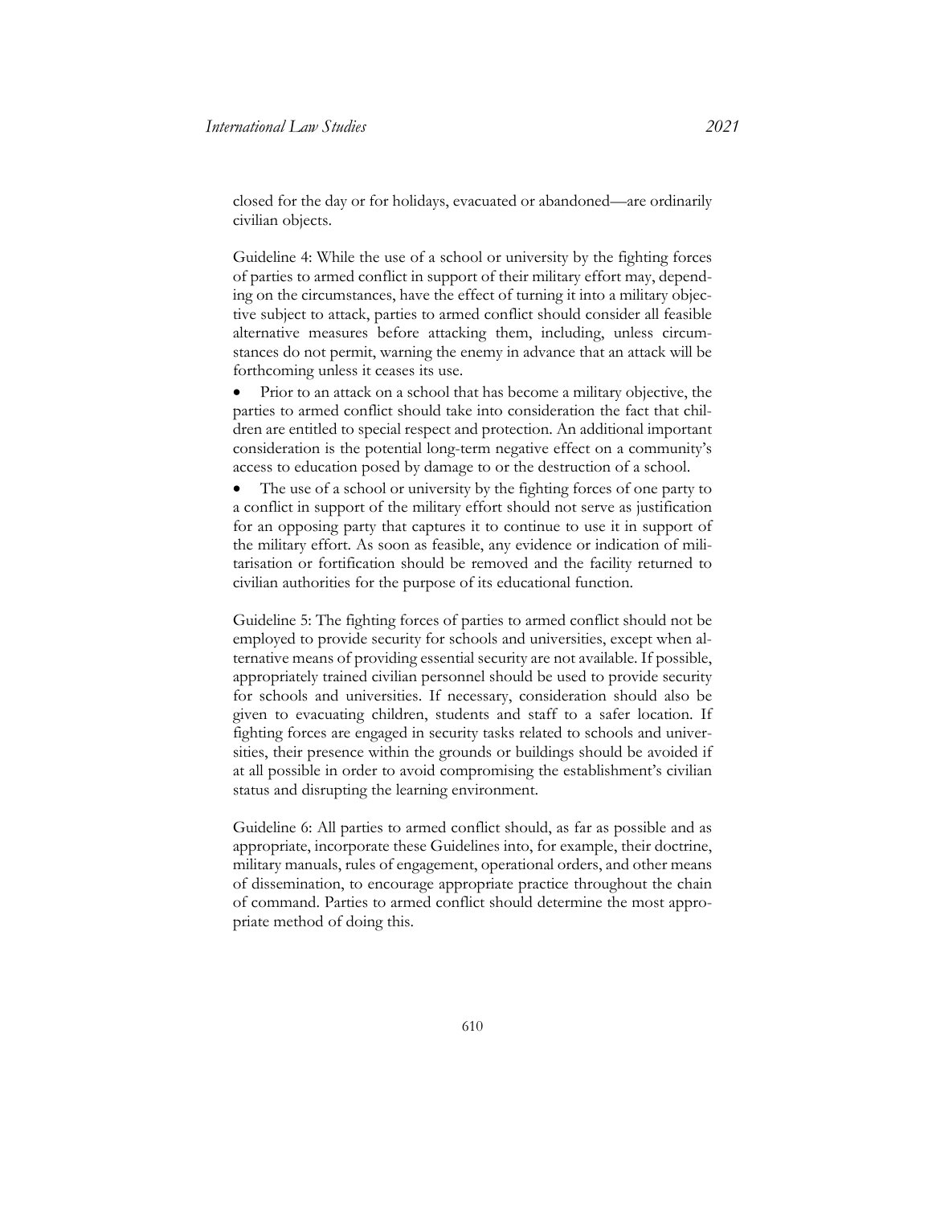closed for the day or for holidays, evacuated or abandoned—are ordinarily civilian objects.

Guideline 4: While the use of a school or university by the fighting forces of parties to armed conflict in support of their military effort may, depending on the circumstances, have the effect of turning it into a military objective subject to attack, parties to armed conflict should consider all feasible alternative measures before attacking them, including, unless circumstances do not permit, warning the enemy in advance that an attack will be forthcoming unless it ceases its use.

- Prior to an attack on a school that has become a military objective, the parties to armed conflict should take into consideration the fact that children are entitled to special respect and protection. An additional important consideration is the potential long-term negative effect on a community's access to education posed by damage to or the destruction of a school.
- The use of a school or university by the fighting forces of one party to a conflict in support of the military effort should not serve as justification for an opposing party that captures it to continue to use it in support of the military effort. As soon as feasible, any evidence or indication of militarisation or fortification should be removed and the facility returned to civilian authorities for the purpose of its educational function.

Guideline 5: The fighting forces of parties to armed conflict should not be employed to provide security for schools and universities, except when alternative means of providing essential security are not available. If possible, appropriately trained civilian personnel should be used to provide security for schools and universities. If necessary, consideration should also be given to evacuating children, students and staff to a safer location. If fighting forces are engaged in security tasks related to schools and universities, their presence within the grounds or buildings should be avoided if at all possible in order to avoid compromising the establishment's civilian status and disrupting the learning environment.

Guideline 6: All parties to armed conflict should, as far as possible and as appropriate, incorporate these Guidelines into, for example, their doctrine, military manuals, rules of engagement, operational orders, and other means of dissemination, to encourage appropriate practice throughout the chain of command. Parties to armed conflict should determine the most appropriate method of doing this.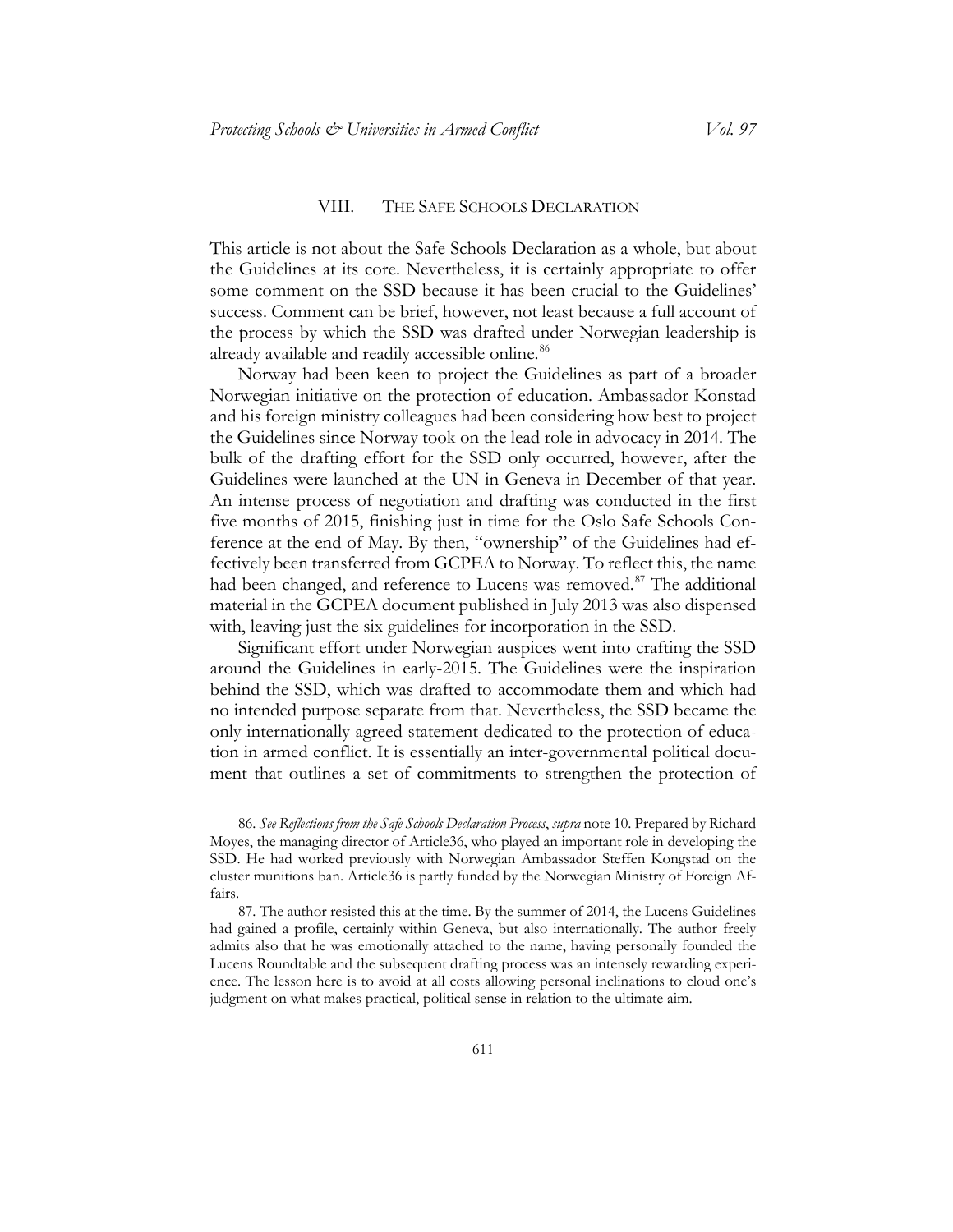## VIII. THE SAFE SCHOOLS DECLARATION

This article is not about the Safe Schools Declaration as a whole, but about the Guidelines at its core. Nevertheless, it is certainly appropriate to offer some comment on the SSD because it has been crucial to the Guidelines' success. Comment can be brief, however, not least because a full account of the process by which the SSD was drafted under Norwegian leadership is already available and readily accessible online.[86]

Norway had been keen to project the Guidelines as part of a broader Norwegian initiative on the protection of education. Ambassador Konstad and his foreign ministry colleagues had been considering how best to project the Guidelines since Norway took on the lead role in advocacy in 2014. The bulk of the drafting effort for the SSD only occurred, however, after the Guidelines were launched at the UN in Geneva in December of that year. An intense process of negotiation and drafting was conducted in the first five months of 2015, finishing just in time for the Oslo Safe Schools Conference at the end of May. By then, "ownership" of the Guidelines had effectively been transferred from GCPEA to Norway. To reflect this, the name had been changed, and reference to Lucens was removed.[87] The additional material in the GCPEA document published in July 2013 was also dispensed with, leaving just the six guidelines for incorporation in the SSD.

Significant effort under Norwegian auspices went into crafting the SSD around the Guidelines in early-2015. The Guidelines were the inspiration behind the SSD, which was drafted to accommodate them and which had no intended purpose separate from that. Nevertheless, the SSD became the only internationally agreed statement dedicated to the protection of education in armed conflict. It is essentially an inter-governmental political document that outlines a set of commitments to strengthen the protection of

---

86. *See Reflections from the Safe Schools Declaration Process*, *supra* note 10. Prepared by Richard Moyes, the managing director of Article36, who played an important role in developing the SSD. He had worked previously with Norwegian Ambassador Steffen Kongstad on the cluster munitions ban. Article36 is partly funded by the Norwegian Ministry of Foreign Affairs.

87. The author resisted this at the time. By the summer of 2014, the Lucens Guidelines had gained a profile, certainly within Geneva, but also internationally. The author freely admits also that he was emotionally attached to the name, having personally founded the Lucens Roundtable and the subsequent drafting process was an intensely rewarding experience. The lesson here is to avoid at all costs allowing personal inclinations to cloud one's judgment on what makes practical, political sense in relation to the ultimate aim.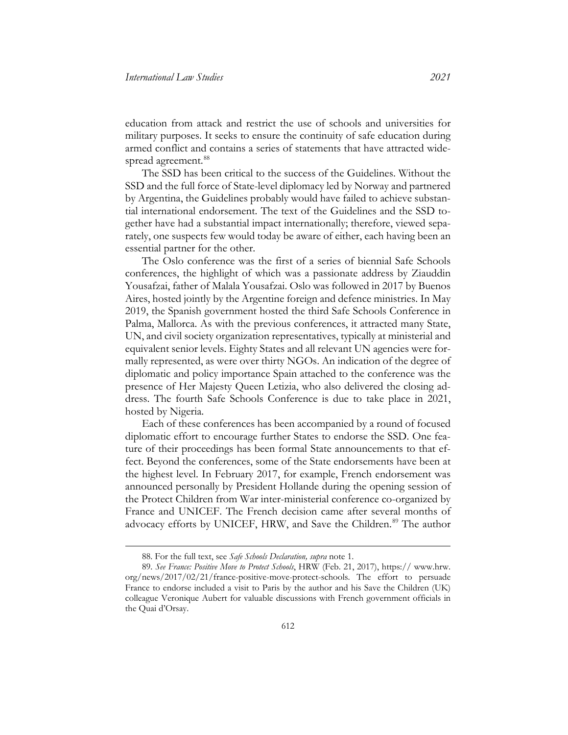education from attack and restrict the use of schools and universities for military purposes. It seeks to ensure the continuity of safe education during armed conflict and contains a series of statements that have attracted widespread agreement.[88]

The SSD has been critical to the success of the Guidelines. Without the SSD and the full force of State-level diplomacy led by Norway and partnered by Argentina, the Guidelines probably would have failed to achieve substantial international endorsement. The text of the Guidelines and the SSD together have had a substantial impact internationally; therefore, viewed separately, one suspects few would today be aware of either, each having been an essential partner for the other.

The Oslo conference was the first of a series of biennial Safe Schools conferences, the highlight of which was a passionate address by Ziauddin Yousafzai, father of Malala Yousafzai. Oslo was followed in 2017 by Buenos Aires, hosted jointly by the Argentine foreign and defence ministries. In May 2019, the Spanish government hosted the third Safe Schools Conference in Palma, Mallorca. As with the previous conferences, it attracted many State, UN, and civil society organization representatives, typically at ministerial and equivalent senior levels. Eighty States and all relevant UN agencies were formally represented, as were over thirty NGOs. An indication of the degree of diplomatic and policy importance Spain attached to the conference was the presence of Her Majesty Queen Letizia, who also delivered the closing address. The fourth Safe Schools Conference is due to take place in 2021, hosted by Nigeria.

Each of these conferences has been accompanied by a round of focused diplomatic effort to encourage further States to endorse the SSD. One feature of their proceedings has been formal State announcements to that effect. Beyond the conferences, some of the State endorsements have been at the highest level. In February 2017, for example, French endorsement was announced personally by President Hollande during the opening session of the Protect Children from War inter-ministerial conference co-organized by France and UNICEF. The French decision came after several months of advocacy efforts by UNICEF, HRW, and Save the Children.[89] The author

---

88. For the full text, see *Safe Schools Declaration, supra* note 1.

89. *See France: Positive Move to Protect Schools*, HRW (Feb. 21, 2017), https:// www.hrw.org/news/2017/02/21/france-positive-move-protect-schools. The effort to persuade France to endorse included a visit to Paris by the author and his Save the Children (UK) colleague Veronique Aubert for valuable discussions with French government officials in the Quai d'Orsay.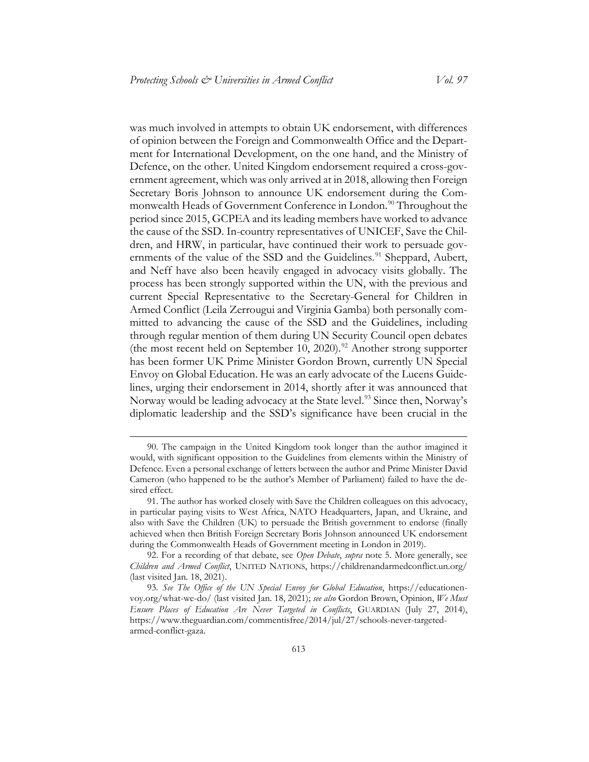was much involved in attempts to obtain UK endorsement, with differences of opinion between the Foreign and Commonwealth Office and the Department for International Development, on the one hand, and the Ministry of Defence, on the other. United Kingdom endorsement required a cross-government agreement, which was only arrived at in 2018, allowing then Foreign Secretary Boris Johnson to announce UK endorsement during the Commonwealth Heads of Government Conference in London.[90] Throughout the period since 2015, GCPEA and its leading members have worked to advance the cause of the SSD. In-country representatives of UNICEF, Save the Children, and HRW, in particular, have continued their work to persuade governments of the value of the SSD and the Guidelines.[91] Sheppard, Aubert, and Neff have also been heavily engaged in advocacy visits globally. The process has been strongly supported within the UN, with the previous and current Special Representative to the Secretary-General for Children in Armed Conflict (Leila Zerrougui and Virginia Gamba) both personally committed to advancing the cause of the SSD and the Guidelines, including through regular mention of them during UN Security Council open debates (the most recent held on September 10, 2020).[92] Another strong supporter has been former UK Prime Minister Gordon Brown, currently UN Special Envoy on Global Education. He was an early advocate of the Lucens Guidelines, urging their endorsement in 2014, shortly after it was announced that Norway would be leading advocacy at the State level.[93] Since then, Norway's diplomatic leadership and the SSD's significance have been crucial in the

90. The campaign in the United Kingdom took longer than the author imagined it would, with significant opposition to the Guidelines from elements within the Ministry of Defence. Even a personal exchange of letters between the author and Prime Minister David Cameron (who happened to be the author's Member of Parliament) failed to have the desired effect.

91. The author has worked closely with Save the Children colleagues on this advocacy, in particular paying visits to West Africa, NATO Headquarters, Japan, and Ukraine, and also with Save the Children (UK) to persuade the British government to endorse (finally achieved when then British Foreign Secretary Boris Johnson announced UK endorsement during the Commonwealth Heads of Government meeting in London in 2019).

92. For a recording of that debate, see *Open Debate*, *supra* note 5. More generally, see *Children and Armed Conflict*, UNITED NATIONS, https://childrenandarmedconflict.un.org/ (last visited Jan. 18, 2021).

93. *See The Office of the UN Special Envoy for Global Education*, https://educationenvoy.org/what-we-do/ (last visited Jan. 18, 2021); *see also* Gordon Brown, Opinion, *We Must Ensure Places of Education Are Never Targeted in Conflicts*, GUARDIAN (July 27, 2014), https://www.theguardian.com/commentisfree/2014/jul/27/schools-never-targeted-armed-conflict-gaza.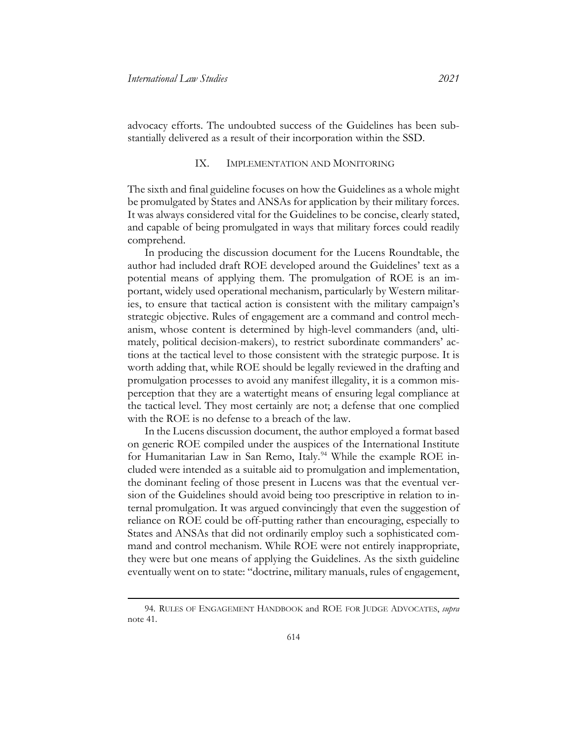advocacy efforts. The undoubted success of the Guidelines has been substantially delivered as a result of their incorporation within the SSD.

## IX. Implementation and Monitoring

The sixth and final guideline focuses on how the Guidelines as a whole might be promulgated by States and ANSAs for application by their military forces. It was always considered vital for the Guidelines to be concise, clearly stated, and capable of being promulgated in ways that military forces could readily comprehend.

In producing the discussion document for the Lucens Roundtable, the author had included draft ROE developed around the Guidelines' text as a potential means of applying them. The promulgation of ROE is an important, widely used operational mechanism, particularly by Western militaries, to ensure that tactical action is consistent with the military campaign's strategic objective. Rules of engagement are a command and control mechanism, whose content is determined by high-level commanders (and, ultimately, political decision-makers), to restrict subordinate commanders' actions at the tactical level to those consistent with the strategic purpose. It is worth adding that, while ROE should be legally reviewed in the drafting and promulgation processes to avoid any manifest illegality, it is a common misperception that they are a watertight means of ensuring legal compliance at the tactical level. They most certainly are not; a defense that one complied with the ROE is no defense to a breach of the law.

In the Lucens discussion document, the author employed a format based on generic ROE compiled under the auspices of the International Institute for Humanitarian Law in San Remo, Italy.[94] While the example ROE included were intended as a suitable aid to promulgation and implementation, the dominant feeling of those present in Lucens was that the eventual version of the Guidelines should avoid being too prescriptive in relation to internal promulgation. It was argued convincingly that even the suggestion of reliance on ROE could be off-putting rather than encouraging, especially to States and ANSAs that did not ordinarily employ such a sophisticated command and control mechanism. While ROE were not entirely inappropriate, they were but one means of applying the Guidelines. As the sixth guideline eventually went on to state: "doctrine, military manuals, rules of engagement,

---

94. Rules of Engagement Handbook and ROE for Judge Advocates, *supra* note 41.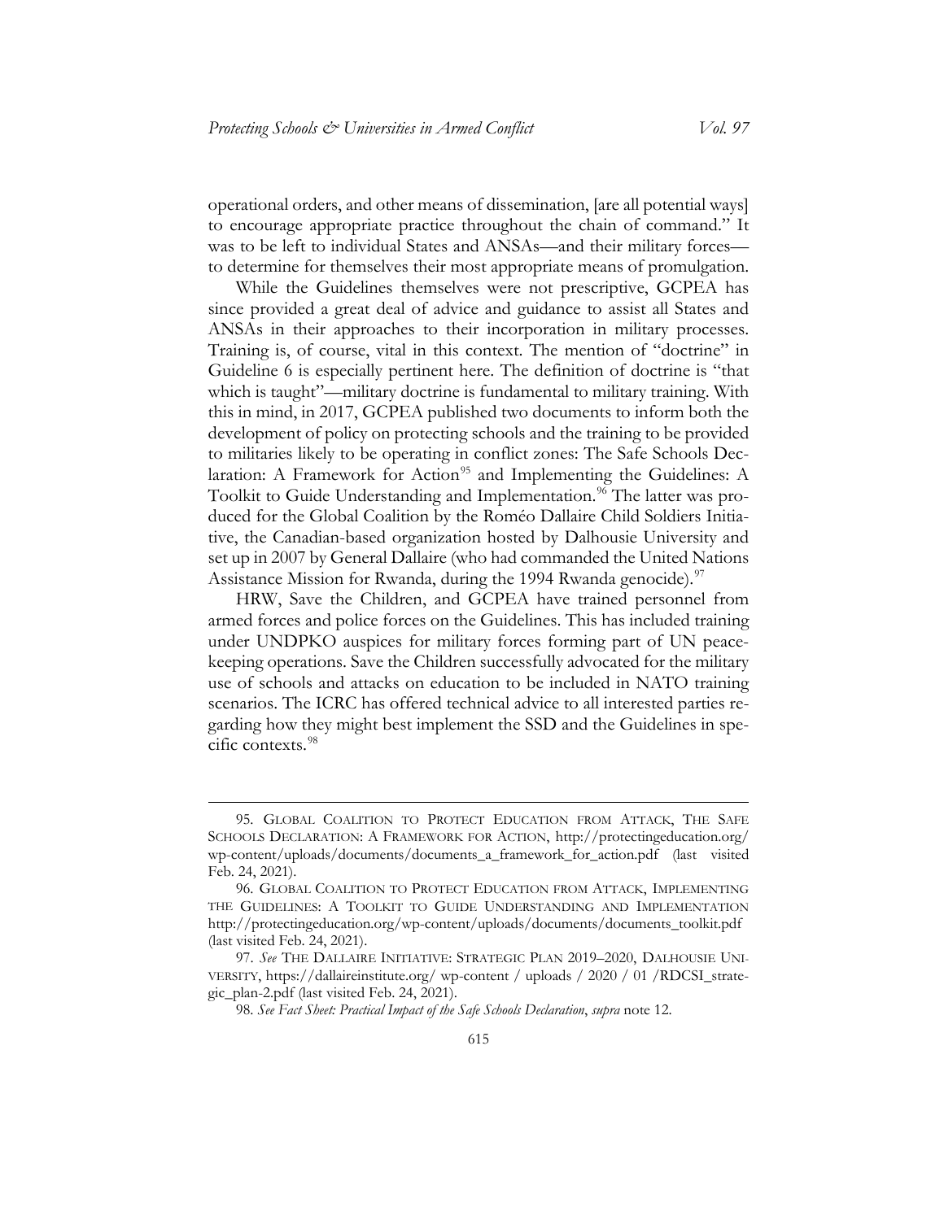operational orders, and other means of dissemination, [are all potential ways] to encourage appropriate practice throughout the chain of command." It was to be left to individual States and ANSAs—and their military forces—to determine for themselves their most appropriate means of promulgation.

While the Guidelines themselves were not prescriptive, GCPEA has since provided a great deal of advice and guidance to assist all States and ANSAs in their approaches to their incorporation in military processes. Training is, of course, vital in this context. The mention of "doctrine" in Guideline 6 is especially pertinent here. The definition of doctrine is "that which is taught"—military doctrine is fundamental to military training. With this in mind, in 2017, GCPEA published two documents to inform both the development of policy on protecting schools and the training to be provided to militaries likely to be operating in conflict zones: The Safe Schools Declaration: A Framework for Action[95] and Implementing the Guidelines: A Toolkit to Guide Understanding and Implementation.[96] The latter was produced for the Global Coalition by the Roméo Dallaire Child Soldiers Initiative, the Canadian-based organization hosted by Dalhousie University and set up in 2007 by General Dallaire (who had commanded the United Nations Assistance Mission for Rwanda, during the 1994 Rwanda genocide).[97]

HRW, Save the Children, and GCPEA have trained personnel from armed forces and police forces on the Guidelines. This has included training under UNDPKO auspices for military forces forming part of UN peacekeeping operations. Save the Children successfully advocated for the military use of schools and attacks on education to be included in NATO training scenarios. The ICRC has offered technical advice to all interested parties regarding how they might best implement the SSD and the Guidelines in specific contexts.[98]

---

95. GLOBAL COALITION TO PROTECT EDUCATION FROM ATTACK, THE SAFE SCHOOLS DECLARATION: A FRAMEWORK FOR ACTION, http://protectingeducation.org/wp-content/uploads/documents/documents_a_framework_for_action.pdf (last visited Feb. 24, 2021).

96. GLOBAL COALITION TO PROTECT EDUCATION FROM ATTACK, IMPLEMENTING THE GUIDELINES: A TOOLKIT TO GUIDE UNDERSTANDING AND IMPLEMENTATION http://protectingeducation.org/wp-content/uploads/documents/documents_toolkit.pdf (last visited Feb. 24, 2021).

97. *See* THE DALLAIRE INITIATIVE: STRATEGIC PLAN 2019–2020, DALHOUSIE UNIVERSITY, https://dallaireinstitute.org/ wp-content / uploads / 2020 / 01 /RDCSI_strategic_plan-2.pdf (last visited Feb. 24, 2021).

98. *See Fact Sheet: Practical Impact of the Safe Schools Declaration*, *supra* note 12.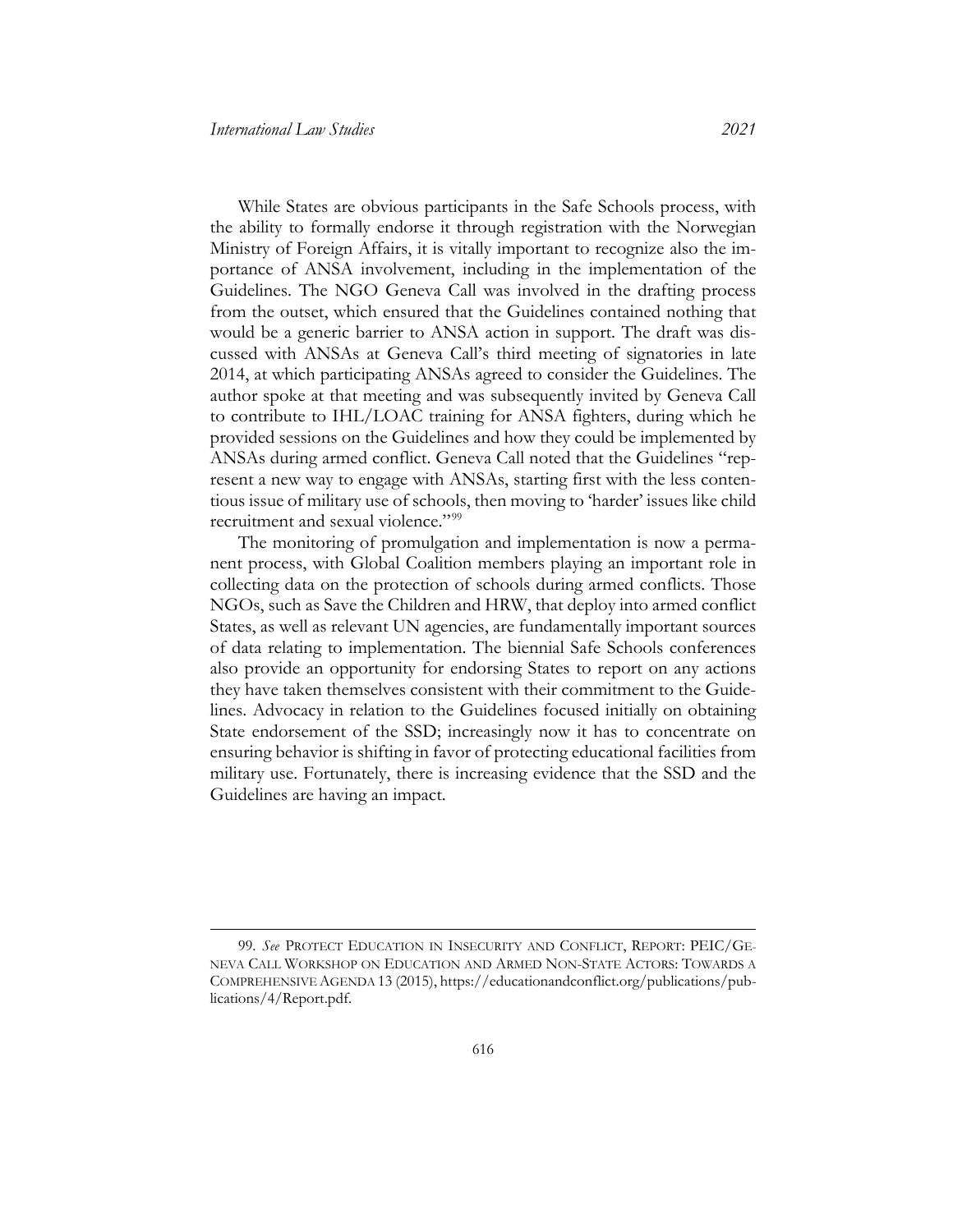While States are obvious participants in the Safe Schools process, with the ability to formally endorse it through registration with the Norwegian Ministry of Foreign Affairs, it is vitally important to recognize also the importance of ANSA involvement, including in the implementation of the Guidelines. The NGO Geneva Call was involved in the drafting process from the outset, which ensured that the Guidelines contained nothing that would be a generic barrier to ANSA action in support. The draft was discussed with ANSAs at Geneva Call's third meeting of signatories in late 2014, at which participating ANSAs agreed to consider the Guidelines. The author spoke at that meeting and was subsequently invited by Geneva Call to contribute to IHL/LOAC training for ANSA fighters, during which he provided sessions on the Guidelines and how they could be implemented by ANSAs during armed conflict. Geneva Call noted that the Guidelines "represent a new way to engage with ANSAs, starting first with the less contentious issue of military use of schools, then moving to 'harder' issues like child recruitment and sexual violence."[99]

The monitoring of promulgation and implementation is now a permanent process, with Global Coalition members playing an important role in collecting data on the protection of schools during armed conflicts. Those NGOs, such as Save the Children and HRW, that deploy into armed conflict States, as well as relevant UN agencies, are fundamentally important sources of data relating to implementation. The biennial Safe Schools conferences also provide an opportunity for endorsing States to report on any actions they have taken themselves consistent with their commitment to the Guidelines. Advocacy in relation to the Guidelines focused initially on obtaining State endorsement of the SSD; increasingly now it has to concentrate on ensuring behavior is shifting in favor of protecting educational facilities from military use. Fortunately, there is increasing evidence that the SSD and the Guidelines are having an impact.

---

99. *See* PROTECT EDUCATION IN INSECURITY AND CONFLICT, REPORT: PEIC/GENEVA CALL WORKSHOP ON EDUCATION AND ARMED NON-STATE ACTORS: TOWARDS A COMPREHENSIVE AGENDA 13 (2015), https://educationandconflict.org/publications/publications/4/Report.pdf.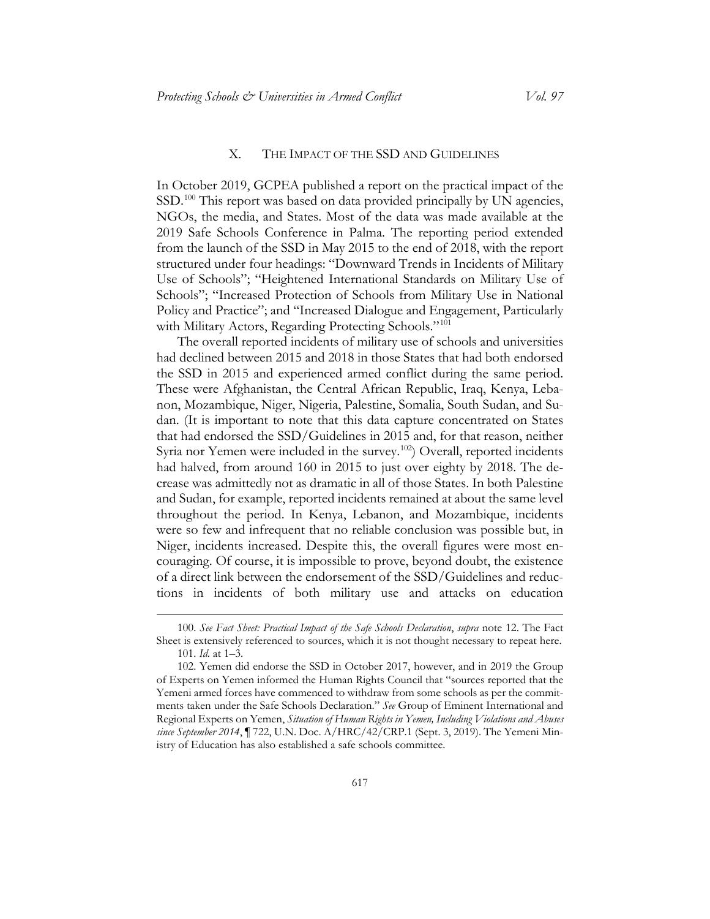## X. THE IMPACT OF THE SSD AND GUIDELINES

In October 2019, GCPEA published a report on the practical impact of the SSD.[100] This report was based on data provided principally by UN agencies, NGOs, the media, and States. Most of the data was made available at the 2019 Safe Schools Conference in Palma. The reporting period extended from the launch of the SSD in May 2015 to the end of 2018, with the report structured under four headings: "Downward Trends in Incidents of Military Use of Schools"; "Heightened International Standards on Military Use of Schools"; "Increased Protection of Schools from Military Use in National Policy and Practice"; and "Increased Dialogue and Engagement, Particularly with Military Actors, Regarding Protecting Schools."[101]

The overall reported incidents of military use of schools and universities had declined between 2015 and 2018 in those States that had both endorsed the SSD in 2015 and experienced armed conflict during the same period. These were Afghanistan, the Central African Republic, Iraq, Kenya, Lebanon, Mozambique, Niger, Nigeria, Palestine, Somalia, South Sudan, and Sudan. (It is important to note that this data capture concentrated on States that had endorsed the SSD/Guidelines in 2015 and, for that reason, neither Syria nor Yemen were included in the survey.[102]) Overall, reported incidents had halved, from around 160 in 2015 to just over eighty by 2018. The decrease was admittedly not as dramatic in all of those States. In both Palestine and Sudan, for example, reported incidents remained at about the same level throughout the period. In Kenya, Lebanon, and Mozambique, incidents were so few and infrequent that no reliable conclusion was possible but, in Niger, incidents increased. Despite this, the overall figures were most encouraging. Of course, it is impossible to prove, beyond doubt, the existence of a direct link between the endorsement of the SSD/Guidelines and reductions in incidents of both military use and attacks on education

---

100. *See Fact Sheet: Practical Impact of the Safe Schools Declaration*, *supra* note 12. The Fact Sheet is extensively referenced to sources, which it is not thought necessary to repeat here.

101. *Id.* at 1–3.

102. Yemen did endorse the SSD in October 2017, however, and in 2019 the Group of Experts on Yemen informed the Human Rights Council that "sources reported that the Yemeni armed forces have commenced to withdraw from some schools as per the commitments taken under the Safe Schools Declaration." *See* Group of Eminent International and Regional Experts on Yemen, *Situation of Human Rights in Yemen, Including Violations and Abuses since September 2014*, ¶ 722, U.N. Doc. A/HRC/42/CRP.1 (Sept. 3, 2019). The Yemeni Ministry of Education has also established a safe schools committee.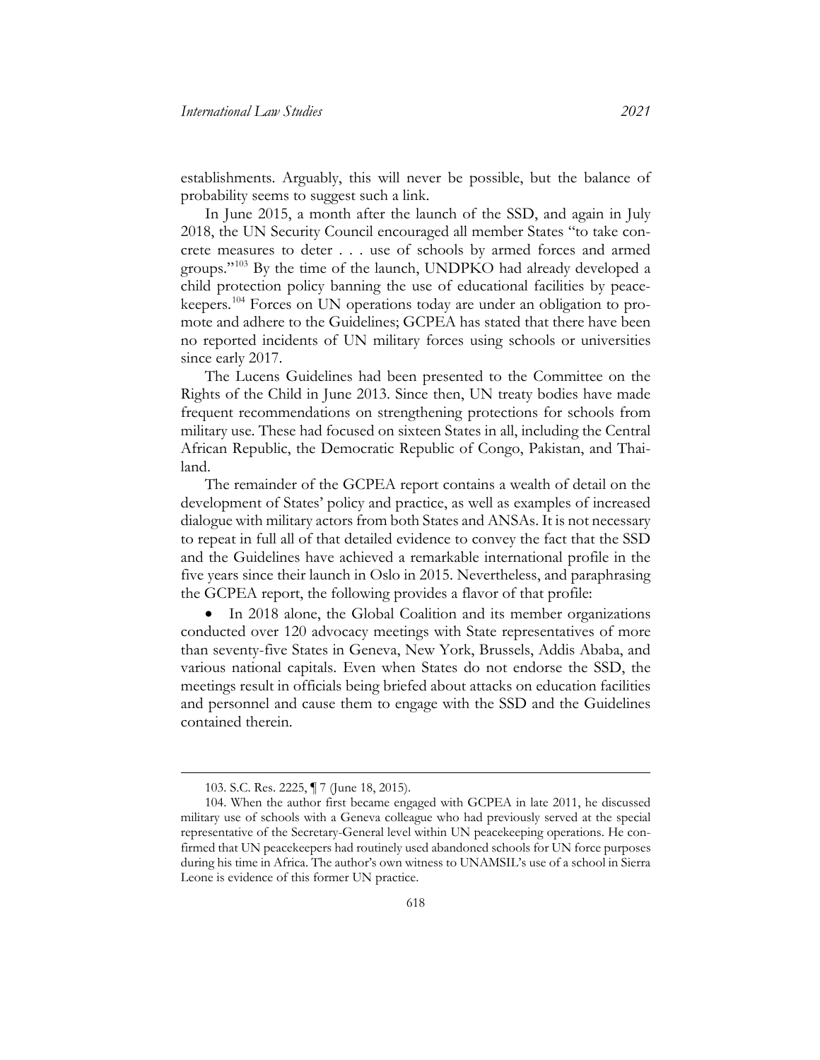establishments. Arguably, this will never be possible, but the balance of probability seems to suggest such a link.

In June 2015, a month after the launch of the SSD, and again in July 2018, the UN Security Council encouraged all member States "to take concrete measures to deter . . . use of schools by armed forces and armed groups."[103] By the time of the launch, UNDPKO had already developed a child protection policy banning the use of educational facilities by peacekeepers.[104] Forces on UN operations today are under an obligation to promote and adhere to the Guidelines; GCPEA has stated that there have been no reported incidents of UN military forces using schools or universities since early 2017.

The Lucens Guidelines had been presented to the Committee on the Rights of the Child in June 2013. Since then, UN treaty bodies have made frequent recommendations on strengthening protections for schools from military use. These had focused on sixteen States in all, including the Central African Republic, the Democratic Republic of Congo, Pakistan, and Thailand.

The remainder of the GCPEA report contains a wealth of detail on the development of States' policy and practice, as well as examples of increased dialogue with military actors from both States and ANSAs. It is not necessary to repeat in full all of that detailed evidence to convey the fact that the SSD and the Guidelines have achieved a remarkable international profile in the five years since their launch in Oslo in 2015. Nevertheless, and paraphrasing the GCPEA report, the following provides a flavor of that profile:

- In 2018 alone, the Global Coalition and its member organizations conducted over 120 advocacy meetings with State representatives of more than seventy-five States in Geneva, New York, Brussels, Addis Ababa, and various national capitals. Even when States do not endorse the SSD, the meetings result in officials being briefed about attacks on education facilities and personnel and cause them to engage with the SSD and the Guidelines contained therein.

---

103. S.C. Res. 2225, ¶ 7 (June 18, 2015).

104. When the author first became engaged with GCPEA in late 2011, he discussed military use of schools with a Geneva colleague who had previously served at the special representative of the Secretary-General level within UN peacekeeping operations. He confirmed that UN peacekeepers had routinely used abandoned schools for UN force purposes during his time in Africa. The author's own witness to UNAMSIL's use of a school in Sierra Leone is evidence of this former UN practice.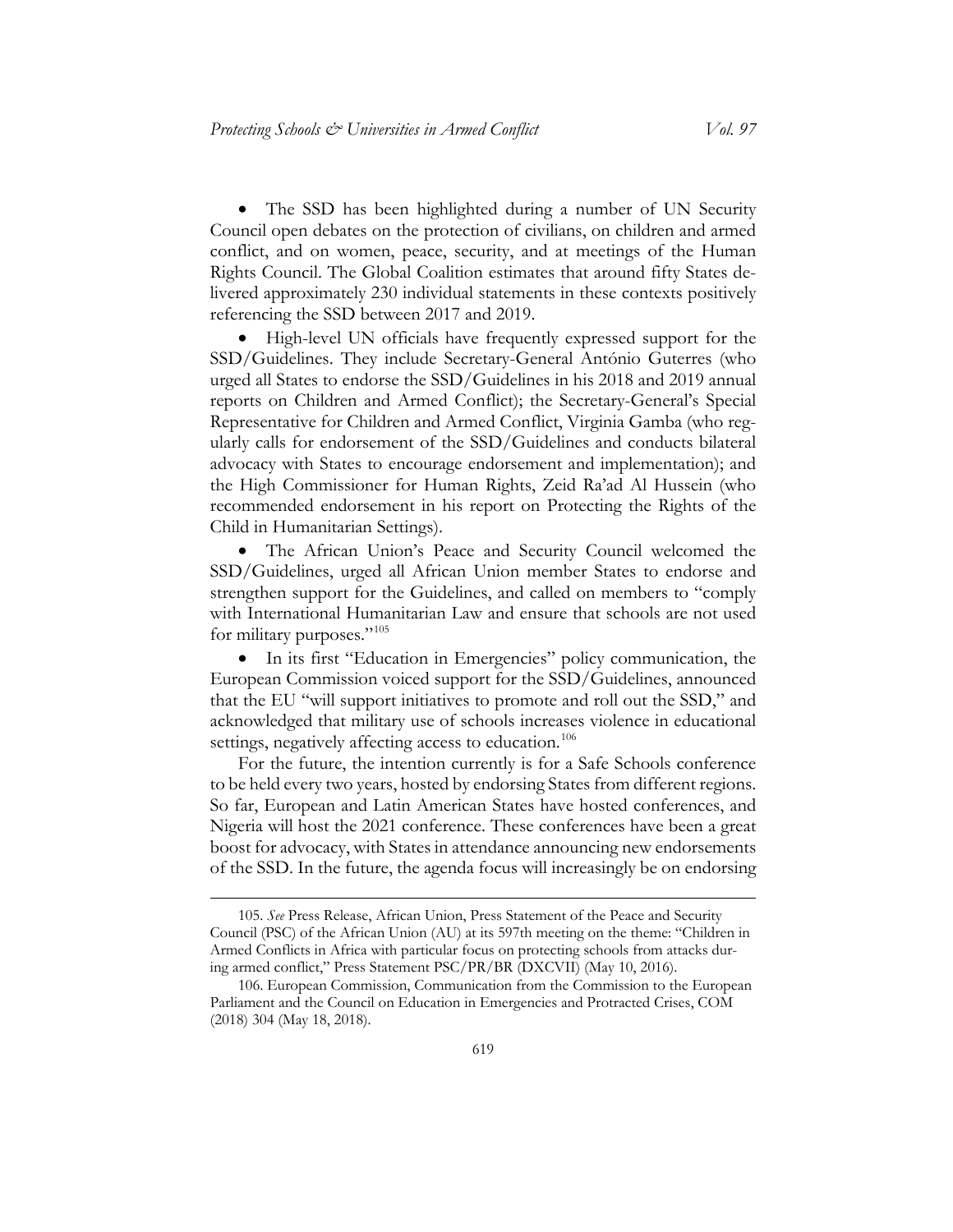- The SSD has been highlighted during a number of UN Security Council open debates on the protection of civilians, on children and armed conflict, and on women, peace, security, and at meetings of the Human Rights Council. The Global Coalition estimates that around fifty States delivered approximately 230 individual statements in these contexts positively referencing the SSD between 2017 and 2019.

- High-level UN officials have frequently expressed support for the SSD/Guidelines. They include Secretary-General António Guterres (who urged all States to endorse the SSD/Guidelines in his 2018 and 2019 annual reports on Children and Armed Conflict); the Secretary-General's Special Representative for Children and Armed Conflict, Virginia Gamba (who regularly calls for endorsement of the SSD/Guidelines and conducts bilateral advocacy with States to encourage endorsement and implementation); and the High Commissioner for Human Rights, Zeid Ra'ad Al Hussein (who recommended endorsement in his report on Protecting the Rights of the Child in Humanitarian Settings).

- The African Union's Peace and Security Council welcomed the SSD/Guidelines, urged all African Union member States to endorse and strengthen support for the Guidelines, and called on members to "comply with International Humanitarian Law and ensure that schools are not used for military purposes."[105]

- In its first "Education in Emergencies" policy communication, the European Commission voiced support for the SSD/Guidelines, announced that the EU "will support initiatives to promote and roll out the SSD," and acknowledged that military use of schools increases violence in educational settings, negatively affecting access to education.[106]

For the future, the intention currently is for a Safe Schools conference to be held every two years, hosted by endorsing States from different regions. So far, European and Latin American States have hosted conferences, and Nigeria will host the 2021 conference. These conferences have been a great boost for advocacy, with States in attendance announcing new endorsements of the SSD. In the future, the agenda focus will increasingly be on endorsing

105. *See* Press Release, African Union, Press Statement of the Peace and Security Council (PSC) of the African Union (AU) at its 597th meeting on the theme: "Children in Armed Conflicts in Africa with particular focus on protecting schools from attacks during armed conflict," Press Statement PSC/PR/BR (DXCVII) (May 10, 2016).

106. European Commission, Communication from the Commission to the European Parliament and the Council on Education in Emergencies and Protracted Crises, COM (2018) 304 (May 18, 2018).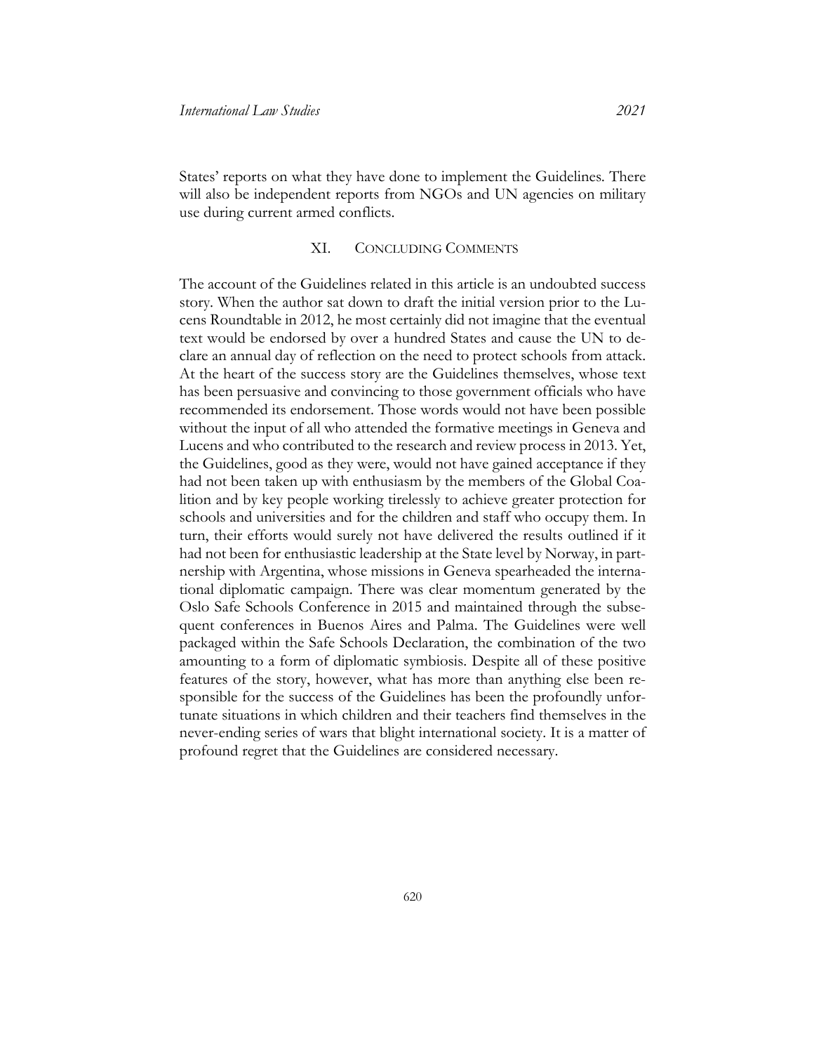States' reports on what they have done to implement the Guidelines. There will also be independent reports from NGOs and UN agencies on military use during current armed conflicts.

## XI. Concluding Comments

The account of the Guidelines related in this article is an undoubted success story. When the author sat down to draft the initial version prior to the Lucens Roundtable in 2012, he most certainly did not imagine that the eventual text would be endorsed by over a hundred States and cause the UN to declare an annual day of reflection on the need to protect schools from attack. At the heart of the success story are the Guidelines themselves, whose text has been persuasive and convincing to those government officials who have recommended its endorsement. Those words would not have been possible without the input of all who attended the formative meetings in Geneva and Lucens and who contributed to the research and review process in 2013. Yet, the Guidelines, good as they were, would not have gained acceptance if they had not been taken up with enthusiasm by the members of the Global Coalition and by key people working tirelessly to achieve greater protection for schools and universities and for the children and staff who occupy them. In turn, their efforts would surely not have delivered the results outlined if it had not been for enthusiastic leadership at the State level by Norway, in partnership with Argentina, whose missions in Geneva spearheaded the international diplomatic campaign. There was clear momentum generated by the Oslo Safe Schools Conference in 2015 and maintained through the subsequent conferences in Buenos Aires and Palma. The Guidelines were well packaged within the Safe Schools Declaration, the combination of the two amounting to a form of diplomatic symbiosis. Despite all of these positive features of the story, however, what has more than anything else been responsible for the success of the Guidelines has been the profoundly unfortunate situations in which children and their teachers find themselves in the never-ending series of wars that blight international society. It is a matter of profound regret that the Guidelines are considered necessary.